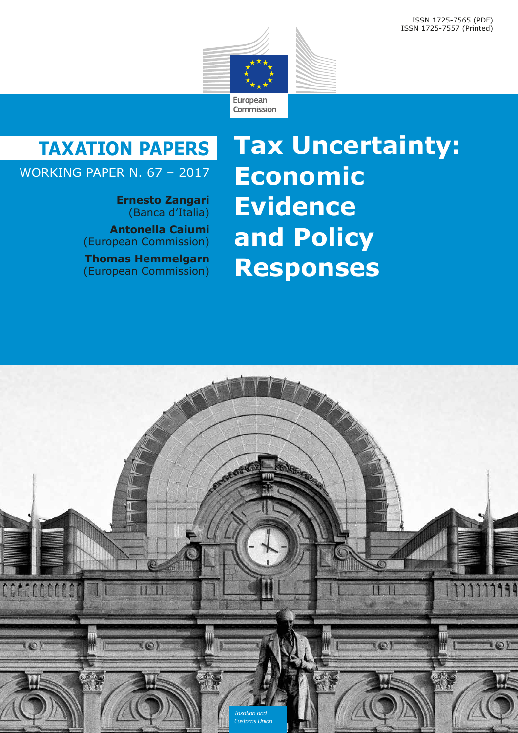ISSN 1725-7565 (PDF)
ISSN 1725-7557 (Printed)

European Commission

# TAXATION PAPERS

WORKING PAPER N. 67 – 2017

**Ernesto Zangari**
(Banca d'Italia)

**Antonella Caiumi**
(European Commission)

**Thomas Hemmelgarn**
(European Commission)

# Tax Uncertainty: Economic Evidence and Policy Responses

*Taxation and Customs Union*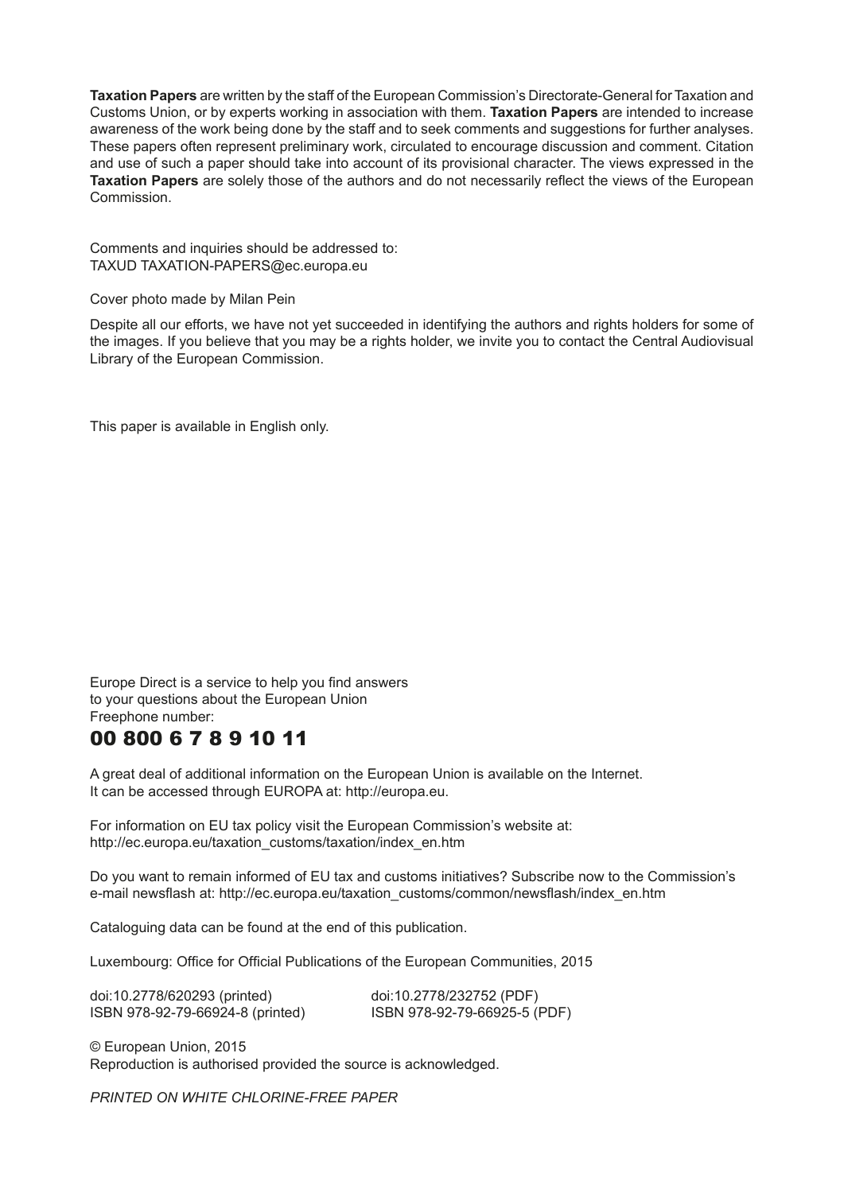**Taxation Papers** are written by the staff of the European Commission's Directorate-General for Taxation and Customs Union, or by experts working in association with them. **Taxation Papers** are intended to increase awareness of the work being done by the staff and to seek comments and suggestions for further analyses. These papers often represent preliminary work, circulated to encourage discussion and comment. Citation and use of such a paper should take into account of its provisional character. The views expressed in the **Taxation Papers** are solely those of the authors and do not necessarily reflect the views of the European Commission.

Comments and inquiries should be addressed to:
TAXUD TAXATION-PAPERS@ec.europa.eu

Cover photo made by Milan Pein

Despite all our efforts, we have not yet succeeded in identifying the authors and rights holders for some of the images. If you believe that you may be a rights holder, we invite you to contact the Central Audiovisual Library of the European Commission.

This paper is available in English only.

Europe Direct is a service to help you find answers
to your questions about the European Union
Freephone number:

**00 800 6 7 8 9 10 11**

A great deal of additional information on the European Union is available on the Internet.
It can be accessed through EUROPA at: http://europa.eu.

For information on EU tax policy visit the European Commission's website at:
http://ec.europa.eu/taxation_customs/taxation/index_en.htm

Do you want to remain informed of EU tax and customs initiatives? Subscribe now to the Commission's e-mail newsflash at: http://ec.europa.eu/taxation_customs/common/newsflash/index_en.htm

Cataloguing data can be found at the end of this publication.

Luxembourg: Office for Official Publications of the European Communities, 2015

doi:10.2778/620293 (printed)
ISBN 978-92-79-66924-8 (printed)

doi:10.2778/232752 (PDF)
ISBN 978-92-79-66925-5 (PDF)

© European Union, 2015
Reproduction is authorised provided the source is acknowledged.

*PRINTED ON WHITE CHLORINE-FREE PAPER*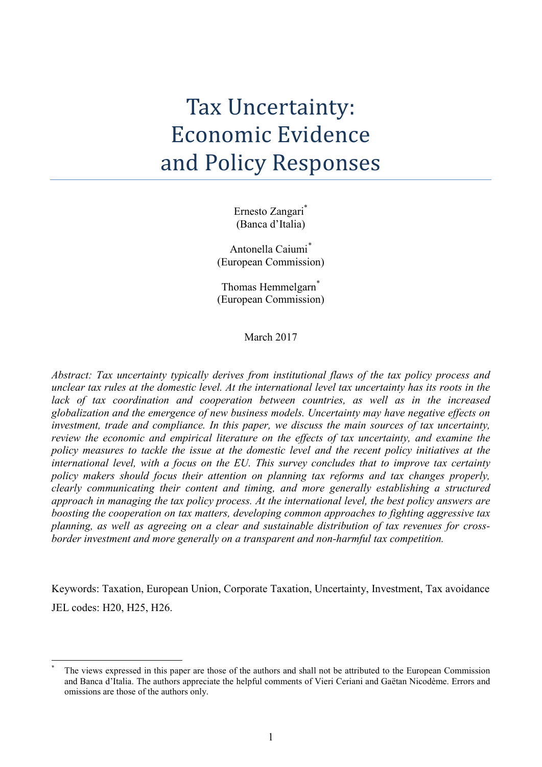# Tax Uncertainty: Economic Evidence and Policy Responses

Ernesto Zangari[*]
(Banca d'Italia)

Antonella Caiumi[*]
(European Commission)

Thomas Hemmelgarn[*]
(European Commission)

March 2017

*Abstract: Tax uncertainty typically derives from institutional flaws of the tax policy process and unclear tax rules at the domestic level. At the international level tax uncertainty has its roots in the lack of tax coordination and cooperation between countries, as well as in the increased globalization and the emergence of new business models. Uncertainty may have negative effects on investment, trade and compliance. In this paper, we discuss the main sources of tax uncertainty, review the economic and empirical literature on the effects of tax uncertainty, and examine the policy measures to tackle the issue at the domestic level and the recent policy initiatives at the international level, with a focus on the EU. This survey concludes that to improve tax certainty policy makers should focus their attention on planning tax reforms and tax changes properly, clearly communicating their content and timing, and more generally establishing a structured approach in managing the tax policy process. At the international level, the best policy answers are boosting the cooperation on tax matters, developing common approaches to fighting aggressive tax planning, as well as agreeing on a clear and sustainable distribution of tax revenues for cross-border investment and more generally on a transparent and non-harmful tax competition.*

Keywords: Taxation, European Union, Corporate Taxation, Uncertainty, Investment, Tax avoidance

JEL codes: H20, H25, H26.

[*] The views expressed in this paper are those of the authors and shall not be attributed to the European Commission and Banca d'Italia. The authors appreciate the helpful comments of Vieri Ceriani and Gaëtan Nicodème. Errors and omissions are those of the authors only.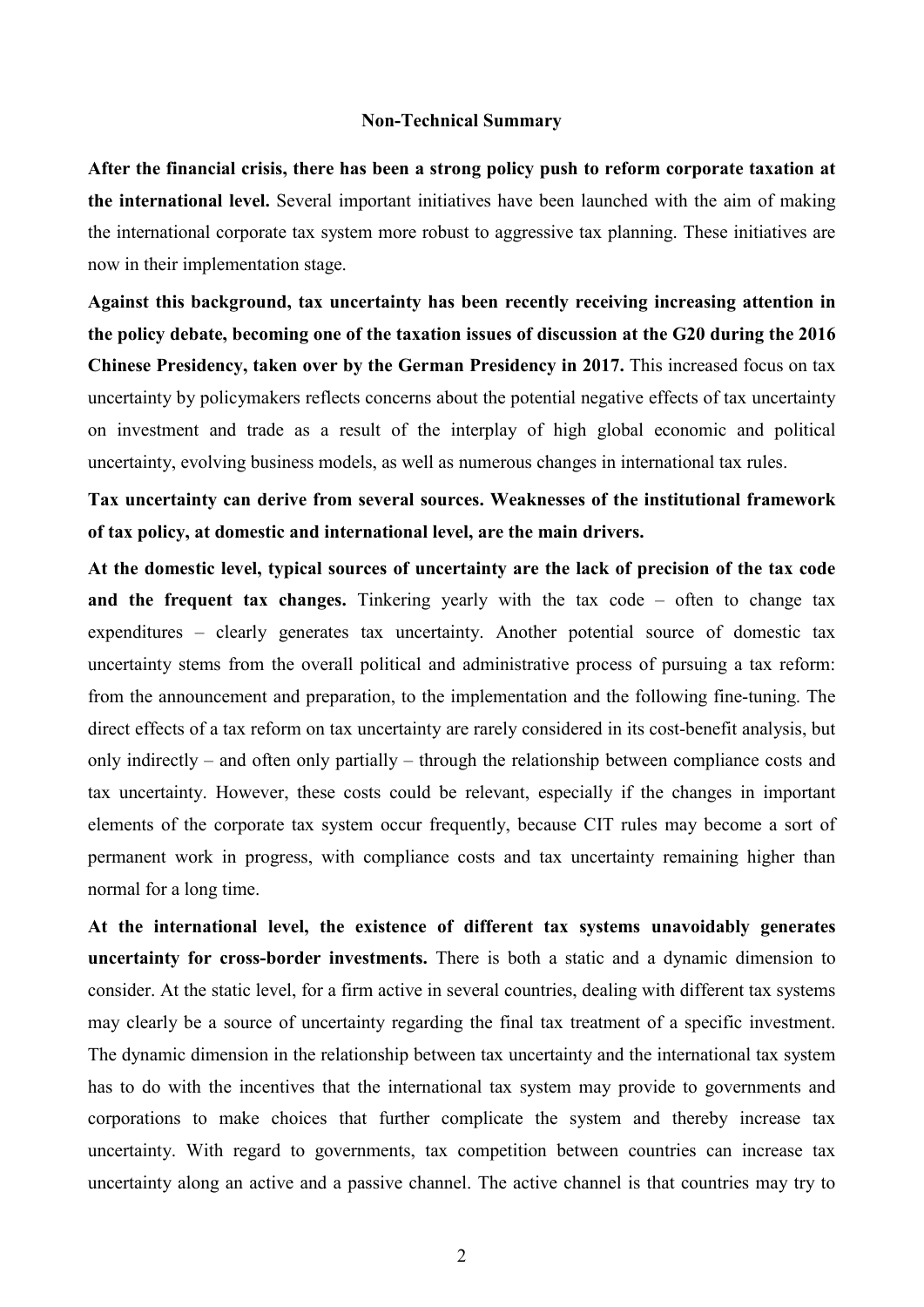## Non-Technical Summary

**After the financial crisis, there has been a strong policy push to reform corporate taxation at the international level.** Several important initiatives have been launched with the aim of making the international corporate tax system more robust to aggressive tax planning. These initiatives are now in their implementation stage.

**Against this background, tax uncertainty has been recently receiving increasing attention in the policy debate, becoming one of the taxation issues of discussion at the G20 during the 2016 Chinese Presidency, taken over by the German Presidency in 2017.** This increased focus on tax uncertainty by policymakers reflects concerns about the potential negative effects of tax uncertainty on investment and trade as a result of the interplay of high global economic and political uncertainty, evolving business models, as well as numerous changes in international tax rules.

**Tax uncertainty can derive from several sources. Weaknesses of the institutional framework of tax policy, at domestic and international level, are the main drivers.**

**At the domestic level, typical sources of uncertainty are the lack of precision of the tax code and the frequent tax changes.** Tinkering yearly with the tax code – often to change tax expenditures – clearly generates tax uncertainty. Another potential source of domestic tax uncertainty stems from the overall political and administrative process of pursuing a tax reform: from the announcement and preparation, to the implementation and the following fine-tuning. The direct effects of a tax reform on tax uncertainty are rarely considered in its cost-benefit analysis, but only indirectly – and often only partially – through the relationship between compliance costs and tax uncertainty. However, these costs could be relevant, especially if the changes in important elements of the corporate tax system occur frequently, because CIT rules may become a sort of permanent work in progress, with compliance costs and tax uncertainty remaining higher than normal for a long time.

**At the international level, the existence of different tax systems unavoidably generates uncertainty for cross-border investments.** There is both a static and a dynamic dimension to consider. At the static level, for a firm active in several countries, dealing with different tax systems may clearly be a source of uncertainty regarding the final tax treatment of a specific investment. The dynamic dimension in the relationship between tax uncertainty and the international tax system has to do with the incentives that the international tax system may provide to governments and corporations to make choices that further complicate the system and thereby increase tax uncertainty. With regard to governments, tax competition between countries can increase tax uncertainty along an active and a passive channel. The active channel is that countries may try to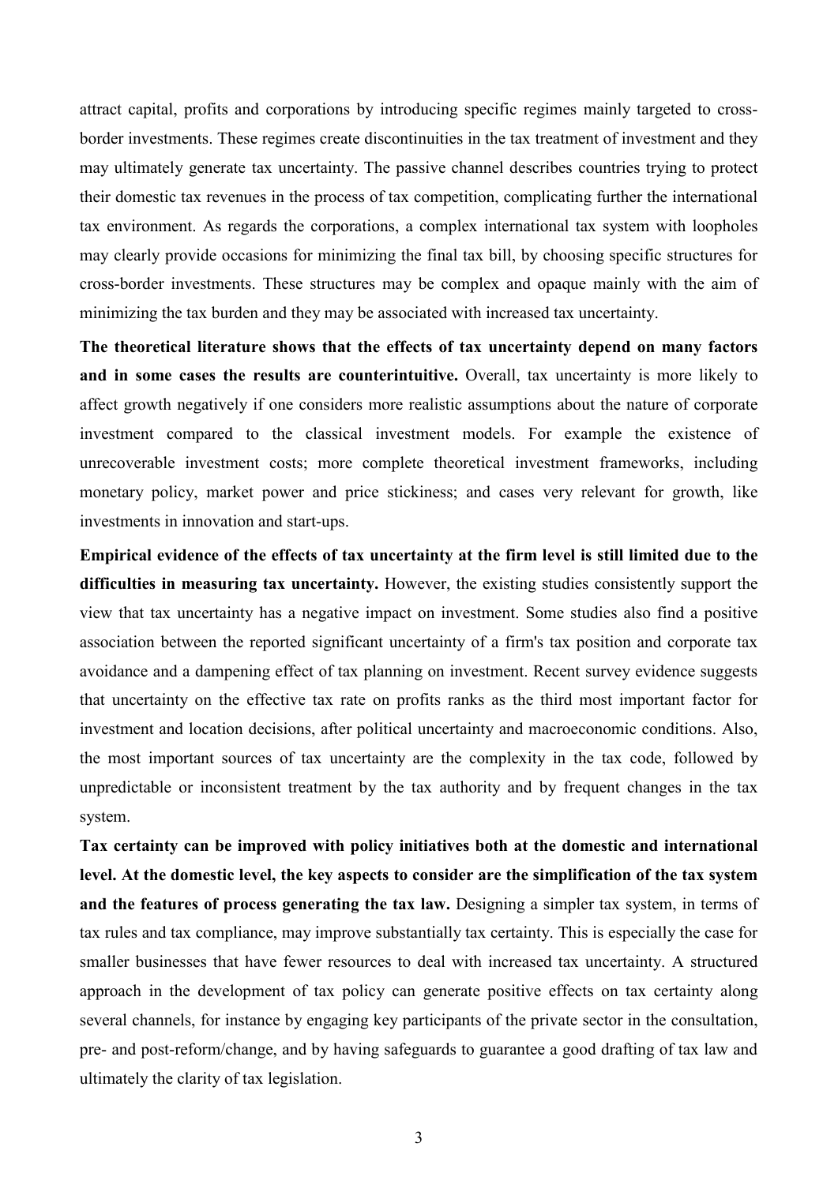attract capital, profits and corporations by introducing specific regimes mainly targeted to cross-border investments. These regimes create discontinuities in the tax treatment of investment and they may ultimately generate tax uncertainty. The passive channel describes countries trying to protect their domestic tax revenues in the process of tax competition, complicating further the international tax environment. As regards the corporations, a complex international tax system with loopholes may clearly provide occasions for minimizing the final tax bill, by choosing specific structures for cross-border investments. These structures may be complex and opaque mainly with the aim of minimizing the tax burden and they may be associated with increased tax uncertainty.

**The theoretical literature shows that the effects of tax uncertainty depend on many factors and in some cases the results are counterintuitive.** Overall, tax uncertainty is more likely to affect growth negatively if one considers more realistic assumptions about the nature of corporate investment compared to the classical investment models. For example the existence of unrecoverable investment costs; more complete theoretical investment frameworks, including monetary policy, market power and price stickiness; and cases very relevant for growth, like investments in innovation and start-ups.

**Empirical evidence of the effects of tax uncertainty at the firm level is still limited due to the difficulties in measuring tax uncertainty.** However, the existing studies consistently support the view that tax uncertainty has a negative impact on investment. Some studies also find a positive association between the reported significant uncertainty of a firm's tax position and corporate tax avoidance and a dampening effect of tax planning on investment. Recent survey evidence suggests that uncertainty on the effective tax rate on profits ranks as the third most important factor for investment and location decisions, after political uncertainty and macroeconomic conditions. Also, the most important sources of tax uncertainty are the complexity in the tax code, followed by unpredictable or inconsistent treatment by the tax authority and by frequent changes in the tax system.

**Tax certainty can be improved with policy initiatives both at the domestic and international level. At the domestic level, the key aspects to consider are the simplification of the tax system and the features of process generating the tax law.** Designing a simpler tax system, in terms of tax rules and tax compliance, may improve substantially tax certainty. This is especially the case for smaller businesses that have fewer resources to deal with increased tax uncertainty. A structured approach in the development of tax policy can generate positive effects on tax certainty along several channels, for instance by engaging key participants of the private sector in the consultation, pre- and post-reform/change, and by having safeguards to guarantee a good drafting of tax law and ultimately the clarity of tax legislation.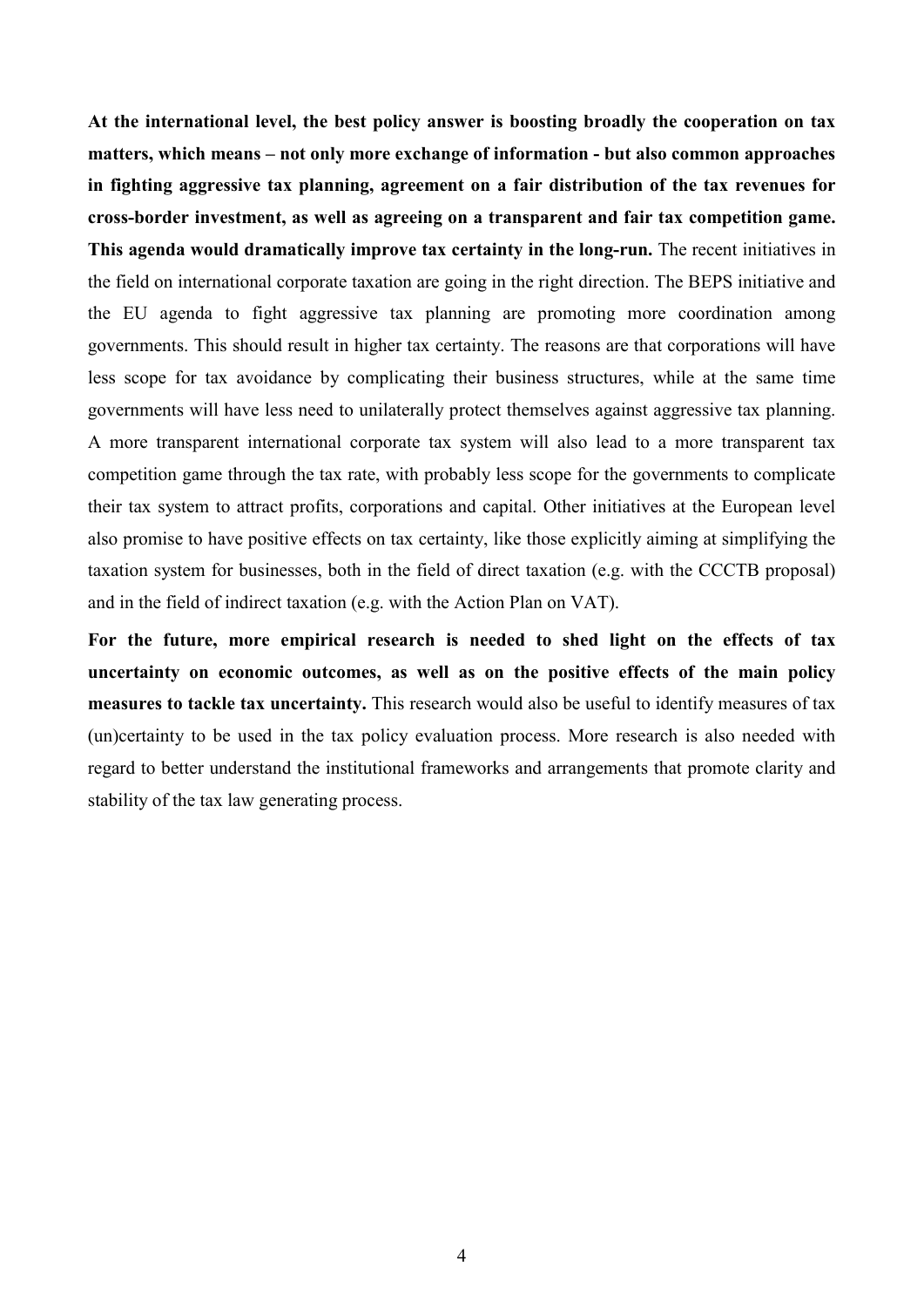**At the international level, the best policy answer is boosting broadly the cooperation on tax matters, which means – not only more exchange of information - but also common approaches in fighting aggressive tax planning, agreement on a fair distribution of the tax revenues for cross-border investment, as well as agreeing on a transparent and fair tax competition game. This agenda would dramatically improve tax certainty in the long-run.** The recent initiatives in the field on international corporate taxation are going in the right direction. The BEPS initiative and the EU agenda to fight aggressive tax planning are promoting more coordination among governments. This should result in higher tax certainty. The reasons are that corporations will have less scope for tax avoidance by complicating their business structures, while at the same time governments will have less need to unilaterally protect themselves against aggressive tax planning. A more transparent international corporate tax system will also lead to a more transparent tax competition game through the tax rate, with probably less scope for the governments to complicate their tax system to attract profits, corporations and capital. Other initiatives at the European level also promise to have positive effects on tax certainty, like those explicitly aiming at simplifying the taxation system for businesses, both in the field of direct taxation (e.g. with the CCCTB proposal) and in the field of indirect taxation (e.g. with the Action Plan on VAT).

**For the future, more empirical research is needed to shed light on the effects of tax uncertainty on economic outcomes, as well as on the positive effects of the main policy measures to tackle tax uncertainty.** This research would also be useful to identify measures of tax (un)certainty to be used in the tax policy evaluation process. More research is also needed with regard to better understand the institutional frameworks and arrangements that promote clarity and stability of the tax law generating process.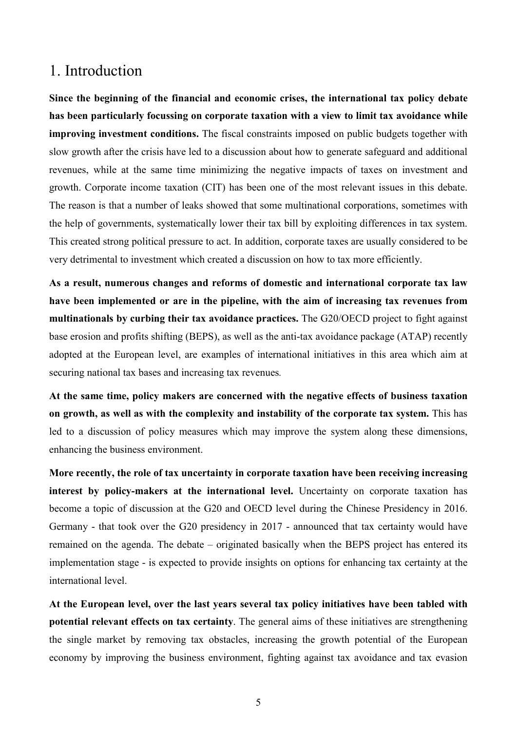# 1. Introduction

**Since the beginning of the financial and economic crises, the international tax policy debate has been particularly focussing on corporate taxation with a view to limit tax avoidance while improving investment conditions.** The fiscal constraints imposed on public budgets together with slow growth after the crisis have led to a discussion about how to generate safeguard and additional revenues, while at the same time minimizing the negative impacts of taxes on investment and growth. Corporate income taxation (CIT) has been one of the most relevant issues in this debate. The reason is that a number of leaks showed that some multinational corporations, sometimes with the help of governments, systematically lower their tax bill by exploiting differences in tax system. This created strong political pressure to act. In addition, corporate taxes are usually considered to be very detrimental to investment which created a discussion on how to tax more efficiently.

**As a result, numerous changes and reforms of domestic and international corporate tax law have been implemented or are in the pipeline, with the aim of increasing tax revenues from multinationals by curbing their tax avoidance practices.** The G20/OECD project to fight against base erosion and profits shifting (BEPS), as well as the anti-tax avoidance package (ATAP) recently adopted at the European level, are examples of international initiatives in this area which aim at securing national tax bases and increasing tax revenues.

**At the same time, policy makers are concerned with the negative effects of business taxation on growth, as well as with the complexity and instability of the corporate tax system.** This has led to a discussion of policy measures which may improve the system along these dimensions, enhancing the business environment.

**More recently, the role of tax uncertainty in corporate taxation have been receiving increasing interest by policy-makers at the international level.** Uncertainty on corporate taxation has become a topic of discussion at the G20 and OECD level during the Chinese Presidency in 2016. Germany - that took over the G20 presidency in 2017 - announced that tax certainty would have remained on the agenda. The debate – originated basically when the BEPS project has entered its implementation stage - is expected to provide insights on options for enhancing tax certainty at the international level.

**At the European level, over the last years several tax policy initiatives have been tabled with potential relevant effects on tax certainty**. The general aims of these initiatives are strengthening the single market by removing tax obstacles, increasing the growth potential of the European economy by improving the business environment, fighting against tax avoidance and tax evasion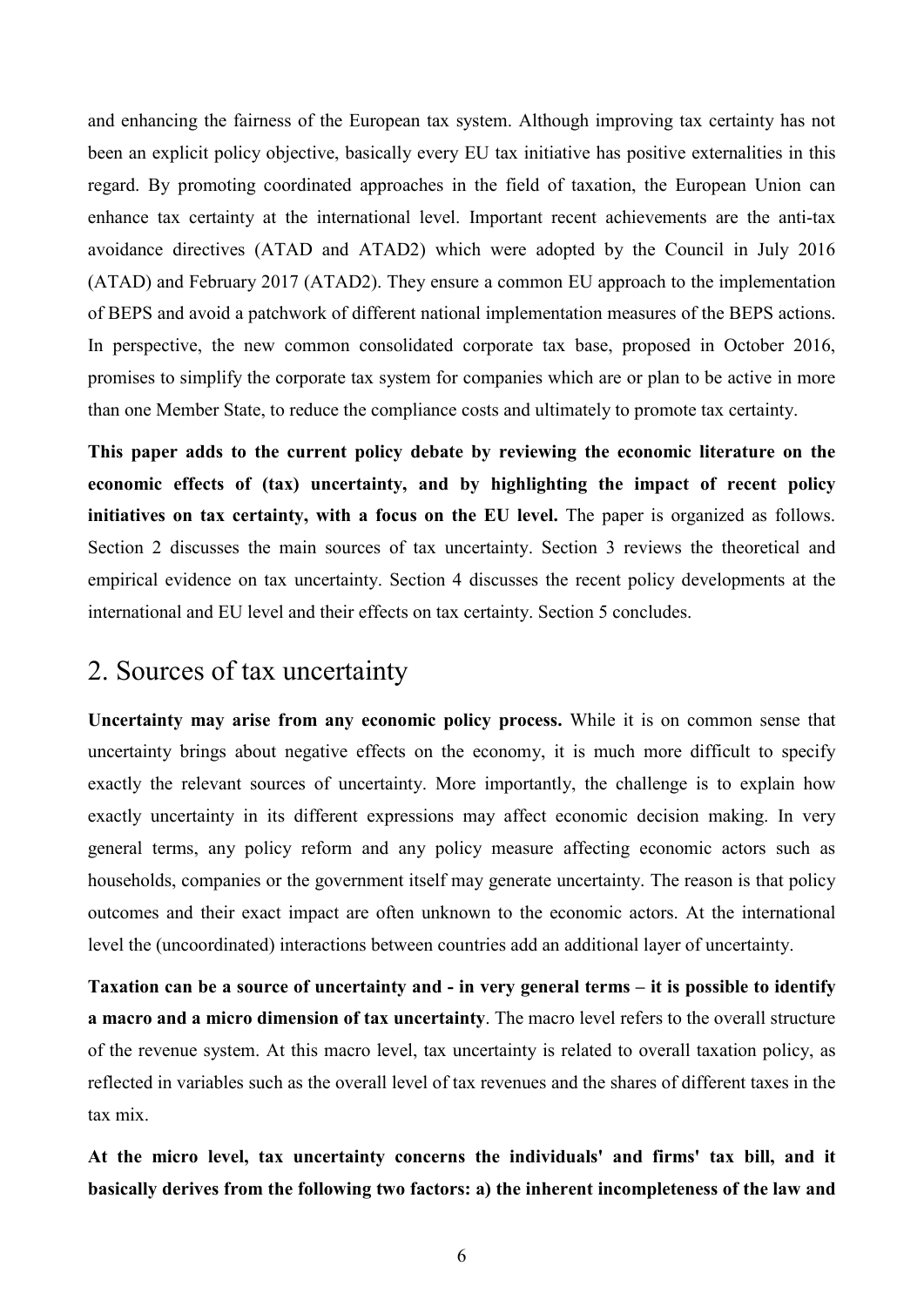and enhancing the fairness of the European tax system. Although improving tax certainty has not been an explicit policy objective, basically every EU tax initiative has positive externalities in this regard. By promoting coordinated approaches in the field of taxation, the European Union can enhance tax certainty at the international level. Important recent achievements are the anti-tax avoidance directives (ATAD and ATAD2) which were adopted by the Council in July 2016 (ATAD) and February 2017 (ATAD2). They ensure a common EU approach to the implementation of BEPS and avoid a patchwork of different national implementation measures of the BEPS actions. In perspective, the new common consolidated corporate tax base, proposed in October 2016, promises to simplify the corporate tax system for companies which are or plan to be active in more than one Member State, to reduce the compliance costs and ultimately to promote tax certainty.

**This paper adds to the current policy debate by reviewing the economic literature on the economic effects of (tax) uncertainty, and by highlighting the impact of recent policy initiatives on tax certainty, with a focus on the EU level.** The paper is organized as follows. Section 2 discusses the main sources of tax uncertainty. Section 3 reviews the theoretical and empirical evidence on tax uncertainty. Section 4 discusses the recent policy developments at the international and EU level and their effects on tax certainty. Section 5 concludes.

## 2. Sources of tax uncertainty

**Uncertainty may arise from any economic policy process.** While it is on common sense that uncertainty brings about negative effects on the economy, it is much more difficult to specify exactly the relevant sources of uncertainty. More importantly, the challenge is to explain how exactly uncertainty in its different expressions may affect economic decision making. In very general terms, any policy reform and any policy measure affecting economic actors such as households, companies or the government itself may generate uncertainty. The reason is that policy outcomes and their exact impact are often unknown to the economic actors. At the international level the (uncoordinated) interactions between countries add an additional layer of uncertainty.

**Taxation can be a source of uncertainty and - in very general terms – it is possible to identify a macro and a micro dimension of tax uncertainty**. The macro level refers to the overall structure of the revenue system. At this macro level, tax uncertainty is related to overall taxation policy, as reflected in variables such as the overall level of tax revenues and the shares of different taxes in the tax mix.

**At the micro level, tax uncertainty concerns the individuals' and firms' tax bill, and it basically derives from the following two factors: a) the inherent incompleteness of the law and**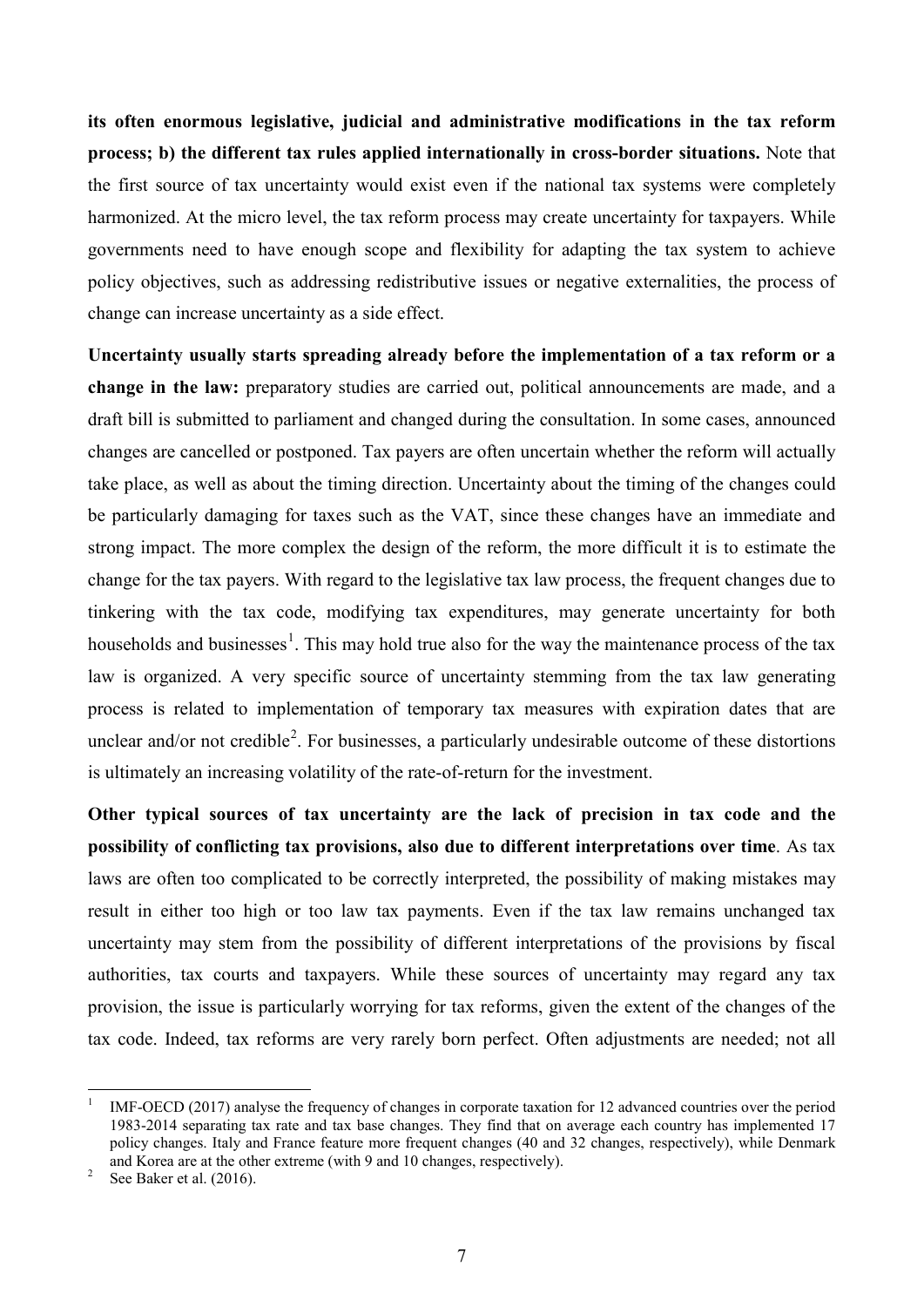**its often enormous legislative, judicial and administrative modifications in the tax reform process; b) the different tax rules applied internationally in cross-border situations.** Note that the first source of tax uncertainty would exist even if the national tax systems were completely harmonized. At the micro level, the tax reform process may create uncertainty for taxpayers. While governments need to have enough scope and flexibility for adapting the tax system to achieve policy objectives, such as addressing redistributive issues or negative externalities, the process of change can increase uncertainty as a side effect.

**Uncertainty usually starts spreading already before the implementation of a tax reform or a change in the law:** preparatory studies are carried out, political announcements are made, and a draft bill is submitted to parliament and changed during the consultation. In some cases, announced changes are cancelled or postponed. Tax payers are often uncertain whether the reform will actually take place, as well as about the timing direction. Uncertainty about the timing of the changes could be particularly damaging for taxes such as the VAT, since these changes have an immediate and strong impact. The more complex the design of the reform, the more difficult it is to estimate the change for the tax payers. With regard to the legislative tax law process, the frequent changes due to tinkering with the tax code, modifying tax expenditures, may generate uncertainty for both households and businesses[1]. This may hold true also for the way the maintenance process of the tax law is organized. A very specific source of uncertainty stemming from the tax law generating process is related to implementation of temporary tax measures with expiration dates that are unclear and/or not credible[2]. For businesses, a particularly undesirable outcome of these distortions is ultimately an increasing volatility of the rate-of-return for the investment.

**Other typical sources of tax uncertainty are the lack of precision in tax code and the possibility of conflicting tax provisions, also due to different interpretations over time**. As tax laws are often too complicated to be correctly interpreted, the possibility of making mistakes may result in either too high or too law tax payments. Even if the tax law remains unchanged tax uncertainty may stem from the possibility of different interpretations of the provisions by fiscal authorities, tax courts and taxpayers. While these sources of uncertainty may regard any tax provision, the issue is particularly worrying for tax reforms, given the extent of the changes of the tax code. Indeed, tax reforms are very rarely born perfect. Often adjustments are needed; not all

---

[1] IMF-OECD (2017) analyse the frequency of changes in corporate taxation for 12 advanced countries over the period 1983-2014 separating tax rate and tax base changes. They find that on average each country has implemented 17 policy changes. Italy and France feature more frequent changes (40 and 32 changes, respectively), while Denmark and Korea are at the other extreme (with 9 and 10 changes, respectively).

[2] See Baker et al. (2016).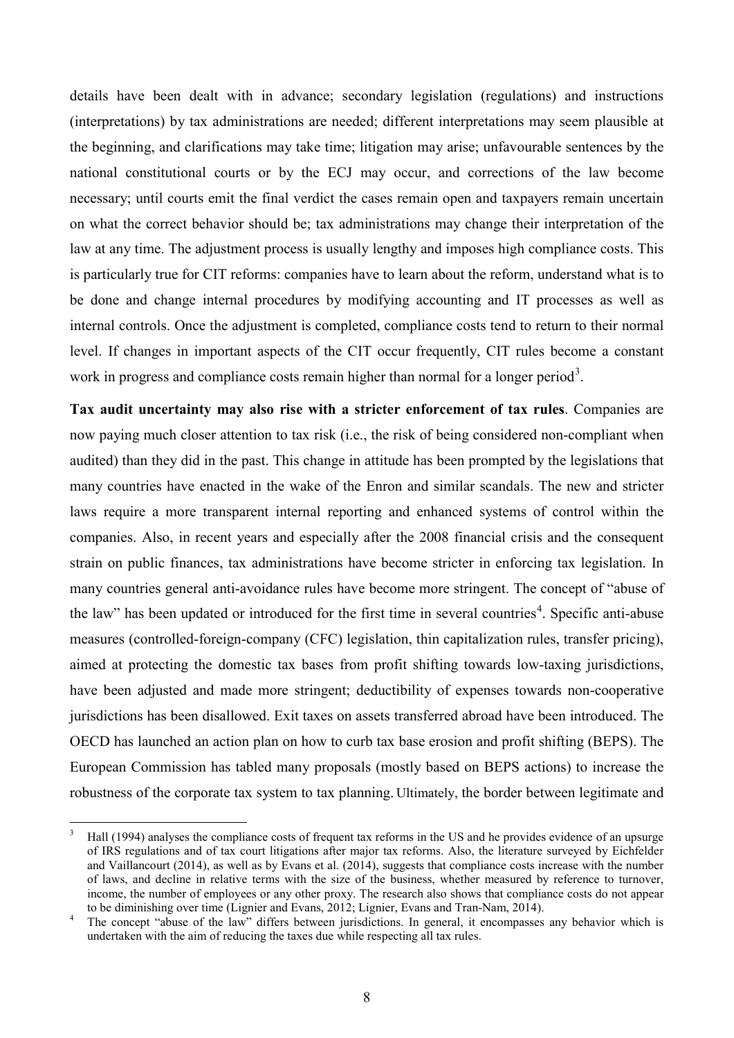details have been dealt with in advance; secondary legislation (regulations) and instructions (interpretations) by tax administrations are needed; different interpretations may seem plausible at the beginning, and clarifications may take time; litigation may arise; unfavourable sentences by the national constitutional courts or by the ECJ may occur, and corrections of the law become necessary; until courts emit the final verdict the cases remain open and taxpayers remain uncertain on what the correct behavior should be; tax administrations may change their interpretation of the law at any time. The adjustment process is usually lengthy and imposes high compliance costs. This is particularly true for CIT reforms: companies have to learn about the reform, understand what is to be done and change internal procedures by modifying accounting and IT processes as well as internal controls. Once the adjustment is completed, compliance costs tend to return to their normal level. If changes in important aspects of the CIT occur frequently, CIT rules become a constant work in progress and compliance costs remain higher than normal for a longer period[3].

**Tax audit uncertainty may also rise with a stricter enforcement of tax rules**. Companies are now paying much closer attention to tax risk (i.e., the risk of being considered non-compliant when audited) than they did in the past. This change in attitude has been prompted by the legislations that many countries have enacted in the wake of the Enron and similar scandals. The new and stricter laws require a more transparent internal reporting and enhanced systems of control within the companies. Also, in recent years and especially after the 2008 financial crisis and the consequent strain on public finances, tax administrations have become stricter in enforcing tax legislation. In many countries general anti-avoidance rules have become more stringent. The concept of "abuse of the law" has been updated or introduced for the first time in several countries[4]. Specific anti-abuse measures (controlled-foreign-company (CFC) legislation, thin capitalization rules, transfer pricing), aimed at protecting the domestic tax bases from profit shifting towards low-taxing jurisdictions, have been adjusted and made more stringent; deductibility of expenses towards non-cooperative jurisdictions has been disallowed. Exit taxes on assets transferred abroad have been introduced. The OECD has launched an action plan on how to curb tax base erosion and profit shifting (BEPS). The European Commission has tabled many proposals (mostly based on BEPS actions) to increase the robustness of the corporate tax system to tax planning. Ultimately, the border between legitimate and

---

[3] Hall (1994) analyses the compliance costs of frequent tax reforms in the US and he provides evidence of an upsurge of IRS regulations and of tax court litigations after major tax reforms. Also, the literature surveyed by Eichfelder and Vaillancourt (2014), as well as by Evans et al. (2014), suggests that compliance costs increase with the number of laws, and decline in relative terms with the size of the business, whether measured by reference to turnover, income, the number of employees or any other proxy. The research also shows that compliance costs do not appear to be diminishing over time (Lignier and Evans, 2012; Lignier, Evans and Tran-Nam, 2014).

[4] The concept "abuse of the law" differs between jurisdictions. In general, it encompasses any behavior which is undertaken with the aim of reducing the taxes due while respecting all tax rules.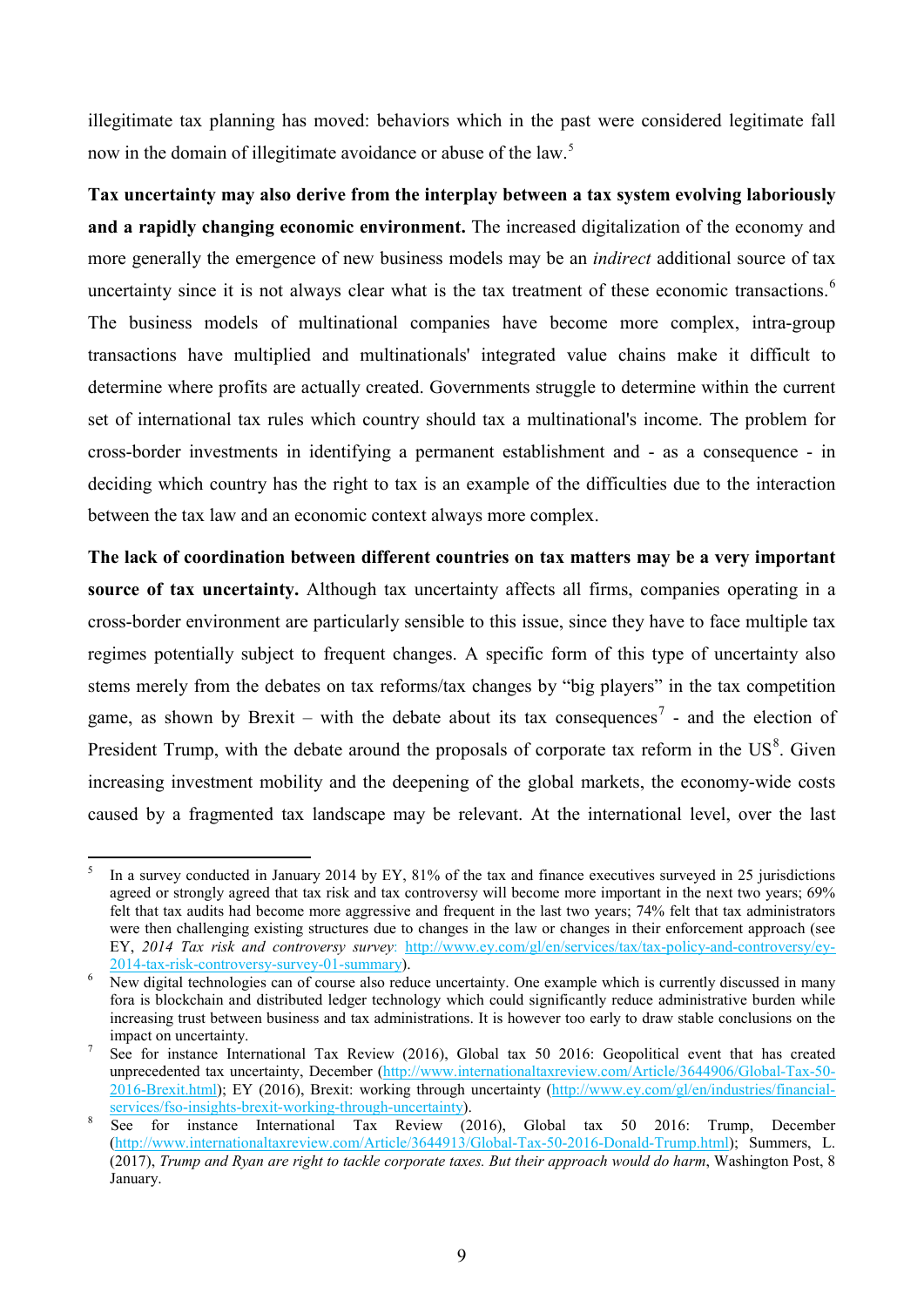illegitimate tax planning has moved: behaviors which in the past were considered legitimate fall now in the domain of illegitimate avoidance or abuse of the law.[5]

**Tax uncertainty may also derive from the interplay between a tax system evolving laboriously and a rapidly changing economic environment.** The increased digitalization of the economy and more generally the emergence of new business models may be an *indirect* additional source of tax uncertainty since it is not always clear what is the tax treatment of these economic transactions.[6] The business models of multinational companies have become more complex, intra-group transactions have multiplied and multinationals' integrated value chains make it difficult to determine where profits are actually created. Governments struggle to determine within the current set of international tax rules which country should tax a multinational's income. The problem for cross-border investments in identifying a permanent establishment and - as a consequence - in deciding which country has the right to tax is an example of the difficulties due to the interaction between the tax law and an economic context always more complex.

**The lack of coordination between different countries on tax matters may be a very important source of tax uncertainty.** Although tax uncertainty affects all firms, companies operating in a cross-border environment are particularly sensible to this issue, since they have to face multiple tax regimes potentially subject to frequent changes. A specific form of this type of uncertainty also stems merely from the debates on tax reforms/tax changes by "big players" in the tax competition game, as shown by Brexit – with the debate about its tax consequences[7] - and the election of President Trump, with the debate around the proposals of corporate tax reform in the US[8]. Given increasing investment mobility and the deepening of the global markets, the economy-wide costs caused by a fragmented tax landscape may be relevant. At the international level, over the last

---

[5] In a survey conducted in January 2014 by EY, 81% of the tax and finance executives surveyed in 25 jurisdictions agreed or strongly agreed that tax risk and tax controversy will become more important in the next two years; 69% felt that tax audits had become more aggressive and frequent in the last two years; 74% felt that tax administrators were then challenging existing structures due to changes in the law or changes in their enforcement approach (see EY, *2014 Tax risk and controversy survey*: http://www.ey.com/gl/en/services/tax/tax-policy-and-controversy/ey-2014-tax-risk-controversy-survey-01-summary).

[6] New digital technologies can of course also reduce uncertainty. One example which is currently discussed in many fora is blockchain and distributed ledger technology which could significantly reduce administrative burden while increasing trust between business and tax administrations. It is however too early to draw stable conclusions on the impact on uncertainty.

[7] See for instance International Tax Review (2016), Global tax 50 2016: Geopolitical event that has created unprecedented tax uncertainty, December (http://www.internationaltaxreview.com/Article/3644906/Global-Tax-50-2016-Brexit.html); EY (2016), Brexit: working through uncertainty (http://www.ey.com/gl/en/industries/financial-services/fso-insights-brexit-working-through-uncertainty).

[8] See for instance International Tax Review (2016), Global tax 50 2016: Trump, December (http://www.internationaltaxreview.com/Article/3644913/Global-Tax-50-2016-Donald-Trump.html); Summers, L. (2017), *Trump and Ryan are right to tackle corporate taxes. But their approach would do harm*, Washington Post, 8 January.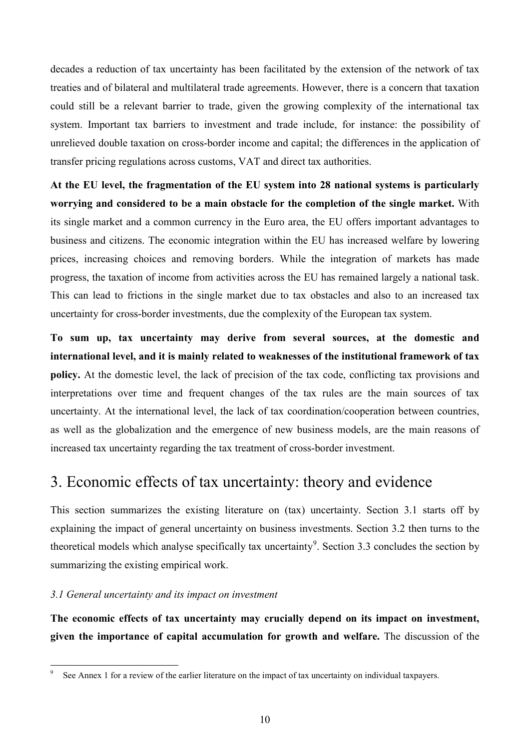decades a reduction of tax uncertainty has been facilitated by the extension of the network of tax treaties and of bilateral and multilateral trade agreements. However, there is a concern that taxation could still be a relevant barrier to trade, given the growing complexity of the international tax system. Important tax barriers to investment and trade include, for instance: the possibility of unrelieved double taxation on cross-border income and capital; the differences in the application of transfer pricing regulations across customs, VAT and direct tax authorities.

**At the EU level, the fragmentation of the EU system into 28 national systems is particularly worrying and considered to be a main obstacle for the completion of the single market.** With its single market and a common currency in the Euro area, the EU offers important advantages to business and citizens. The economic integration within the EU has increased welfare by lowering prices, increasing choices and removing borders. While the integration of markets has made progress, the taxation of income from activities across the EU has remained largely a national task. This can lead to frictions in the single market due to tax obstacles and also to an increased tax uncertainty for cross-border investments, due the complexity of the European tax system.

**To sum up, tax uncertainty may derive from several sources, at the domestic and international level, and it is mainly related to weaknesses of the institutional framework of tax policy.** At the domestic level, the lack of precision of the tax code, conflicting tax provisions and interpretations over time and frequent changes of the tax rules are the main sources of tax uncertainty. At the international level, the lack of tax coordination/cooperation between countries, as well as the globalization and the emergence of new business models, are the main reasons of increased tax uncertainty regarding the tax treatment of cross-border investment.

# 3. Economic effects of tax uncertainty: theory and evidence

This section summarizes the existing literature on (tax) uncertainty. Section 3.1 starts off by explaining the impact of general uncertainty on business investments. Section 3.2 then turns to the theoretical models which analyse specifically tax uncertainty[9]. Section 3.3 concludes the section by summarizing the existing empirical work.

### *3.1 General uncertainty and its impact on investment*

**The economic effects of tax uncertainty may crucially depend on its impact on investment, given the importance of capital accumulation for growth and welfare.** The discussion of the

[9] See Annex 1 for a review of the earlier literature on the impact of tax uncertainty on individual taxpayers.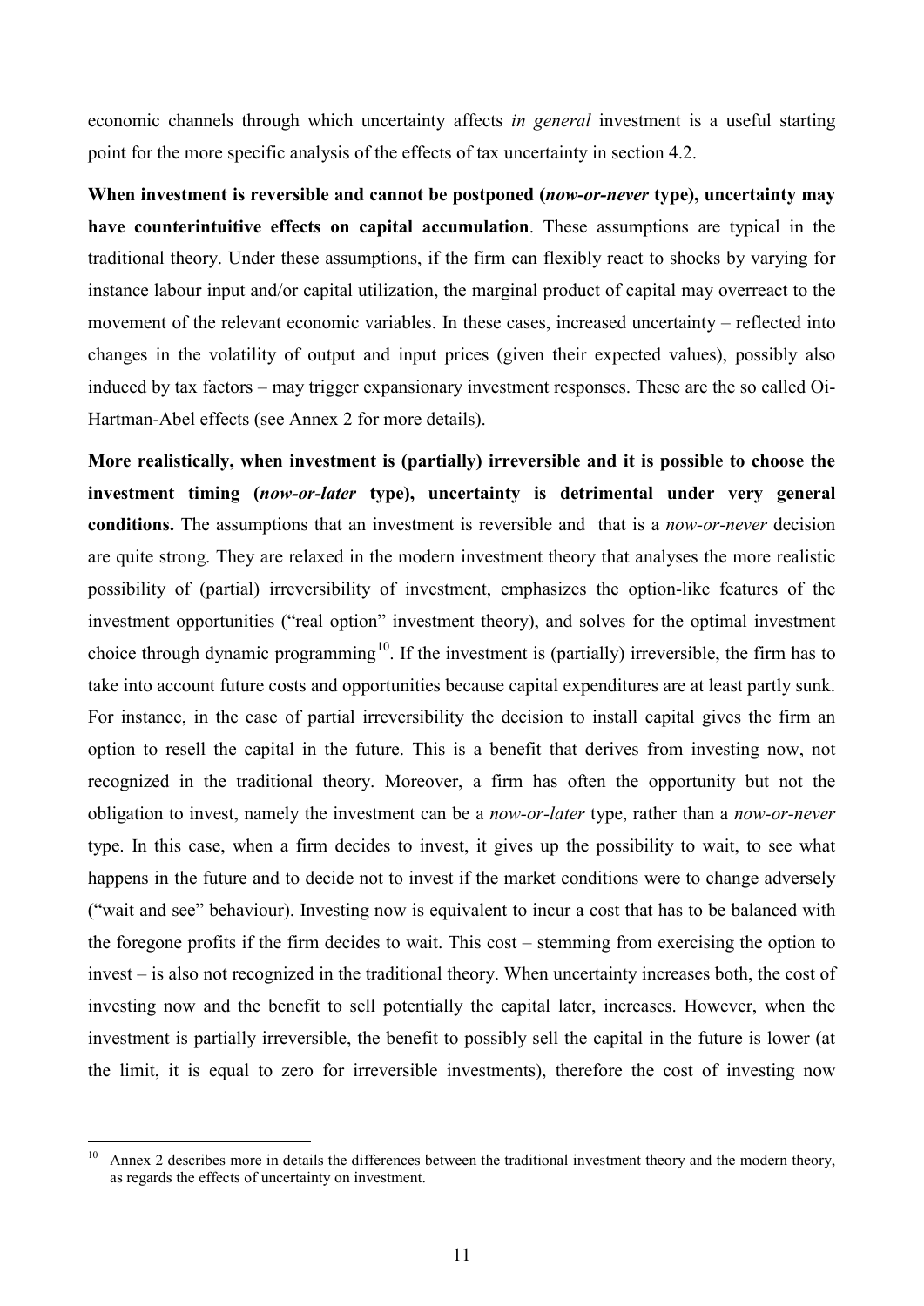economic channels through which uncertainty affects *in general* investment is a useful starting point for the more specific analysis of the effects of tax uncertainty in section 4.2.

**When investment is reversible and cannot be postponed (*now-or-never* type), uncertainty may have counterintuitive effects on capital accumulation**. These assumptions are typical in the traditional theory. Under these assumptions, if the firm can flexibly react to shocks by varying for instance labour input and/or capital utilization, the marginal product of capital may overreact to the movement of the relevant economic variables. In these cases, increased uncertainty – reflected into changes in the volatility of output and input prices (given their expected values), possibly also induced by tax factors – may trigger expansionary investment responses. These are the so called Oi-Hartman-Abel effects (see Annex 2 for more details).

**More realistically, when investment is (partially) irreversible and it is possible to choose the investment timing (*now-or-later* type), uncertainty is detrimental under very general conditions.** The assumptions that an investment is reversible and that is a *now-or-never* decision are quite strong. They are relaxed in the modern investment theory that analyses the more realistic possibility of (partial) irreversibility of investment, emphasizes the option-like features of the investment opportunities ("real option" investment theory), and solves for the optimal investment choice through dynamic programming[10]. If the investment is (partially) irreversible, the firm has to take into account future costs and opportunities because capital expenditures are at least partly sunk. For instance, in the case of partial irreversibility the decision to install capital gives the firm an option to resell the capital in the future. This is a benefit that derives from investing now, not recognized in the traditional theory. Moreover, a firm has often the opportunity but not the obligation to invest, namely the investment can be a *now-or-later* type, rather than a *now-or-never* type. In this case, when a firm decides to invest, it gives up the possibility to wait, to see what happens in the future and to decide not to invest if the market conditions were to change adversely ("wait and see" behaviour). Investing now is equivalent to incur a cost that has to be balanced with the foregone profits if the firm decides to wait. This cost – stemming from exercising the option to invest – is also not recognized in the traditional theory. When uncertainty increases both, the cost of investing now and the benefit to sell potentially the capital later, increases. However, when the investment is partially irreversible, the benefit to possibly sell the capital in the future is lower (at the limit, it is equal to zero for irreversible investments), therefore the cost of investing now

[10] Annex 2 describes more in details the differences between the traditional investment theory and the modern theory, as regards the effects of uncertainty on investment.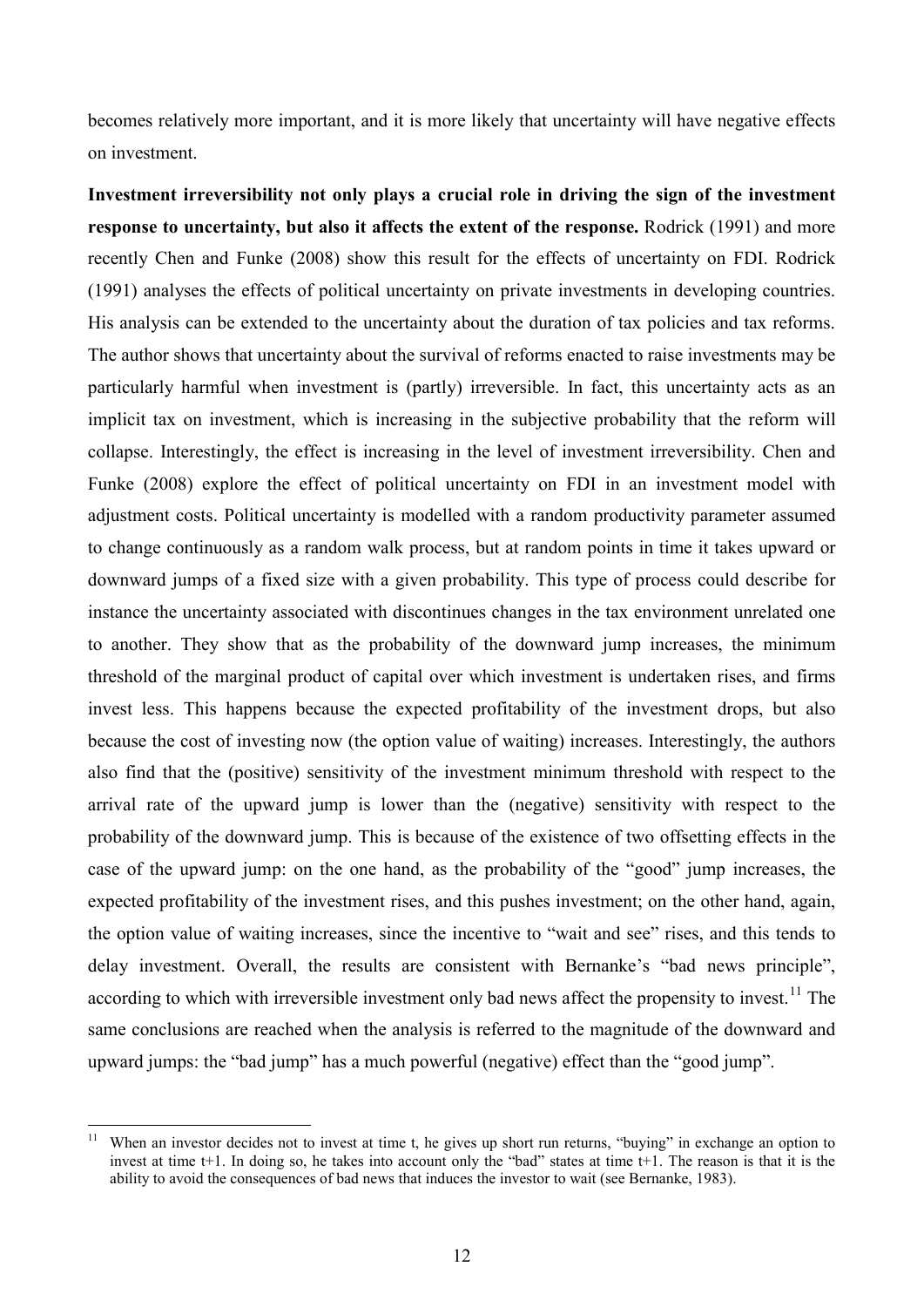becomes relatively more important, and it is more likely that uncertainty will have negative effects on investment.

**Investment irreversibility not only plays a crucial role in driving the sign of the investment response to uncertainty, but also it affects the extent of the response.** Rodrick (1991) and more recently Chen and Funke (2008) show this result for the effects of uncertainty on FDI. Rodrick (1991) analyses the effects of political uncertainty on private investments in developing countries. His analysis can be extended to the uncertainty about the duration of tax policies and tax reforms. The author shows that uncertainty about the survival of reforms enacted to raise investments may be particularly harmful when investment is (partly) irreversible. In fact, this uncertainty acts as an implicit tax on investment, which is increasing in the subjective probability that the reform will collapse. Interestingly, the effect is increasing in the level of investment irreversibility. Chen and Funke (2008) explore the effect of political uncertainty on FDI in an investment model with adjustment costs. Political uncertainty is modelled with a random productivity parameter assumed to change continuously as a random walk process, but at random points in time it takes upward or downward jumps of a fixed size with a given probability. This type of process could describe for instance the uncertainty associated with discontinues changes in the tax environment unrelated one to another. They show that as the probability of the downward jump increases, the minimum threshold of the marginal product of capital over which investment is undertaken rises, and firms invest less. This happens because the expected profitability of the investment drops, but also because the cost of investing now (the option value of waiting) increases. Interestingly, the authors also find that the (positive) sensitivity of the investment minimum threshold with respect to the arrival rate of the upward jump is lower than the (negative) sensitivity with respect to the probability of the downward jump. This is because of the existence of two offsetting effects in the case of the upward jump: on the one hand, as the probability of the "good" jump increases, the expected profitability of the investment rises, and this pushes investment; on the other hand, again, the option value of waiting increases, since the incentive to "wait and see" rises, and this tends to delay investment. Overall, the results are consistent with Bernanke's "bad news principle", according to which with irreversible investment only bad news affect the propensity to invest.[11] The same conclusions are reached when the analysis is referred to the magnitude of the downward and upward jumps: the "bad jump" has a much powerful (negative) effect than the "good jump".

[11] When an investor decides not to invest at time t, he gives up short run returns, "buying" in exchange an option to invest at time t+1. In doing so, he takes into account only the "bad" states at time t+1. The reason is that it is the ability to avoid the consequences of bad news that induces the investor to wait (see Bernanke, 1983).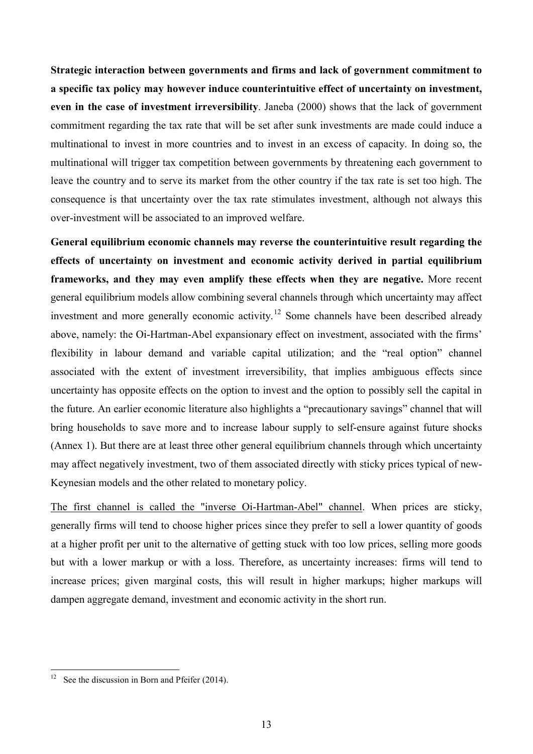**Strategic interaction between governments and firms and lack of government commitment to a specific tax policy may however induce counterintuitive effect of uncertainty on investment, even in the case of investment irreversibility**. Janeba (2000) shows that the lack of government commitment regarding the tax rate that will be set after sunk investments are made could induce a multinational to invest in more countries and to invest in an excess of capacity. In doing so, the multinational will trigger tax competition between governments by threatening each government to leave the country and to serve its market from the other country if the tax rate is set too high. The consequence is that uncertainty over the tax rate stimulates investment, although not always this over-investment will be associated to an improved welfare.

**General equilibrium economic channels may reverse the counterintuitive result regarding the effects of uncertainty on investment and economic activity derived in partial equilibrium frameworks, and they may even amplify these effects when they are negative.** More recent general equilibrium models allow combining several channels through which uncertainty may affect investment and more generally economic activity.[12] Some channels have been described already above, namely: the Oi-Hartman-Abel expansionary effect on investment, associated with the firms' flexibility in labour demand and variable capital utilization; and the "real option" channel associated with the extent of investment irreversibility, that implies ambiguous effects since uncertainty has opposite effects on the option to invest and the option to possibly sell the capital in the future. An earlier economic literature also highlights a "precautionary savings" channel that will bring households to save more and to increase labour supply to self-ensure against future shocks (Annex 1). But there are at least three other general equilibrium channels through which uncertainty may affect negatively investment, two of them associated directly with sticky prices typical of new-Keynesian models and the other related to monetary policy.

<u>The first channel is called the "inverse Oi-Hartman-Abel" channel</u>. When prices are sticky, generally firms will tend to choose higher prices since they prefer to sell a lower quantity of goods at a higher profit per unit to the alternative of getting stuck with too low prices, selling more goods but with a lower markup or with a loss. Therefore, as uncertainty increases: firms will tend to increase prices; given marginal costs, this will result in higher markups; higher markups will dampen aggregate demand, investment and economic activity in the short run.

---

[12] See the discussion in Born and Pfeifer (2014).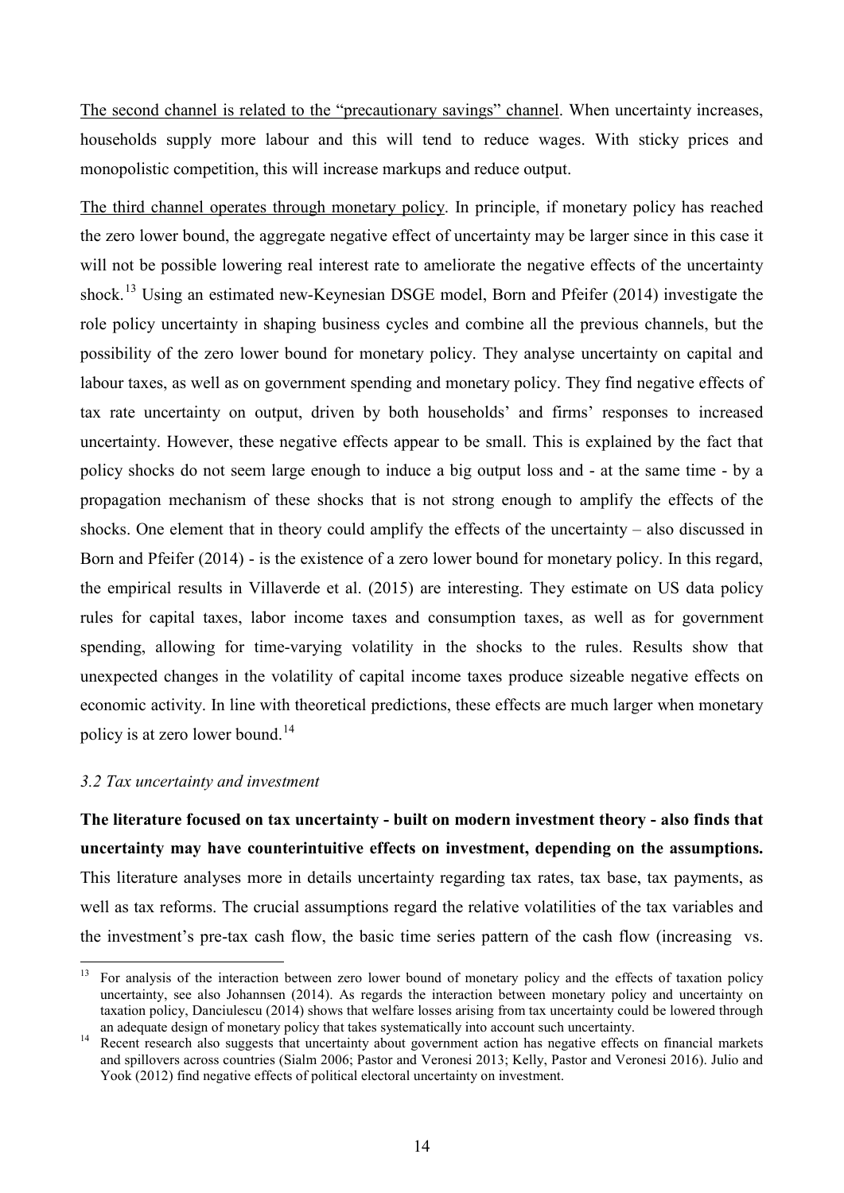The second channel is related to the "precautionary savings" channel. When uncertainty increases, households supply more labour and this will tend to reduce wages. With sticky prices and monopolistic competition, this will increase markups and reduce output.

The third channel operates through monetary policy. In principle, if monetary policy has reached the zero lower bound, the aggregate negative effect of uncertainty may be larger since in this case it will not be possible lowering real interest rate to ameliorate the negative effects of the uncertainty shock.[13] Using an estimated new-Keynesian DSGE model, Born and Pfeifer (2014) investigate the role policy uncertainty in shaping business cycles and combine all the previous channels, but the possibility of the zero lower bound for monetary policy. They analyse uncertainty on capital and labour taxes, as well as on government spending and monetary policy. They find negative effects of tax rate uncertainty on output, driven by both households' and firms' responses to increased uncertainty. However, these negative effects appear to be small. This is explained by the fact that policy shocks do not seem large enough to induce a big output loss and - at the same time - by a propagation mechanism of these shocks that is not strong enough to amplify the effects of the shocks. One element that in theory could amplify the effects of the uncertainty – also discussed in Born and Pfeifer (2014) - is the existence of a zero lower bound for monetary policy. In this regard, the empirical results in Villaverde et al. (2015) are interesting. They estimate on US data policy rules for capital taxes, labor income taxes and consumption taxes, as well as for government spending, allowing for time-varying volatility in the shocks to the rules. Results show that unexpected changes in the volatility of capital income taxes produce sizeable negative effects on economic activity. In line with theoretical predictions, these effects are much larger when monetary policy is at zero lower bound.[14]

### *3.2 Tax uncertainty and investment*

**The literature focused on tax uncertainty - built on modern investment theory - also finds that uncertainty may have counterintuitive effects on investment, depending on the assumptions.** This literature analyses more in details uncertainty regarding tax rates, tax base, tax payments, as well as tax reforms. The crucial assumptions regard the relative volatilities of the tax variables and the investment's pre-tax cash flow, the basic time series pattern of the cash flow (increasing vs.

[13] For analysis of the interaction between zero lower bound of monetary policy and the effects of taxation policy uncertainty, see also Johannsen (2014). As regards the interaction between monetary policy and uncertainty on taxation policy, Danciulescu (2014) shows that welfare losses arising from tax uncertainty could be lowered through an adequate design of monetary policy that takes systematically into account such uncertainty.

[14] Recent research also suggests that uncertainty about government action has negative effects on financial markets and spillovers across countries (Sialm 2006; Pastor and Veronesi 2013; Kelly, Pastor and Veronesi 2016). Julio and Yook (2012) find negative effects of political electoral uncertainty on investment.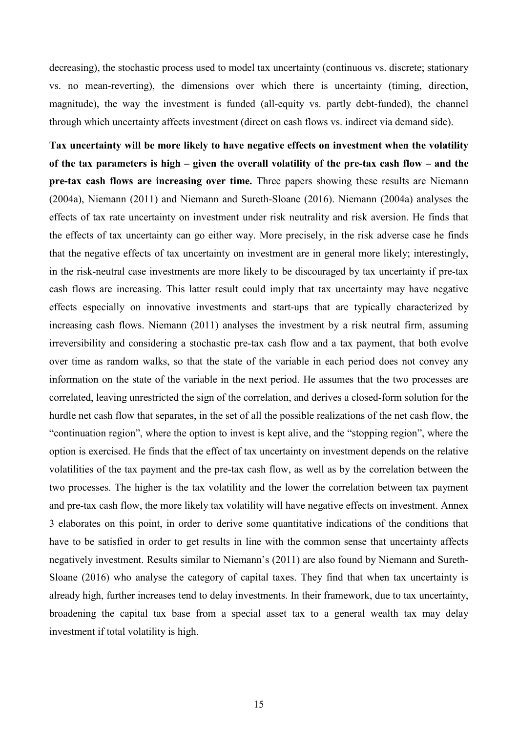decreasing), the stochastic process used to model tax uncertainty (continuous vs. discrete; stationary vs. no mean-reverting), the dimensions over which there is uncertainty (timing, direction, magnitude), the way the investment is funded (all-equity vs. partly debt-funded), the channel through which uncertainty affects investment (direct on cash flows vs. indirect via demand side).

**Tax uncertainty will be more likely to have negative effects on investment when the volatility of the tax parameters is high – given the overall volatility of the pre-tax cash flow – and the pre-tax cash flows are increasing over time.** Three papers showing these results are Niemann (2004a), Niemann (2011) and Niemann and Sureth-Sloane (2016). Niemann (2004a) analyses the effects of tax rate uncertainty on investment under risk neutrality and risk aversion. He finds that the effects of tax uncertainty can go either way. More precisely, in the risk adverse case he finds that the negative effects of tax uncertainty on investment are in general more likely; interestingly, in the risk-neutral case investments are more likely to be discouraged by tax uncertainty if pre-tax cash flows are increasing. This latter result could imply that tax uncertainty may have negative effects especially on innovative investments and start-ups that are typically characterized by increasing cash flows. Niemann (2011) analyses the investment by a risk neutral firm, assuming irreversibility and considering a stochastic pre-tax cash flow and a tax payment, that both evolve over time as random walks, so that the state of the variable in each period does not convey any information on the state of the variable in the next period. He assumes that the two processes are correlated, leaving unrestricted the sign of the correlation, and derives a closed-form solution for the hurdle net cash flow that separates, in the set of all the possible realizations of the net cash flow, the "continuation region", where the option to invest is kept alive, and the "stopping region", where the option is exercised. He finds that the effect of tax uncertainty on investment depends on the relative volatilities of the tax payment and the pre-tax cash flow, as well as by the correlation between the two processes. The higher is the tax volatility and the lower the correlation between tax payment and pre-tax cash flow, the more likely tax volatility will have negative effects on investment. Annex 3 elaborates on this point, in order to derive some quantitative indications of the conditions that have to be satisfied in order to get results in line with the common sense that uncertainty affects negatively investment. Results similar to Niemann's (2011) are also found by Niemann and Sureth-Sloane (2016) who analyse the category of capital taxes. They find that when tax uncertainty is already high, further increases tend to delay investments. In their framework, due to tax uncertainty, broadening the capital tax base from a special asset tax to a general wealth tax may delay investment if total volatility is high.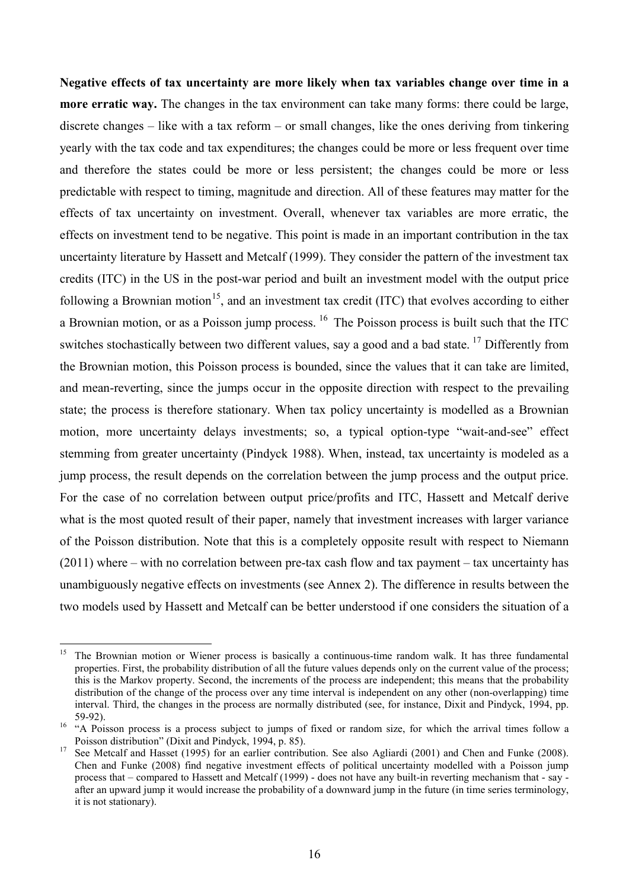**Negative effects of tax uncertainty are more likely when tax variables change over time in a more erratic way.** The changes in the tax environment can take many forms: there could be large, discrete changes – like with a tax reform – or small changes, like the ones deriving from tinkering yearly with the tax code and tax expenditures; the changes could be more or less frequent over time and therefore the states could be more or less persistent; the changes could be more or less predictable with respect to timing, magnitude and direction. All of these features may matter for the effects of tax uncertainty on investment. Overall, whenever tax variables are more erratic, the effects on investment tend to be negative. This point is made in an important contribution in the tax uncertainty literature by Hassett and Metcalf (1999). They consider the pattern of the investment tax credits (ITC) in the US in the post-war period and built an investment model with the output price following a Brownian motion[15], and an investment tax credit (ITC) that evolves according to either a Brownian motion, or as a Poisson jump process. [16] The Poisson process is built such that the ITC switches stochastically between two different values, say a good and a bad state. [17] Differently from the Brownian motion, this Poisson process is bounded, since the values that it can take are limited, and mean-reverting, since the jumps occur in the opposite direction with respect to the prevailing state; the process is therefore stationary. When tax policy uncertainty is modelled as a Brownian motion, more uncertainty delays investments; so, a typical option-type "wait-and-see" effect stemming from greater uncertainty (Pindyck 1988). When, instead, tax uncertainty is modeled as a jump process, the result depends on the correlation between the jump process and the output price. For the case of no correlation between output price/profits and ITC, Hassett and Metcalf derive what is the most quoted result of their paper, namely that investment increases with larger variance of the Poisson distribution. Note that this is a completely opposite result with respect to Niemann (2011) where – with no correlation between pre-tax cash flow and tax payment – tax uncertainty has unambiguously negative effects on investments (see Annex 2). The difference in results between the two models used by Hassett and Metcalf can be better understood if one considers the situation of a

---

[15] The Brownian motion or Wiener process is basically a continuous-time random walk. It has three fundamental properties. First, the probability distribution of all the future values depends only on the current value of the process; this is the Markov property. Second, the increments of the process are independent; this means that the probability distribution of the change of the process over any time interval is independent on any other (non-overlapping) time interval. Third, the changes in the process are normally distributed (see, for instance, Dixit and Pindyck, 1994, pp. 59-92).

[16] "A Poisson process is a process subject to jumps of fixed or random size, for which the arrival times follow a Poisson distribution" (Dixit and Pindyck, 1994, p. 85).

[17] See Metcalf and Hasset (1995) for an earlier contribution. See also Agliardi (2001) and Chen and Funke (2008). Chen and Funke (2008) find negative investment effects of political uncertainty modelled with a Poisson jump process that – compared to Hassett and Metcalf (1999) - does not have any built-in reverting mechanism that - say - after an upward jump it would increase the probability of a downward jump in the future (in time series terminology, it is not stationary).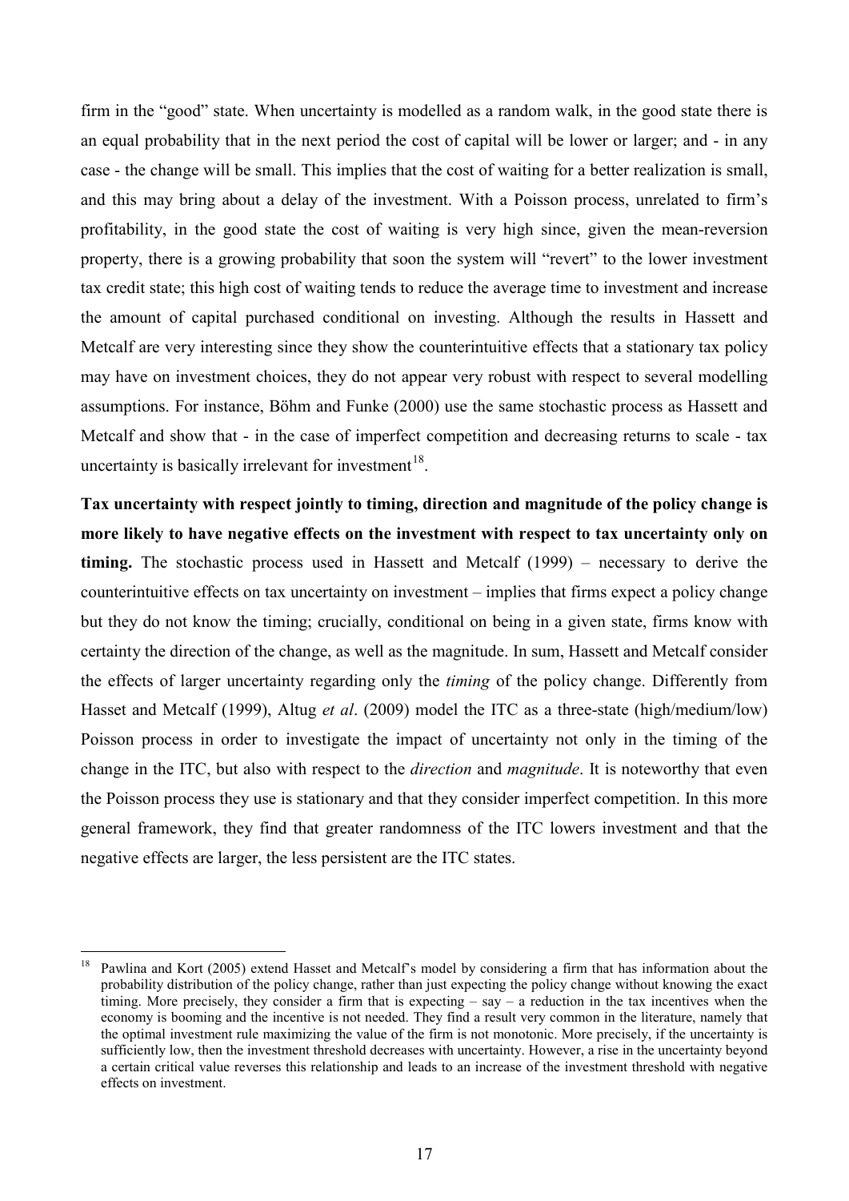firm in the "good" state. When uncertainty is modelled as a random walk, in the good state there is an equal probability that in the next period the cost of capital will be lower or larger; and - in any case - the change will be small. This implies that the cost of waiting for a better realization is small, and this may bring about a delay of the investment. With a Poisson process, unrelated to firm's profitability, in the good state the cost of waiting is very high since, given the mean-reversion property, there is a growing probability that soon the system will "revert" to the lower investment tax credit state; this high cost of waiting tends to reduce the average time to investment and increase the amount of capital purchased conditional on investing. Although the results in Hassett and Metcalf are very interesting since they show the counterintuitive effects that a stationary tax policy may have on investment choices, they do not appear very robust with respect to several modelling assumptions. For instance, Böhm and Funke (2000) use the same stochastic process as Hassett and Metcalf and show that - in the case of imperfect competition and decreasing returns to scale - tax uncertainty is basically irrelevant for investment[18].

**Tax uncertainty with respect jointly to timing, direction and magnitude of the policy change is more likely to have negative effects on the investment with respect to tax uncertainty only on timing.** The stochastic process used in Hassett and Metcalf (1999) – necessary to derive the counterintuitive effects on tax uncertainty on investment – implies that firms expect a policy change but they do not know the timing; crucially, conditional on being in a given state, firms know with certainty the direction of the change, as well as the magnitude. In sum, Hassett and Metcalf consider the effects of larger uncertainty regarding only the *timing* of the policy change. Differently from Hasset and Metcalf (1999), Altug *et al*. (2009) model the ITC as a three-state (high/medium/low) Poisson process in order to investigate the impact of uncertainty not only in the timing of the change in the ITC, but also with respect to the *direction* and *magnitude*. It is noteworthy that even the Poisson process they use is stationary and that they consider imperfect competition. In this more general framework, they find that greater randomness of the ITC lowers investment and that the negative effects are larger, the less persistent are the ITC states.

[18] Pawlina and Kort (2005) extend Hasset and Metcalf's model by considering a firm that has information about the probability distribution of the policy change, rather than just expecting the policy change without knowing the exact timing. More precisely, they consider a firm that is expecting – say – a reduction in the tax incentives when the economy is booming and the incentive is not needed. They find a result very common in the literature, namely that the optimal investment rule maximizing the value of the firm is not monotonic. More precisely, if the uncertainty is sufficiently low, then the investment threshold decreases with uncertainty. However, a rise in the uncertainty beyond a certain critical value reverses this relationship and leads to an increase of the investment threshold with negative effects on investment.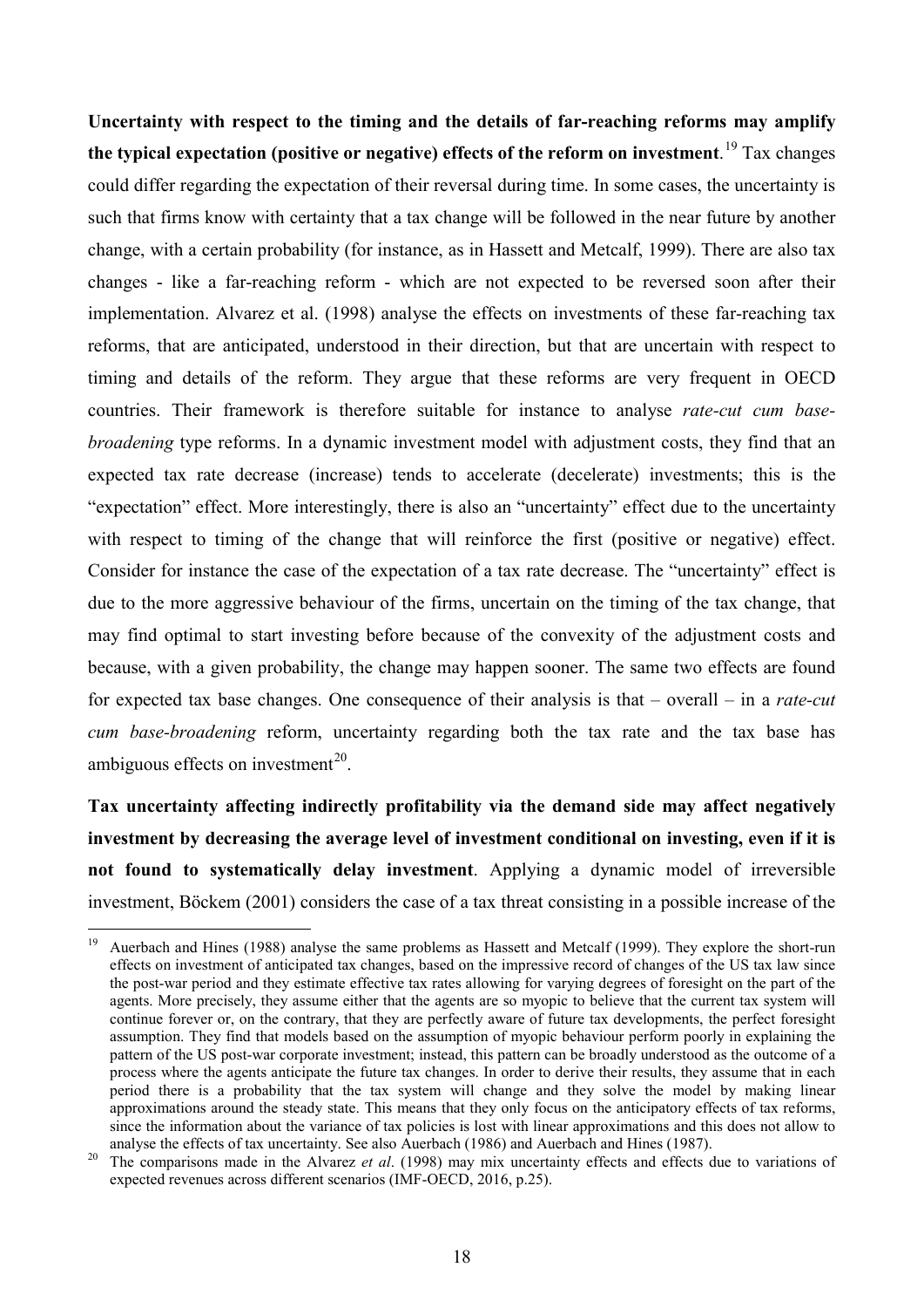**Uncertainty with respect to the timing and the details of far-reaching reforms may amplify the typical expectation (positive or negative) effects of the reform on investment**.[19] Tax changes could differ regarding the expectation of their reversal during time. In some cases, the uncertainty is such that firms know with certainty that a tax change will be followed in the near future by another change, with a certain probability (for instance, as in Hassett and Metcalf, 1999). There are also tax changes - like a far-reaching reform - which are not expected to be reversed soon after their implementation. Alvarez et al. (1998) analyse the effects on investments of these far-reaching tax reforms, that are anticipated, understood in their direction, but that are uncertain with respect to timing and details of the reform. They argue that these reforms are very frequent in OECD countries. Their framework is therefore suitable for instance to analyse *rate-cut cum base-broadening* type reforms. In a dynamic investment model with adjustment costs, they find that an expected tax rate decrease (increase) tends to accelerate (decelerate) investments; this is the "expectation" effect. More interestingly, there is also an "uncertainty" effect due to the uncertainty with respect to timing of the change that will reinforce the first (positive or negative) effect. Consider for instance the case of the expectation of a tax rate decrease. The "uncertainty" effect is due to the more aggressive behaviour of the firms, uncertain on the timing of the tax change, that may find optimal to start investing before because of the convexity of the adjustment costs and because, with a given probability, the change may happen sooner. The same two effects are found for expected tax base changes. One consequence of their analysis is that – overall – in a *rate-cut cum base-broadening* reform, uncertainty regarding both the tax rate and the tax base has ambiguous effects on investment[20].

**Tax uncertainty affecting indirectly profitability via the demand side may affect negatively investment by decreasing the average level of investment conditional on investing, even if it is not found to systematically delay investment**. Applying a dynamic model of irreversible investment, Böckem (2001) considers the case of a tax threat consisting in a possible increase of the

---

[19] Auerbach and Hines (1988) analyse the same problems as Hassett and Metcalf (1999). They explore the short-run effects on investment of anticipated tax changes, based on the impressive record of changes of the US tax law since the post-war period and they estimate effective tax rates allowing for varying degrees of foresight on the part of the agents. More precisely, they assume either that the agents are so myopic to believe that the current tax system will continue forever or, on the contrary, that they are perfectly aware of future tax developments, the perfect foresight assumption. They find that models based on the assumption of myopic behaviour perform poorly in explaining the pattern of the US post-war corporate investment; instead, this pattern can be broadly understood as the outcome of a process where the agents anticipate the future tax changes. In order to derive their results, they assume that in each period there is a probability that the tax system will change and they solve the model by making linear approximations around the steady state. This means that they only focus on the anticipatory effects of tax reforms, since the information about the variance of tax policies is lost with linear approximations and this does not allow to analyse the effects of tax uncertainty. See also Auerbach (1986) and Auerbach and Hines (1987).

[20] The comparisons made in the Alvarez *et al*. (1998) may mix uncertainty effects and effects due to variations of expected revenues across different scenarios (IMF-OECD, 2016, p.25).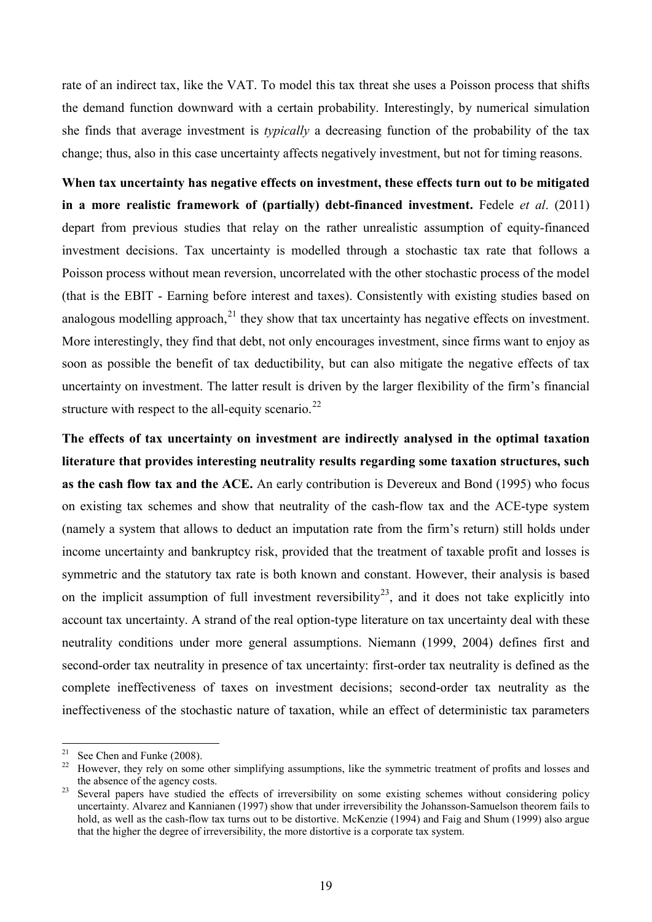rate of an indirect tax, like the VAT. To model this tax threat she uses a Poisson process that shifts the demand function downward with a certain probability. Interestingly, by numerical simulation she finds that average investment is *typically* a decreasing function of the probability of the tax change; thus, also in this case uncertainty affects negatively investment, but not for timing reasons.

**When tax uncertainty has negative effects on investment, these effects turn out to be mitigated in a more realistic framework of (partially) debt-financed investment.** Fedele *et al*. (2011) depart from previous studies that relay on the rather unrealistic assumption of equity-financed investment decisions. Tax uncertainty is modelled through a stochastic tax rate that follows a Poisson process without mean reversion, uncorrelated with the other stochastic process of the model (that is the EBIT - Earning before interest and taxes). Consistently with existing studies based on analogous modelling approach,[21] they show that tax uncertainty has negative effects on investment. More interestingly, they find that debt, not only encourages investment, since firms want to enjoy as soon as possible the benefit of tax deductibility, but can also mitigate the negative effects of tax uncertainty on investment. The latter result is driven by the larger flexibility of the firm's financial structure with respect to the all-equity scenario.[22]

**The effects of tax uncertainty on investment are indirectly analysed in the optimal taxation literature that provides interesting neutrality results regarding some taxation structures, such as the cash flow tax and the ACE.** An early contribution is Devereux and Bond (1995) who focus on existing tax schemes and show that neutrality of the cash-flow tax and the ACE-type system (namely a system that allows to deduct an imputation rate from the firm's return) still holds under income uncertainty and bankruptcy risk, provided that the treatment of taxable profit and losses is symmetric and the statutory tax rate is both known and constant. However, their analysis is based on the implicit assumption of full investment reversibility[23], and it does not take explicitly into account tax uncertainty. A strand of the real option-type literature on tax uncertainty deal with these neutrality conditions under more general assumptions. Niemann (1999, 2004) defines first and second-order tax neutrality in presence of tax uncertainty: first-order tax neutrality is defined as the complete ineffectiveness of taxes on investment decisions; second-order tax neutrality as the ineffectiveness of the stochastic nature of taxation, while an effect of deterministic tax parameters

---

[21] See Chen and Funke (2008).

[22] However, they rely on some other simplifying assumptions, like the symmetric treatment of profits and losses and the absence of the agency costs.

[23] Several papers have studied the effects of irreversibility on some existing schemes without considering policy uncertainty. Alvarez and Kannianen (1997) show that under irreversibility the Johansson-Samuelson theorem fails to hold, as well as the cash-flow tax turns out to be distortive. McKenzie (1994) and Faig and Shum (1999) also argue that the higher the degree of irreversibility, the more distortive is a corporate tax system.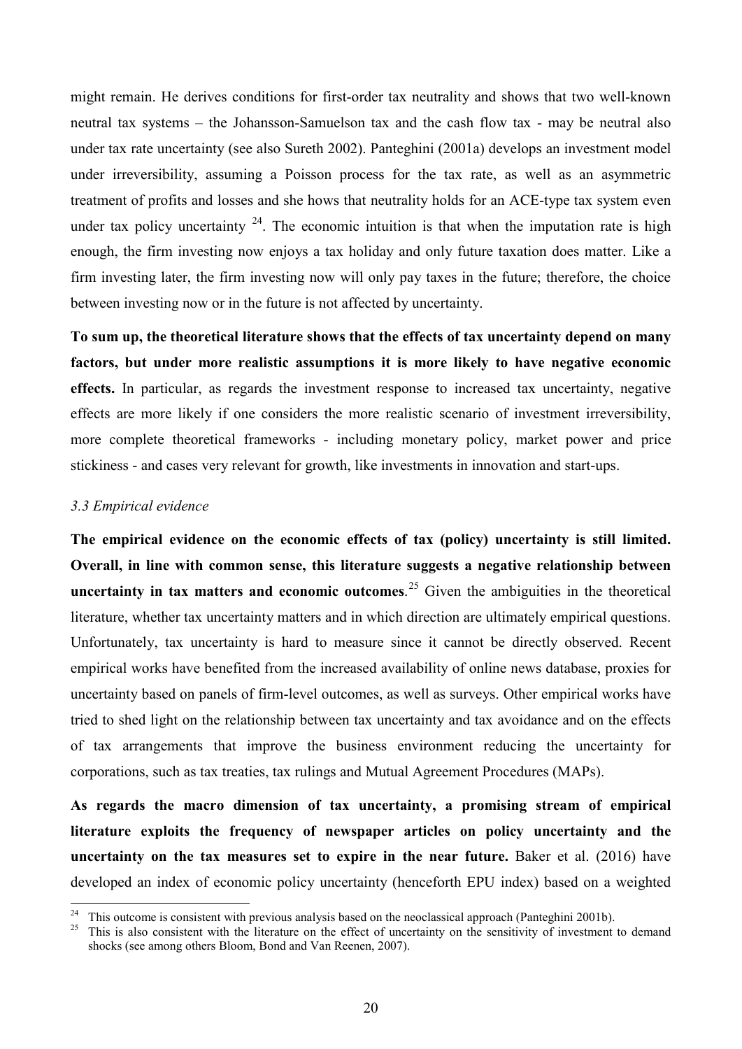might remain. He derives conditions for first-order tax neutrality and shows that two well-known neutral tax systems – the Johansson-Samuelson tax and the cash flow tax - may be neutral also under tax rate uncertainty (see also Sureth 2002). Panteghini (2001a) develops an investment model under irreversibility, assuming a Poisson process for the tax rate, as well as an asymmetric treatment of profits and losses and she hows that neutrality holds for an ACE-type tax system even under tax policy uncertainty [24]. The economic intuition is that when the imputation rate is high enough, the firm investing now enjoys a tax holiday and only future taxation does matter. Like a firm investing later, the firm investing now will only pay taxes in the future; therefore, the choice between investing now or in the future is not affected by uncertainty.

**To sum up, the theoretical literature shows that the effects of tax uncertainty depend on many factors, but under more realistic assumptions it is more likely to have negative economic effects.** In particular, as regards the investment response to increased tax uncertainty, negative effects are more likely if one considers the more realistic scenario of investment irreversibility, more complete theoretical frameworks - including monetary policy, market power and price stickiness - and cases very relevant for growth, like investments in innovation and start-ups.

### *3.3 Empirical evidence*

**The empirical evidence on the economic effects of tax (policy) uncertainty is still limited. Overall, in line with common sense, this literature suggests a negative relationship between uncertainty in tax matters and economic outcomes**.[25] Given the ambiguities in the theoretical literature, whether tax uncertainty matters and in which direction are ultimately empirical questions. Unfortunately, tax uncertainty is hard to measure since it cannot be directly observed. Recent empirical works have benefited from the increased availability of online news database, proxies for uncertainty based on panels of firm-level outcomes, as well as surveys. Other empirical works have tried to shed light on the relationship between tax uncertainty and tax avoidance and on the effects of tax arrangements that improve the business environment reducing the uncertainty for corporations, such as tax treaties, tax rulings and Mutual Agreement Procedures (MAPs).

**As regards the macro dimension of tax uncertainty, a promising stream of empirical literature exploits the frequency of newspaper articles on policy uncertainty and the uncertainty on the tax measures set to expire in the near future.** Baker et al. (2016) have developed an index of economic policy uncertainty (henceforth EPU index) based on a weighted

[24] This outcome is consistent with previous analysis based on the neoclassical approach (Panteghini 2001b).

[25] This is also consistent with the literature on the effect of uncertainty on the sensitivity of investment to demand shocks (see among others Bloom, Bond and Van Reenen, 2007).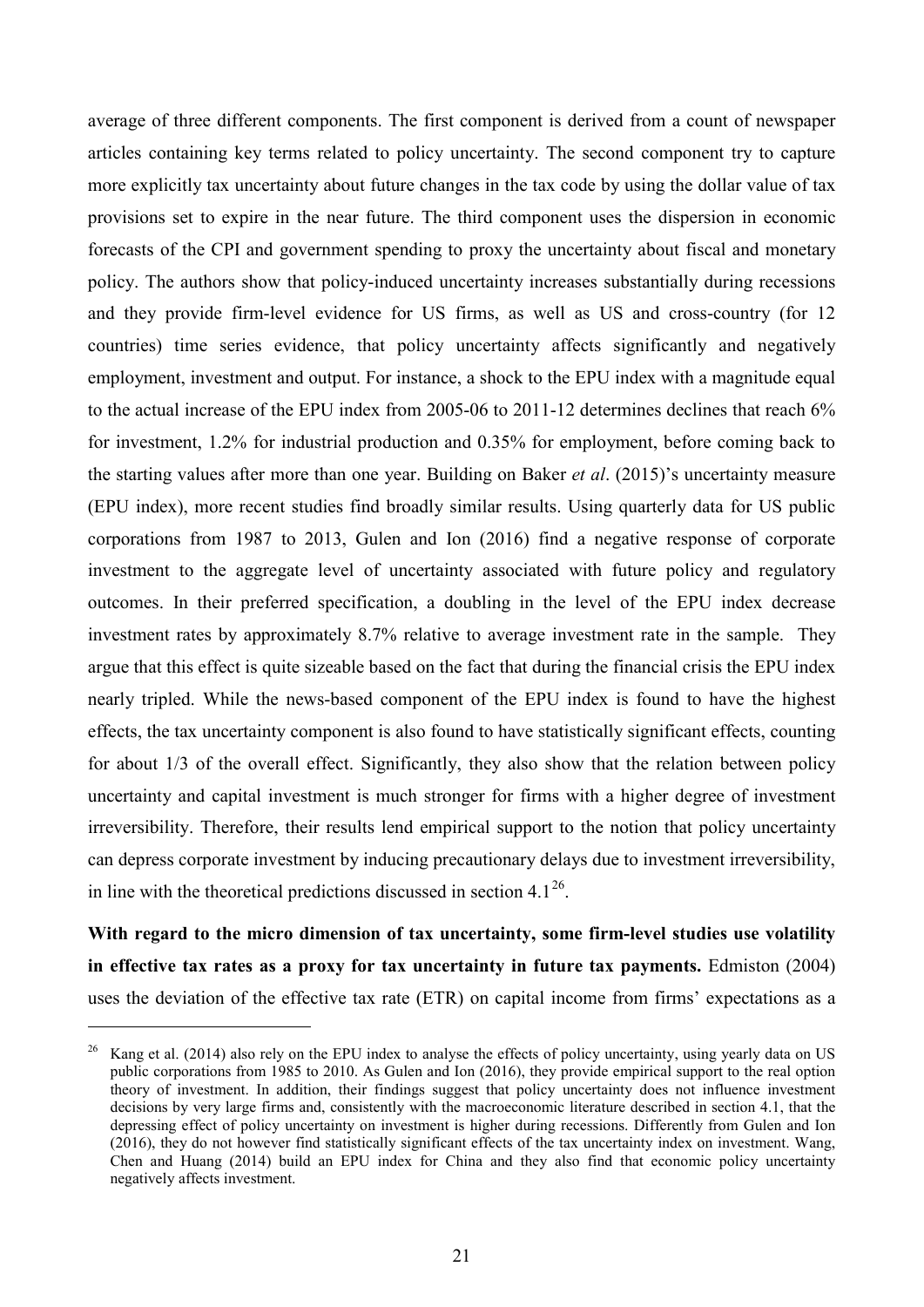average of three different components. The first component is derived from a count of newspaper articles containing key terms related to policy uncertainty. The second component try to capture more explicitly tax uncertainty about future changes in the tax code by using the dollar value of tax provisions set to expire in the near future. The third component uses the dispersion in economic forecasts of the CPI and government spending to proxy the uncertainty about fiscal and monetary policy. The authors show that policy-induced uncertainty increases substantially during recessions and they provide firm-level evidence for US firms, as well as US and cross-country (for 12 countries) time series evidence, that policy uncertainty affects significantly and negatively employment, investment and output. For instance, a shock to the EPU index with a magnitude equal to the actual increase of the EPU index from 2005-06 to 2011-12 determines declines that reach 6% for investment, 1.2% for industrial production and 0.35% for employment, before coming back to the starting values after more than one year. Building on Baker *et al*. (2015)'s uncertainty measure (EPU index), more recent studies find broadly similar results. Using quarterly data for US public corporations from 1987 to 2013, Gulen and Ion (2016) find a negative response of corporate investment to the aggregate level of uncertainty associated with future policy and regulatory outcomes. In their preferred specification, a doubling in the level of the EPU index decrease investment rates by approximately 8.7% relative to average investment rate in the sample. They argue that this effect is quite sizeable based on the fact that during the financial crisis the EPU index nearly tripled. While the news-based component of the EPU index is found to have the highest effects, the tax uncertainty component is also found to have statistically significant effects, counting for about 1/3 of the overall effect. Significantly, they also show that the relation between policy uncertainty and capital investment is much stronger for firms with a higher degree of investment irreversibility. Therefore, their results lend empirical support to the notion that policy uncertainty can depress corporate investment by inducing precautionary delays due to investment irreversibility, in line with the theoretical predictions discussed in section 4.1[26].

**With regard to the micro dimension of tax uncertainty, some firm-level studies use volatility in effective tax rates as a proxy for tax uncertainty in future tax payments.** Edmiston (2004) uses the deviation of the effective tax rate (ETR) on capital income from firms' expectations as a

[26] Kang et al. (2014) also rely on the EPU index to analyse the effects of policy uncertainty, using yearly data on US public corporations from 1985 to 2010. As Gulen and Ion (2016), they provide empirical support to the real option theory of investment. In addition, their findings suggest that policy uncertainty does not influence investment decisions by very large firms and, consistently with the macroeconomic literature described in section 4.1, that the depressing effect of policy uncertainty on investment is higher during recessions. Differently from Gulen and Ion (2016), they do not however find statistically significant effects of the tax uncertainty index on investment. Wang, Chen and Huang (2014) build an EPU index for China and they also find that economic policy uncertainty negatively affects investment.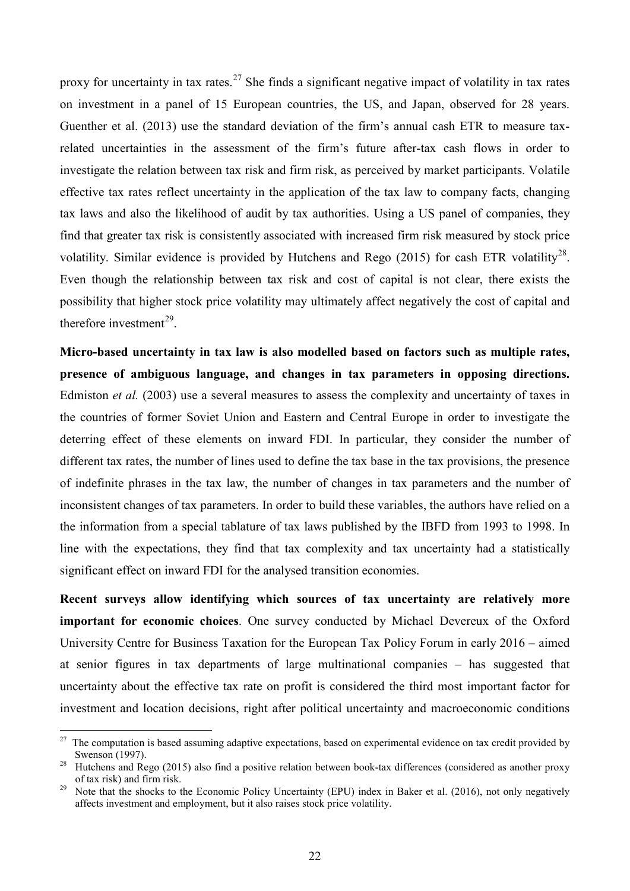proxy for uncertainty in tax rates.[27] She finds a significant negative impact of volatility in tax rates on investment in a panel of 15 European countries, the US, and Japan, observed for 28 years. Guenther et al. (2013) use the standard deviation of the firm's annual cash ETR to measure tax-related uncertainties in the assessment of the firm's future after-tax cash flows in order to investigate the relation between tax risk and firm risk, as perceived by market participants. Volatile effective tax rates reflect uncertainty in the application of the tax law to company facts, changing tax laws and also the likelihood of audit by tax authorities. Using a US panel of companies, they find that greater tax risk is consistently associated with increased firm risk measured by stock price volatility. Similar evidence is provided by Hutchens and Rego (2015) for cash ETR volatility[28]. Even though the relationship between tax risk and cost of capital is not clear, there exists the possibility that higher stock price volatility may ultimately affect negatively the cost of capital and therefore investment[29].

**Micro-based uncertainty in tax law is also modelled based on factors such as multiple rates, presence of ambiguous language, and changes in tax parameters in opposing directions.** Edmiston *et al.* (2003) use a several measures to assess the complexity and uncertainty of taxes in the countries of former Soviet Union and Eastern and Central Europe in order to investigate the deterring effect of these elements on inward FDI. In particular, they consider the number of different tax rates, the number of lines used to define the tax base in the tax provisions, the presence of indefinite phrases in the tax law, the number of changes in tax parameters and the number of inconsistent changes of tax parameters. In order to build these variables, the authors have relied on a the information from a special tablature of tax laws published by the IBFD from 1993 to 1998. In line with the expectations, they find that tax complexity and tax uncertainty had a statistically significant effect on inward FDI for the analysed transition economies.

**Recent surveys allow identifying which sources of tax uncertainty are relatively more important for economic choices**. One survey conducted by Michael Devereux of the Oxford University Centre for Business Taxation for the European Tax Policy Forum in early 2016 – aimed at senior figures in tax departments of large multinational companies – has suggested that uncertainty about the effective tax rate on profit is considered the third most important factor for investment and location decisions, right after political uncertainty and macroeconomic conditions

---

[27] The computation is based assuming adaptive expectations, based on experimental evidence on tax credit provided by Swenson (1997).

[28] Hutchens and Rego (2015) also find a positive relation between book-tax differences (considered as another proxy of tax risk) and firm risk.

[29] Note that the shocks to the Economic Policy Uncertainty (EPU) index in Baker et al. (2016), not only negatively affects investment and employment, but it also raises stock price volatility.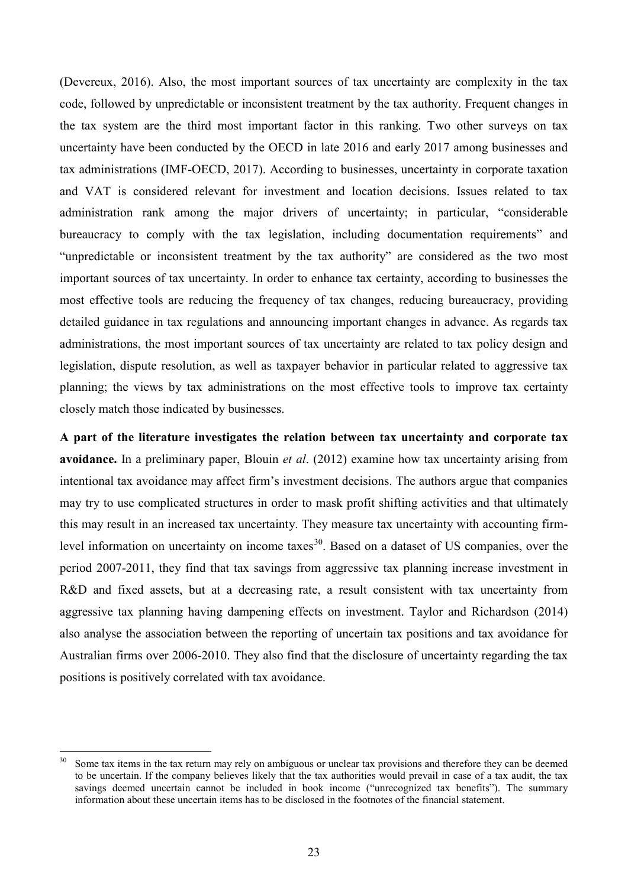(Devereux, 2016). Also, the most important sources of tax uncertainty are complexity in the tax code, followed by unpredictable or inconsistent treatment by the tax authority. Frequent changes in the tax system are the third most important factor in this ranking. Two other surveys on tax uncertainty have been conducted by the OECD in late 2016 and early 2017 among businesses and tax administrations (IMF-OECD, 2017). According to businesses, uncertainty in corporate taxation and VAT is considered relevant for investment and location decisions. Issues related to tax administration rank among the major drivers of uncertainty; in particular, "considerable bureaucracy to comply with the tax legislation, including documentation requirements" and "unpredictable or inconsistent treatment by the tax authority" are considered as the two most important sources of tax uncertainty. In order to enhance tax certainty, according to businesses the most effective tools are reducing the frequency of tax changes, reducing bureaucracy, providing detailed guidance in tax regulations and announcing important changes in advance. As regards tax administrations, the most important sources of tax uncertainty are related to tax policy design and legislation, dispute resolution, as well as taxpayer behavior in particular related to aggressive tax planning; the views by tax administrations on the most effective tools to improve tax certainty closely match those indicated by businesses.

**A part of the literature investigates the relation between tax uncertainty and corporate tax avoidance.** In a preliminary paper, Blouin *et al*. (2012) examine how tax uncertainty arising from intentional tax avoidance may affect firm's investment decisions. The authors argue that companies may try to use complicated structures in order to mask profit shifting activities and that ultimately this may result in an increased tax uncertainty. They measure tax uncertainty with accounting firm-level information on uncertainty on income taxes[30]. Based on a dataset of US companies, over the period 2007-2011, they find that tax savings from aggressive tax planning increase investment in R&D and fixed assets, but at a decreasing rate, a result consistent with tax uncertainty from aggressive tax planning having dampening effects on investment. Taylor and Richardson (2014) also analyse the association between the reporting of uncertain tax positions and tax avoidance for Australian firms over 2006-2010. They also find that the disclosure of uncertainty regarding the tax positions is positively correlated with tax avoidance.

[30] Some tax items in the tax return may rely on ambiguous or unclear tax provisions and therefore they can be deemed to be uncertain. If the company believes likely that the tax authorities would prevail in case of a tax audit, the tax savings deemed uncertain cannot be included in book income ("unrecognized tax benefits"). The summary information about these uncertain items has to be disclosed in the footnotes of the financial statement.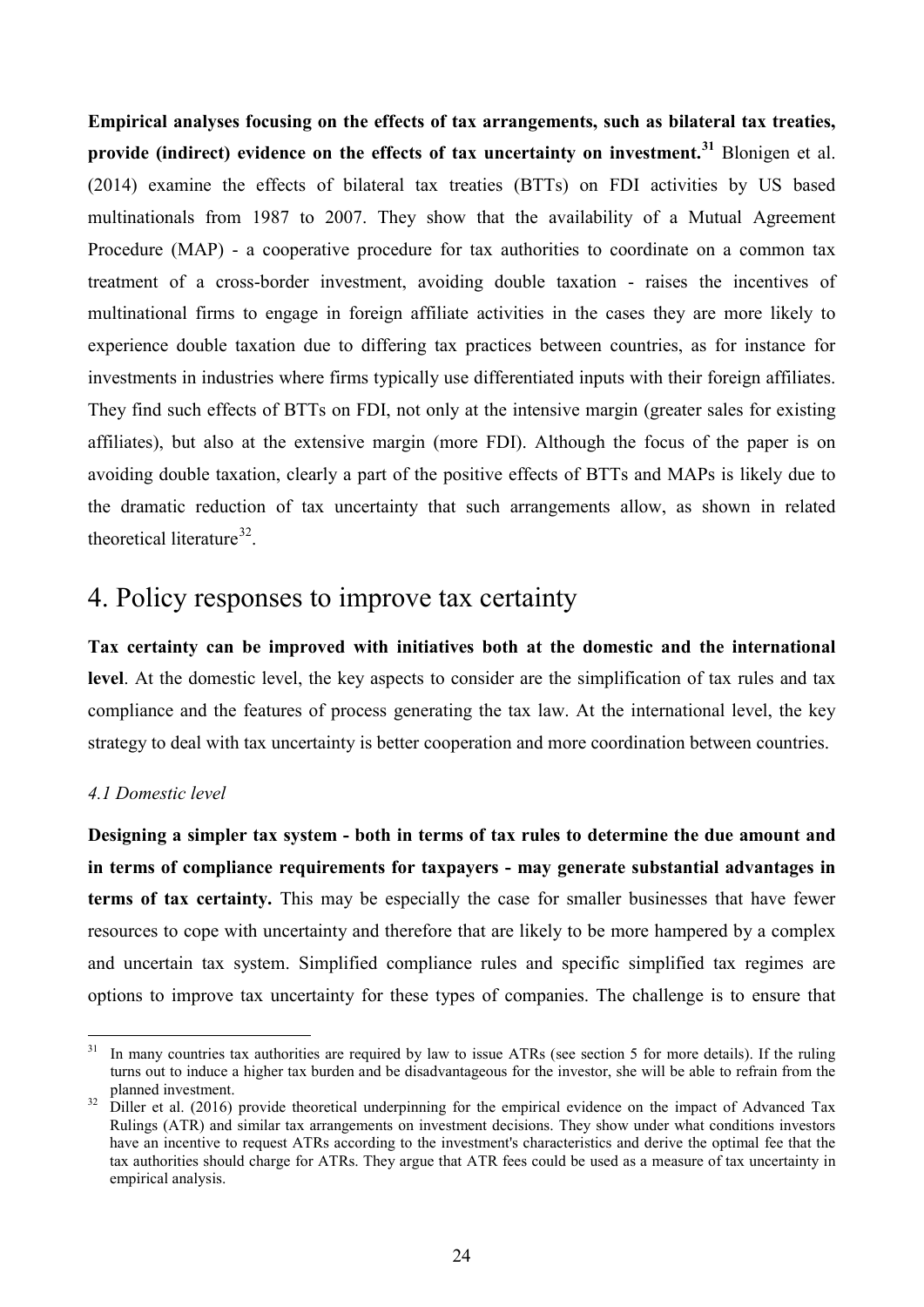**Empirical analyses focusing on the effects of tax arrangements, such as bilateral tax treaties, provide (indirect) evidence on the effects of tax uncertainty on investment.**[31] Blonigen et al. (2014) examine the effects of bilateral tax treaties (BTTs) on FDI activities by US based multinationals from 1987 to 2007. They show that the availability of a Mutual Agreement Procedure (MAP) - a cooperative procedure for tax authorities to coordinate on a common tax treatment of a cross-border investment, avoiding double taxation - raises the incentives of multinational firms to engage in foreign affiliate activities in the cases they are more likely to experience double taxation due to differing tax practices between countries, as for instance for investments in industries where firms typically use differentiated inputs with their foreign affiliates. They find such effects of BTTs on FDI, not only at the intensive margin (greater sales for existing affiliates), but also at the extensive margin (more FDI). Although the focus of the paper is on avoiding double taxation, clearly a part of the positive effects of BTTs and MAPs is likely due to the dramatic reduction of tax uncertainty that such arrangements allow, as shown in related theoretical literature[32].

# 4. Policy responses to improve tax certainty

**Tax certainty can be improved with initiatives both at the domestic and the international level**. At the domestic level, the key aspects to consider are the simplification of tax rules and tax compliance and the features of process generating the tax law. At the international level, the key strategy to deal with tax uncertainty is better cooperation and more coordination between countries.

### *4.1 Domestic level*

**Designing a simpler tax system - both in terms of tax rules to determine the due amount and in terms of compliance requirements for taxpayers - may generate substantial advantages in terms of tax certainty.** This may be especially the case for smaller businesses that have fewer resources to cope with uncertainty and therefore that are likely to be more hampered by a complex and uncertain tax system. Simplified compliance rules and specific simplified tax regimes are options to improve tax uncertainty for these types of companies. The challenge is to ensure that

---

[31] In many countries tax authorities are required by law to issue ATRs (see section 5 for more details). If the ruling turns out to induce a higher tax burden and be disadvantageous for the investor, she will be able to refrain from the planned investment.

[32] Diller et al. (2016) provide theoretical underpinning for the empirical evidence on the impact of Advanced Tax Rulings (ATR) and similar tax arrangements on investment decisions. They show under what conditions investors have an incentive to request ATRs according to the investment's characteristics and derive the optimal fee that the tax authorities should charge for ATRs. They argue that ATR fees could be used as a measure of tax uncertainty in empirical analysis.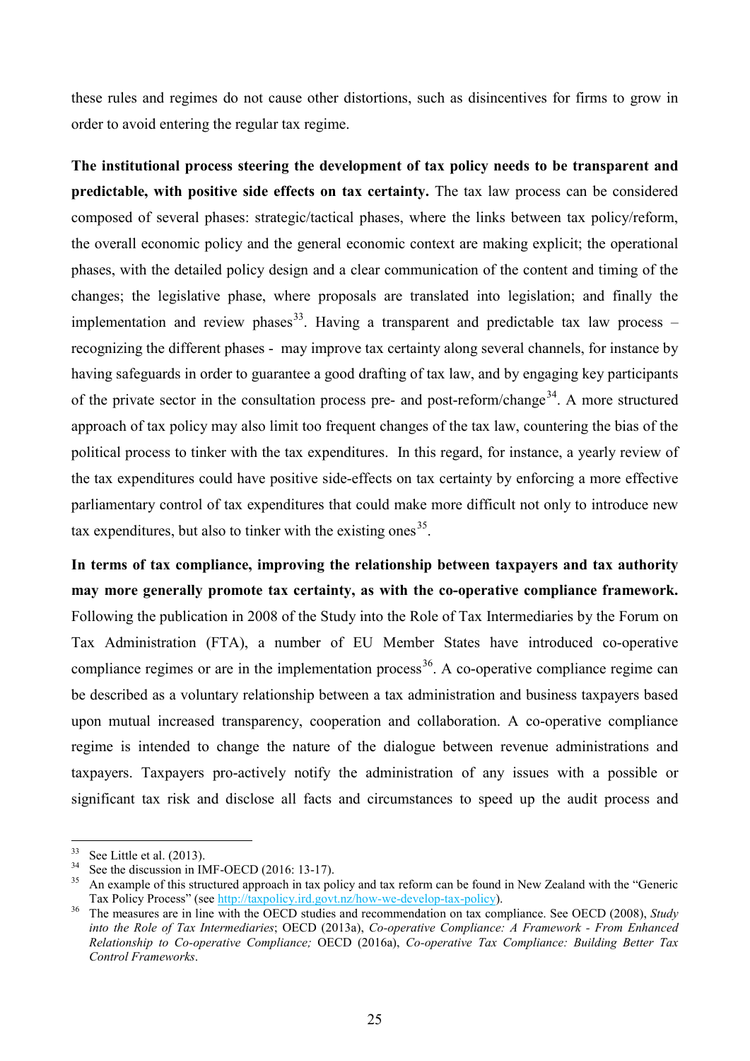these rules and regimes do not cause other distortions, such as disincentives for firms to grow in order to avoid entering the regular tax regime.

**The institutional process steering the development of tax policy needs to be transparent and predictable, with positive side effects on tax certainty.** The tax law process can be considered composed of several phases: strategic/tactical phases, where the links between tax policy/reform, the overall economic policy and the general economic context are making explicit; the operational phases, with the detailed policy design and a clear communication of the content and timing of the changes; the legislative phase, where proposals are translated into legislation; and finally the implementation and review phases[33]. Having a transparent and predictable tax law process – recognizing the different phases - may improve tax certainty along several channels, for instance by having safeguards in order to guarantee a good drafting of tax law, and by engaging key participants of the private sector in the consultation process pre- and post-reform/change[34]. A more structured approach of tax policy may also limit too frequent changes of the tax law, countering the bias of the political process to tinker with the tax expenditures. In this regard, for instance, a yearly review of the tax expenditures could have positive side-effects on tax certainty by enforcing a more effective parliamentary control of tax expenditures that could make more difficult not only to introduce new tax expenditures, but also to tinker with the existing ones[35].

**In terms of tax compliance, improving the relationship between taxpayers and tax authority may more generally promote tax certainty, as with the co-operative compliance framework.** Following the publication in 2008 of the Study into the Role of Tax Intermediaries by the Forum on Tax Administration (FTA), a number of EU Member States have introduced co-operative compliance regimes or are in the implementation process[36]. A co-operative compliance regime can be described as a voluntary relationship between a tax administration and business taxpayers based upon mutual increased transparency, cooperation and collaboration. A co-operative compliance regime is intended to change the nature of the dialogue between revenue administrations and taxpayers. Taxpayers pro-actively notify the administration of any issues with a possible or significant tax risk and disclose all facts and circumstances to speed up the audit process and

---

[33] See Little et al. (2013).

[34] See the discussion in IMF-OECD (2016: 13-17).

[35] An example of this structured approach in tax policy and tax reform can be found in New Zealand with the "Generic Tax Policy Process" (see http://taxpolicy.ird.govt.nz/how-we-develop-tax-policy).

[36] The measures are in line with the OECD studies and recommendation on tax compliance. See OECD (2008), *Study into the Role of Tax Intermediaries*; OECD (2013a), *Co-operative Compliance: A Framework - From Enhanced Relationship to Co-operative Compliance;* OECD (2016a), *Co-operative Tax Compliance: Building Better Tax Control Frameworks*.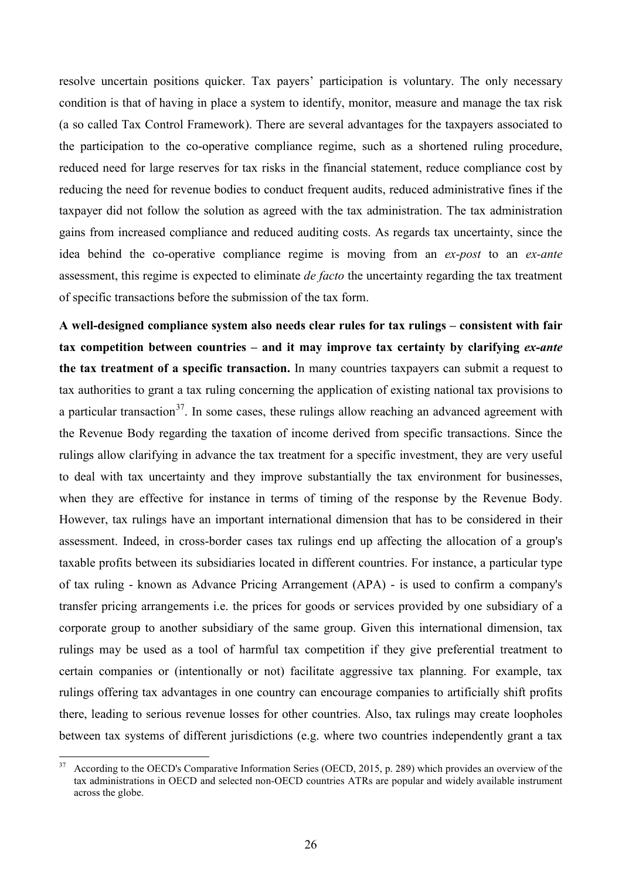resolve uncertain positions quicker. Tax payers' participation is voluntary. The only necessary condition is that of having in place a system to identify, monitor, measure and manage the tax risk (a so called Tax Control Framework). There are several advantages for the taxpayers associated to the participation to the co-operative compliance regime, such as a shortened ruling procedure, reduced need for large reserves for tax risks in the financial statement, reduce compliance cost by reducing the need for revenue bodies to conduct frequent audits, reduced administrative fines if the taxpayer did not follow the solution as agreed with the tax administration. The tax administration gains from increased compliance and reduced auditing costs. As regards tax uncertainty, since the idea behind the co-operative compliance regime is moving from an *ex-post* to an *ex-ante* assessment, this regime is expected to eliminate *de facto* the uncertainty regarding the tax treatment of specific transactions before the submission of the tax form.

**A well-designed compliance system also needs clear rules for tax rulings – consistent with fair tax competition between countries – and it may improve tax certainty by clarifying *ex-ante* the tax treatment of a specific transaction.** In many countries taxpayers can submit a request to tax authorities to grant a tax ruling concerning the application of existing national tax provisions to a particular transaction[37]. In some cases, these rulings allow reaching an advanced agreement with the Revenue Body regarding the taxation of income derived from specific transactions. Since the rulings allow clarifying in advance the tax treatment for a specific investment, they are very useful to deal with tax uncertainty and they improve substantially the tax environment for businesses, when they are effective for instance in terms of timing of the response by the Revenue Body. However, tax rulings have an important international dimension that has to be considered in their assessment. Indeed, in cross-border cases tax rulings end up affecting the allocation of a group's taxable profits between its subsidiaries located in different countries. For instance, a particular type of tax ruling - known as Advance Pricing Arrangement (APA) - is used to confirm a company's transfer pricing arrangements i.e. the prices for goods or services provided by one subsidiary of a corporate group to another subsidiary of the same group. Given this international dimension, tax rulings may be used as a tool of harmful tax competition if they give preferential treatment to certain companies or (intentionally or not) facilitate aggressive tax planning. For example, tax rulings offering tax advantages in one country can encourage companies to artificially shift profits there, leading to serious revenue losses for other countries. Also, tax rulings may create loopholes between tax systems of different jurisdictions (e.g. where two countries independently grant a tax

[37] According to the OECD's Comparative Information Series (OECD, 2015, p. 289) which provides an overview of the tax administrations in OECD and selected non-OECD countries ATRs are popular and widely available instrument across the globe.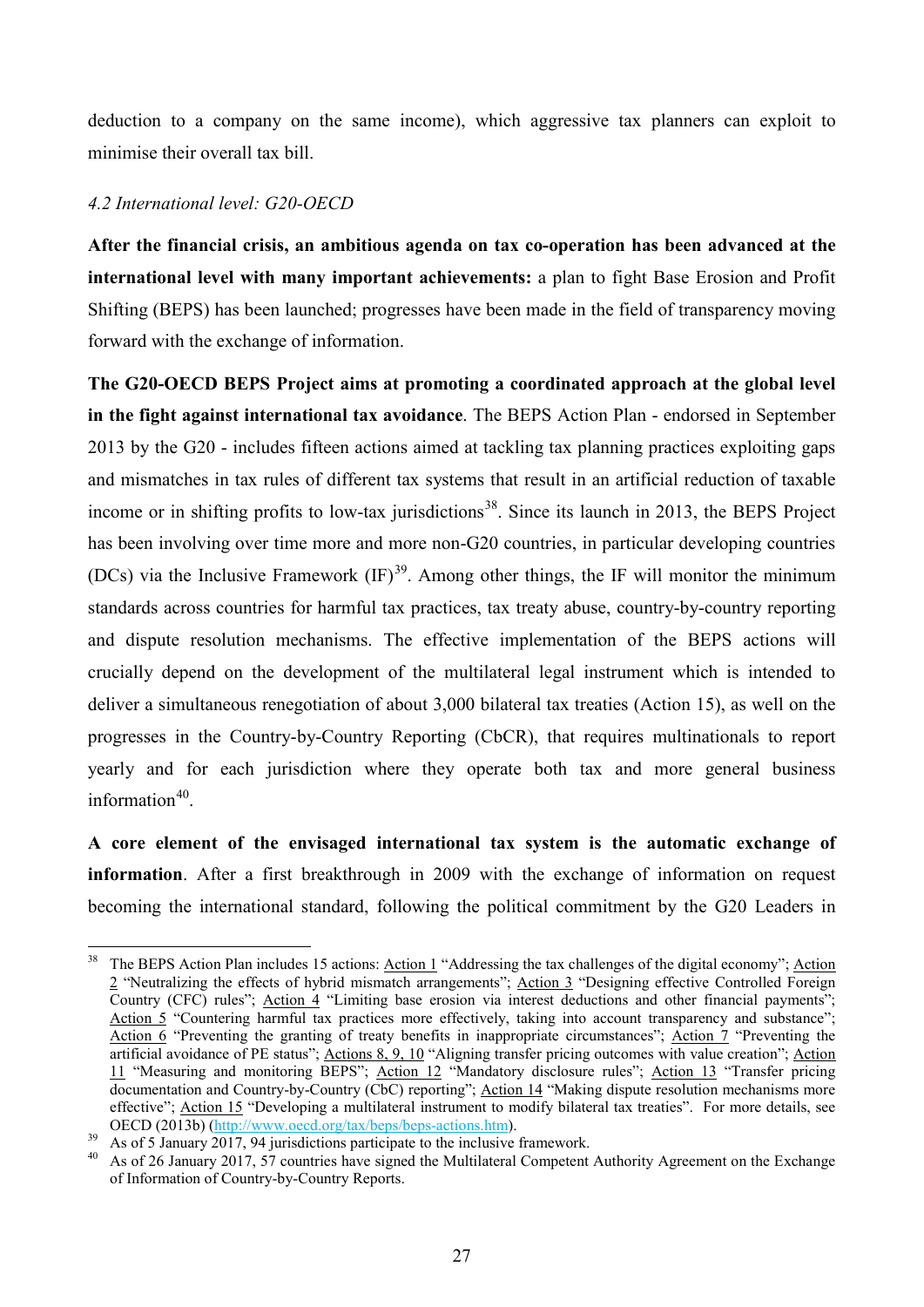deduction to a company on the same income), which aggressive tax planners can exploit to minimise their overall tax bill.

*4.2 International level: G20-OECD*

**After the financial crisis, an ambitious agenda on tax co-operation has been advanced at the international level with many important achievements:** a plan to fight Base Erosion and Profit Shifting (BEPS) has been launched; progresses have been made in the field of transparency moving forward with the exchange of information.

**The G20-OECD BEPS Project aims at promoting a coordinated approach at the global level in the fight against international tax avoidance**. The BEPS Action Plan - endorsed in September 2013 by the G20 - includes fifteen actions aimed at tackling tax planning practices exploiting gaps and mismatches in tax rules of different tax systems that result in an artificial reduction of taxable income or in shifting profits to low-tax jurisdictions[38]. Since its launch in 2013, the BEPS Project has been involving over time more and more non-G20 countries, in particular developing countries (DCs) via the Inclusive Framework (IF)[39]. Among other things, the IF will monitor the minimum standards across countries for harmful tax practices, tax treaty abuse, country-by-country reporting and dispute resolution mechanisms. The effective implementation of the BEPS actions will crucially depend on the development of the multilateral legal instrument which is intended to deliver a simultaneous renegotiation of about 3,000 bilateral tax treaties (Action 15), as well on the progresses in the Country-by-Country Reporting (CbCR), that requires multinationals to report yearly and for each jurisdiction where they operate both tax and more general business information[40].

**A core element of the envisaged international tax system is the automatic exchange of information**. After a first breakthrough in 2009 with the exchange of information on request becoming the international standard, following the political commitment by the G20 Leaders in

---

[38] The BEPS Action Plan includes 15 actions: Action 1 "Addressing the tax challenges of the digital economy"; Action 2 "Neutralizing the effects of hybrid mismatch arrangements"; Action 3 "Designing effective Controlled Foreign Country (CFC) rules"; Action 4 "Limiting base erosion via interest deductions and other financial payments"; Action 5 "Countering harmful tax practices more effectively, taking into account transparency and substance"; Action 6 "Preventing the granting of treaty benefits in inappropriate circumstances"; Action 7 "Preventing the artificial avoidance of PE status"; Actions 8, 9, 10 "Aligning transfer pricing outcomes with value creation"; Action 11 "Measuring and monitoring BEPS"; Action 12 "Mandatory disclosure rules"; Action 13 "Transfer pricing documentation and Country-by-Country (CbC) reporting"; Action 14 "Making dispute resolution mechanisms more effective"; Action 15 "Developing a multilateral instrument to modify bilateral tax treaties". For more details, see OECD (2013b) (http://www.oecd.org/tax/beps/beps-actions.htm).

[39] As of 5 January 2017, 94 jurisdictions participate to the inclusive framework.

[40] As of 26 January 2017, 57 countries have signed the Multilateral Competent Authority Agreement on the Exchange of Information of Country-by-Country Reports.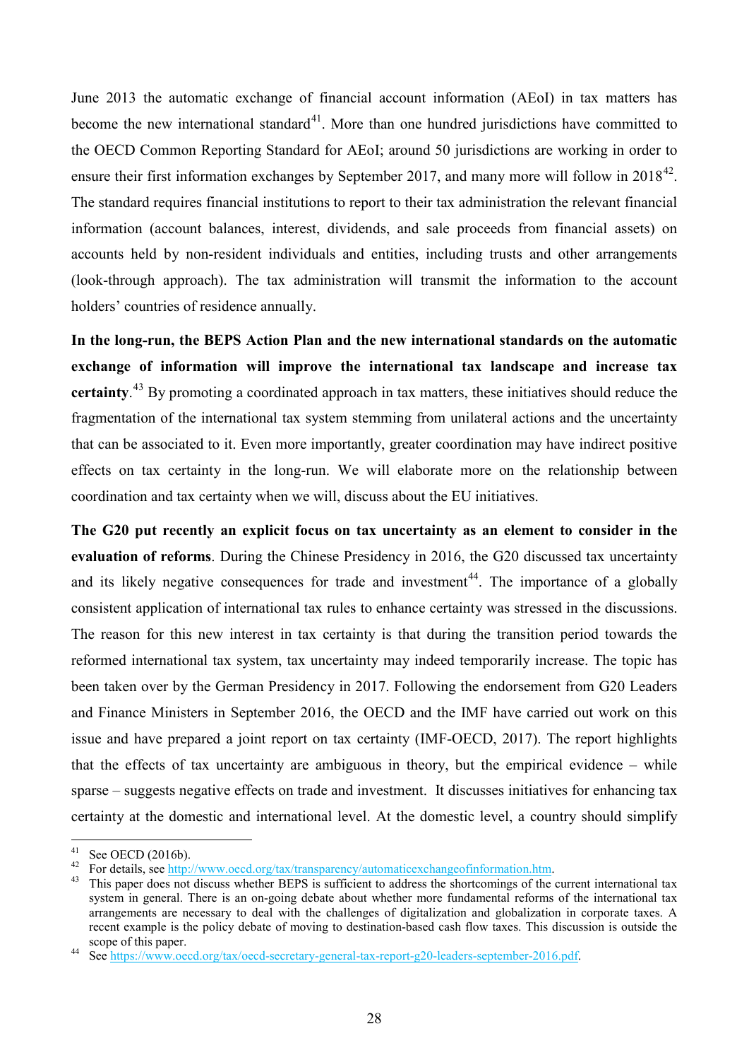June 2013 the automatic exchange of financial account information (AEoI) in tax matters has become the new international standard[41]. More than one hundred jurisdictions have committed to the OECD Common Reporting Standard for AEoI; around 50 jurisdictions are working in order to ensure their first information exchanges by September 2017, and many more will follow in 2018[42]. The standard requires financial institutions to report to their tax administration the relevant financial information (account balances, interest, dividends, and sale proceeds from financial assets) on accounts held by non-resident individuals and entities, including trusts and other arrangements (look-through approach). The tax administration will transmit the information to the account holders' countries of residence annually.

**In the long-run, the BEPS Action Plan and the new international standards on the automatic exchange of information will improve the international tax landscape and increase tax certainty**.[43] By promoting a coordinated approach in tax matters, these initiatives should reduce the fragmentation of the international tax system stemming from unilateral actions and the uncertainty that can be associated to it. Even more importantly, greater coordination may have indirect positive effects on tax certainty in the long-run. We will elaborate more on the relationship between coordination and tax certainty when we will, discuss about the EU initiatives.

**The G20 put recently an explicit focus on tax uncertainty as an element to consider in the evaluation of reforms**. During the Chinese Presidency in 2016, the G20 discussed tax uncertainty and its likely negative consequences for trade and investment[44]. The importance of a globally consistent application of international tax rules to enhance certainty was stressed in the discussions. The reason for this new interest in tax certainty is that during the transition period towards the reformed international tax system, tax uncertainty may indeed temporarily increase. The topic has been taken over by the German Presidency in 2017. Following the endorsement from G20 Leaders and Finance Ministers in September 2016, the OECD and the IMF have carried out work on this issue and have prepared a joint report on tax certainty (IMF-OECD, 2017). The report highlights that the effects of tax uncertainty are ambiguous in theory, but the empirical evidence – while sparse – suggests negative effects on trade and investment. It discusses initiatives for enhancing tax certainty at the domestic and international level. At the domestic level, a country should simplify

---

[41] See OECD (2016b).

[42] For details, see http://www.oecd.org/tax/transparency/automaticexchangeofinformation.htm.

[43] This paper does not discuss whether BEPS is sufficient to address the shortcomings of the current international tax system in general. There is an on-going debate about whether more fundamental reforms of the international tax arrangements are necessary to deal with the challenges of digitalization and globalization in corporate taxes. A recent example is the policy debate of moving to destination-based cash flow taxes. This discussion is outside the scope of this paper.

[44] See https://www.oecd.org/tax/oecd-secretary-general-tax-report-g20-leaders-september-2016.pdf.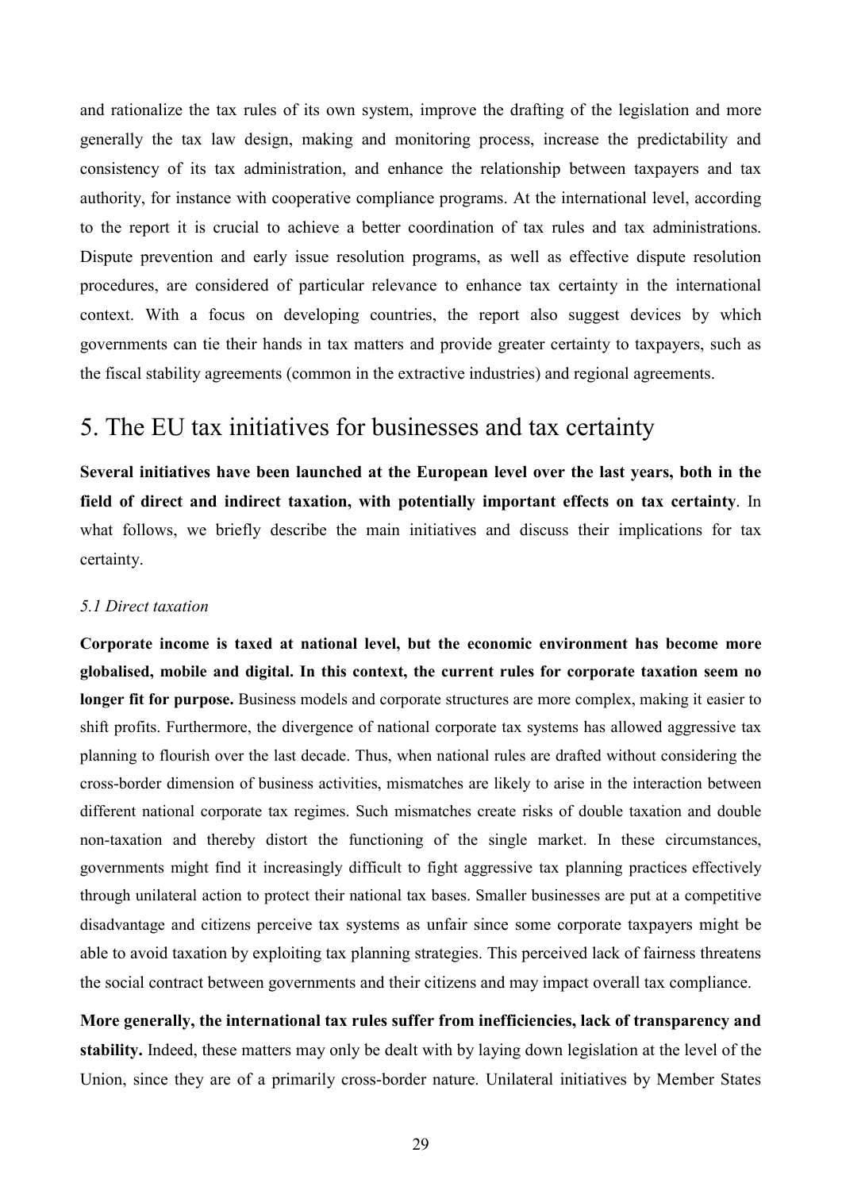and rationalize the tax rules of its own system, improve the drafting of the legislation and more generally the tax law design, making and monitoring process, increase the predictability and consistency of its tax administration, and enhance the relationship between taxpayers and tax authority, for instance with cooperative compliance programs. At the international level, according to the report it is crucial to achieve a better coordination of tax rules and tax administrations. Dispute prevention and early issue resolution programs, as well as effective dispute resolution procedures, are considered of particular relevance to enhance tax certainty in the international context. With a focus on developing countries, the report also suggest devices by which governments can tie their hands in tax matters and provide greater certainty to taxpayers, such as the fiscal stability agreements (common in the extractive industries) and regional agreements.

# 5. The EU tax initiatives for businesses and tax certainty

**Several initiatives have been launched at the European level over the last years, both in the field of direct and indirect taxation, with potentially important effects on tax certainty**. In what follows, we briefly describe the main initiatives and discuss their implications for tax certainty.

### *5.1 Direct taxation*

**Corporate income is taxed at national level, but the economic environment has become more globalised, mobile and digital. In this context, the current rules for corporate taxation seem no longer fit for purpose.** Business models and corporate structures are more complex, making it easier to shift profits. Furthermore, the divergence of national corporate tax systems has allowed aggressive tax planning to flourish over the last decade. Thus, when national rules are drafted without considering the cross-border dimension of business activities, mismatches are likely to arise in the interaction between different national corporate tax regimes. Such mismatches create risks of double taxation and double non-taxation and thereby distort the functioning of the single market. In these circumstances, governments might find it increasingly difficult to fight aggressive tax planning practices effectively through unilateral action to protect their national tax bases. Smaller businesses are put at a competitive disadvantage and citizens perceive tax systems as unfair since some corporate taxpayers might be able to avoid taxation by exploiting tax planning strategies. This perceived lack of fairness threatens the social contract between governments and their citizens and may impact overall tax compliance.

**More generally, the international tax rules suffer from inefficiencies, lack of transparency and stability.** Indeed, these matters may only be dealt with by laying down legislation at the level of the Union, since they are of a primarily cross-border nature. Unilateral initiatives by Member States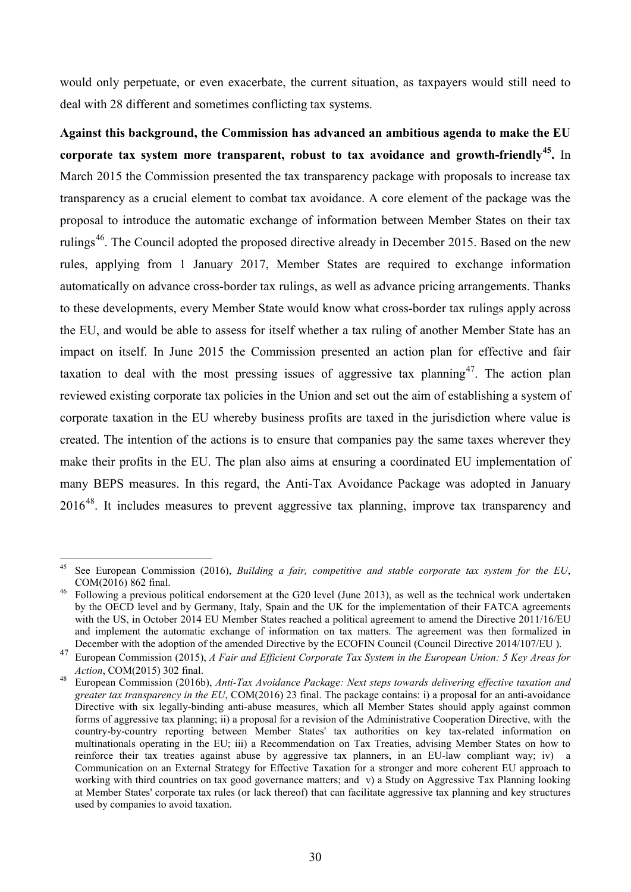would only perpetuate, or even exacerbate, the current situation, as taxpayers would still need to deal with 28 different and sometimes conflicting tax systems.

**Against this background, the Commission has advanced an ambitious agenda to make the EU corporate tax system more transparent, robust to tax avoidance and growth-friendly[45].** In March 2015 the Commission presented the tax transparency package with proposals to increase tax transparency as a crucial element to combat tax avoidance. A core element of the package was the proposal to introduce the automatic exchange of information between Member States on their tax rulings[46]. The Council adopted the proposed directive already in December 2015. Based on the new rules, applying from 1 January 2017, Member States are required to exchange information automatically on advance cross-border tax rulings, as well as advance pricing arrangements. Thanks to these developments, every Member State would know what cross-border tax rulings apply across the EU, and would be able to assess for itself whether a tax ruling of another Member State has an impact on itself. In June 2015 the Commission presented an action plan for effective and fair taxation to deal with the most pressing issues of aggressive tax planning[47]. The action plan reviewed existing corporate tax policies in the Union and set out the aim of establishing a system of corporate taxation in the EU whereby business profits are taxed in the jurisdiction where value is created. The intention of the actions is to ensure that companies pay the same taxes wherever they make their profits in the EU. The plan also aims at ensuring a coordinated EU implementation of many BEPS measures. In this regard, the Anti-Tax Avoidance Package was adopted in January 2016[48]. It includes measures to prevent aggressive tax planning, improve tax transparency and

---

[45] See European Commission (2016), *Building a fair, competitive and stable corporate tax system for the EU*, COM(2016) 862 final.

[46] Following a previous political endorsement at the G20 level (June 2013), as well as the technical work undertaken by the OECD level and by Germany, Italy, Spain and the UK for the implementation of their FATCA agreements with the US, in October 2014 EU Member States reached a political agreement to amend the Directive 2011/16/EU and implement the automatic exchange of information on tax matters. The agreement was then formalized in December with the adoption of the amended Directive by the ECOFIN Council (Council Directive 2014/107/EU ).

[47] European Commission (2015), *A Fair and Efficient Corporate Tax System in the European Union: 5 Key Areas for Action*, COM(2015) 302 final.

[48] European Commission (2016b), *Anti-Tax Avoidance Package: Next steps towards delivering effective taxation and greater tax transparency in the EU*, COM(2016) 23 final. The package contains: i) a proposal for an anti-avoidance Directive with six legally-binding anti-abuse measures, which all Member States should apply against common forms of aggressive tax planning; ii) a proposal for a revision of the Administrative Cooperation Directive, with the country-by-country reporting between Member States' tax authorities on key tax-related information on multinationals operating in the EU; iii) a Recommendation on Tax Treaties, advising Member States on how to reinforce their tax treaties against abuse by aggressive tax planners, in an EU-law compliant way; iv) a Communication on an External Strategy for Effective Taxation for a stronger and more coherent EU approach to working with third countries on tax good governance matters; and v) a Study on Aggressive Tax Planning looking at Member States' corporate tax rules (or lack thereof) that can facilitate aggressive tax planning and key structures used by companies to avoid taxation.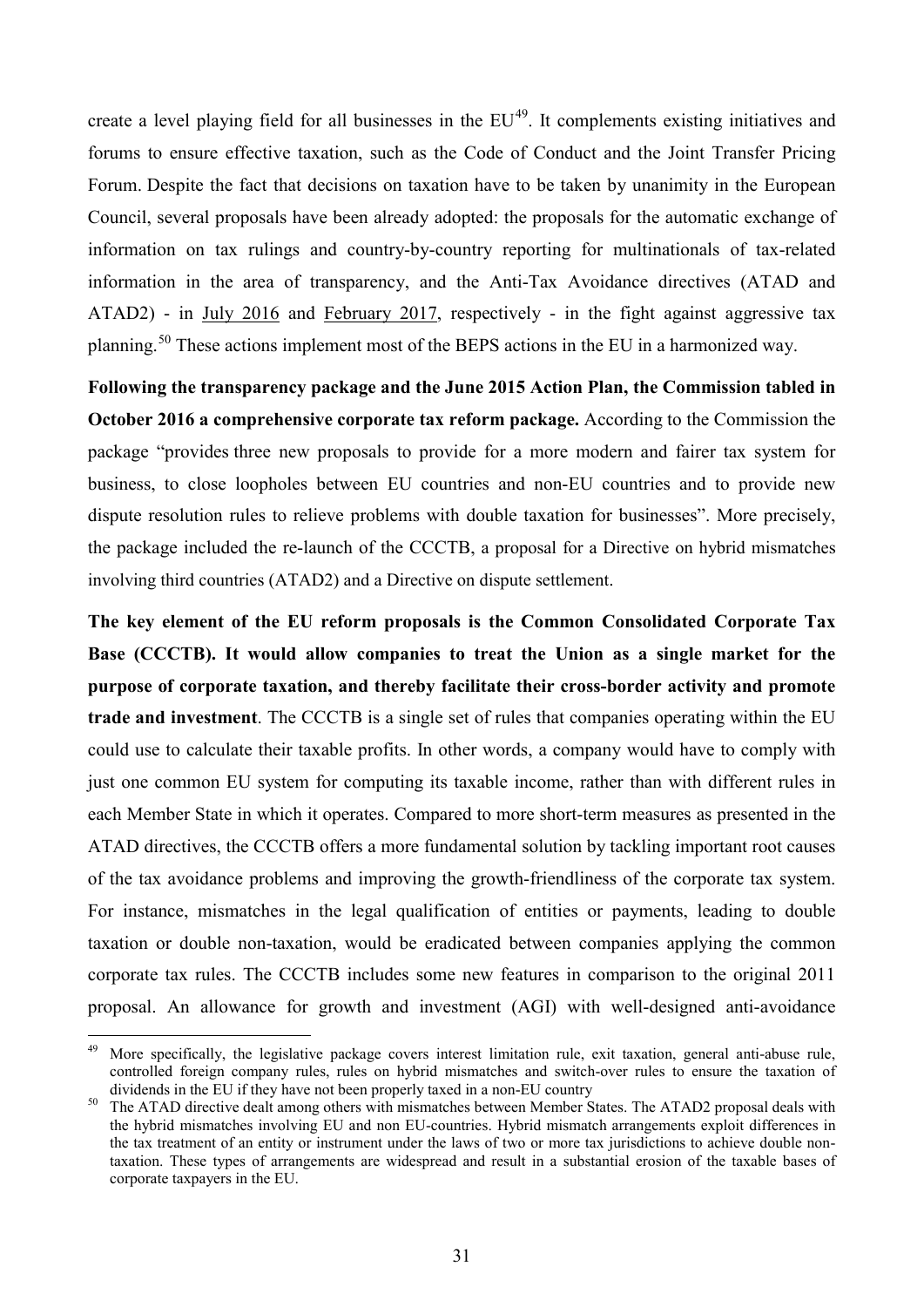create a level playing field for all businesses in the EU[49]. It complements existing initiatives and forums to ensure effective taxation, such as the Code of Conduct and the Joint Transfer Pricing Forum. Despite the fact that decisions on taxation have to be taken by unanimity in the European Council, several proposals have been already adopted: the proposals for the automatic exchange of information on tax rulings and country-by-country reporting for multinationals of tax-related information in the area of transparency, and the Anti-Tax Avoidance directives (ATAD and ATAD2) - in July 2016 and February 2017, respectively - in the fight against aggressive tax planning.[50] These actions implement most of the BEPS actions in the EU in a harmonized way.

**Following the transparency package and the June 2015 Action Plan, the Commission tabled in October 2016 a comprehensive corporate tax reform package.** According to the Commission the package "provides three new proposals to provide for a more modern and fairer tax system for business, to close loopholes between EU countries and non-EU countries and to provide new dispute resolution rules to relieve problems with double taxation for businesses". More precisely, the package included the re-launch of the CCCTB, a proposal for a Directive on hybrid mismatches involving third countries (ATAD2) and a Directive on dispute settlement.

**The key element of the EU reform proposals is the Common Consolidated Corporate Tax Base (CCCTB). It would allow companies to treat the Union as a single market for the purpose of corporate taxation, and thereby facilitate their cross-border activity and promote trade and investment**. The CCCTB is a single set of rules that companies operating within the EU could use to calculate their taxable profits. In other words, a company would have to comply with just one common EU system for computing its taxable income, rather than with different rules in each Member State in which it operates. Compared to more short-term measures as presented in the ATAD directives, the CCCTB offers a more fundamental solution by tackling important root causes of the tax avoidance problems and improving the growth-friendliness of the corporate tax system. For instance, mismatches in the legal qualification of entities or payments, leading to double taxation or double non-taxation, would be eradicated between companies applying the common corporate tax rules. The CCCTB includes some new features in comparison to the original 2011 proposal. An allowance for growth and investment (AGI) with well-designed anti-avoidance

---

[49] More specifically, the legislative package covers interest limitation rule, exit taxation, general anti-abuse rule, controlled foreign company rules, rules on hybrid mismatches and switch-over rules to ensure the taxation of dividends in the EU if they have not been properly taxed in a non-EU country

[50] The ATAD directive dealt among others with mismatches between Member States. The ATAD2 proposal deals with the hybrid mismatches involving EU and non EU-countries. Hybrid mismatch arrangements exploit differences in the tax treatment of an entity or instrument under the laws of two or more tax jurisdictions to achieve double non-taxation. These types of arrangements are widespread and result in a substantial erosion of the taxable bases of corporate taxpayers in the EU.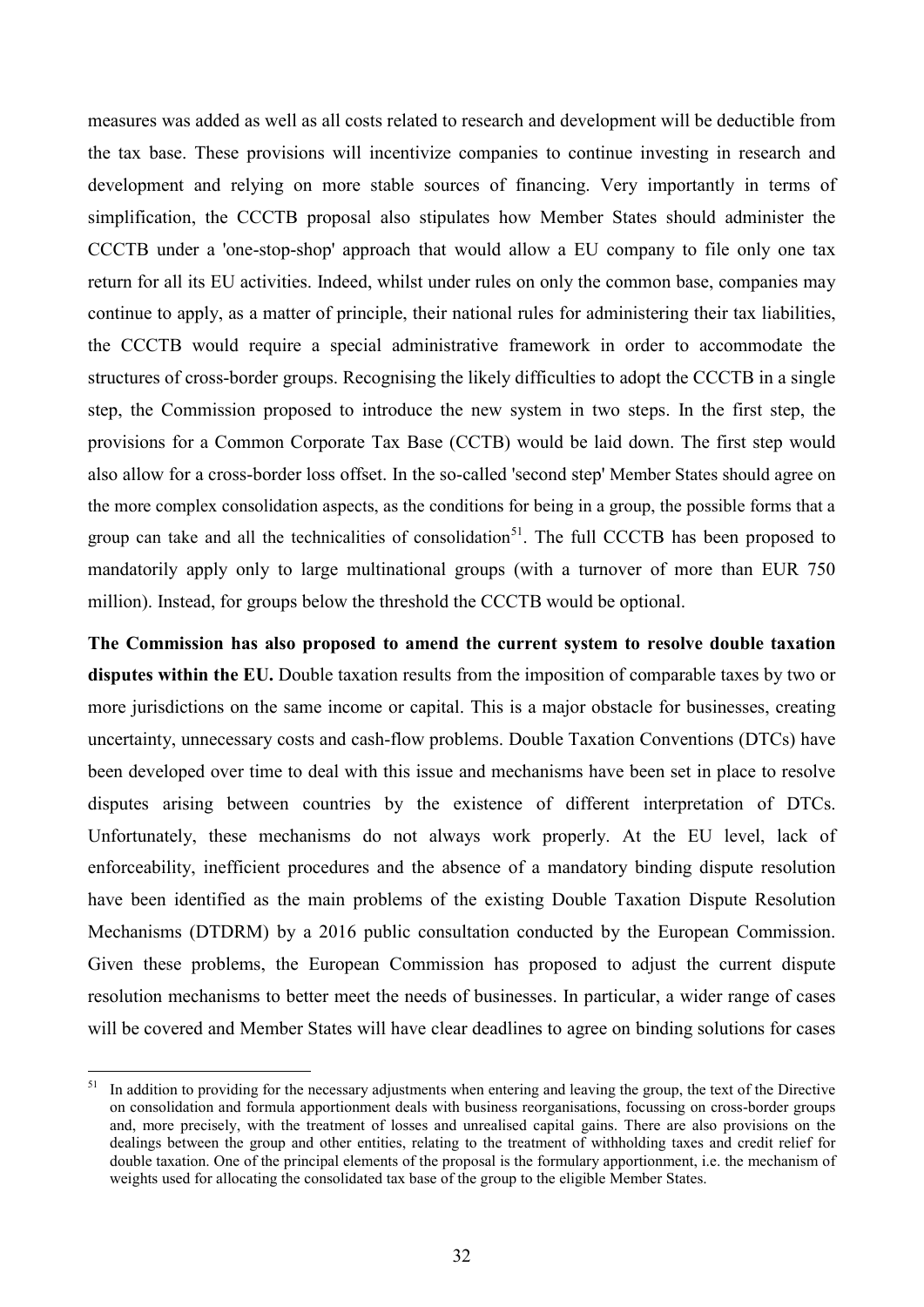measures was added as well as all costs related to research and development will be deductible from the tax base. These provisions will incentivize companies to continue investing in research and development and relying on more stable sources of financing. Very importantly in terms of simplification, the CCCTB proposal also stipulates how Member States should administer the CCCTB under a 'one-stop-shop' approach that would allow a EU company to file only one tax return for all its EU activities. Indeed, whilst under rules on only the common base, companies may continue to apply, as a matter of principle, their national rules for administering their tax liabilities, the CCCTB would require a special administrative framework in order to accommodate the structures of cross-border groups. Recognising the likely difficulties to adopt the CCCTB in a single step, the Commission proposed to introduce the new system in two steps. In the first step, the provisions for a Common Corporate Tax Base (CCTB) would be laid down. The first step would also allow for a cross-border loss offset. In the so-called 'second step' Member States should agree on the more complex consolidation aspects, as the conditions for being in a group, the possible forms that a group can take and all the technicalities of consolidation[51]. The full CCCTB has been proposed to mandatorily apply only to large multinational groups (with a turnover of more than EUR 750 million). Instead, for groups below the threshold the CCCTB would be optional.

**The Commission has also proposed to amend the current system to resolve double taxation disputes within the EU.** Double taxation results from the imposition of comparable taxes by two or more jurisdictions on the same income or capital. This is a major obstacle for businesses, creating uncertainty, unnecessary costs and cash-flow problems. Double Taxation Conventions (DTCs) have been developed over time to deal with this issue and mechanisms have been set in place to resolve disputes arising between countries by the existence of different interpretation of DTCs. Unfortunately, these mechanisms do not always work properly. At the EU level, lack of enforceability, inefficient procedures and the absence of a mandatory binding dispute resolution have been identified as the main problems of the existing Double Taxation Dispute Resolution Mechanisms (DTDRM) by a 2016 public consultation conducted by the European Commission. Given these problems, the European Commission has proposed to adjust the current dispute resolution mechanisms to better meet the needs of businesses. In particular, a wider range of cases will be covered and Member States will have clear deadlines to agree on binding solutions for cases

[51] In addition to providing for the necessary adjustments when entering and leaving the group, the text of the Directive on consolidation and formula apportionment deals with business reorganisations, focussing on cross-border groups and, more precisely, with the treatment of losses and unrealised capital gains. There are also provisions on the dealings between the group and other entities, relating to the treatment of withholding taxes and credit relief for double taxation. One of the principal elements of the proposal is the formulary apportionment, i.e. the mechanism of weights used for allocating the consolidated tax base of the group to the eligible Member States.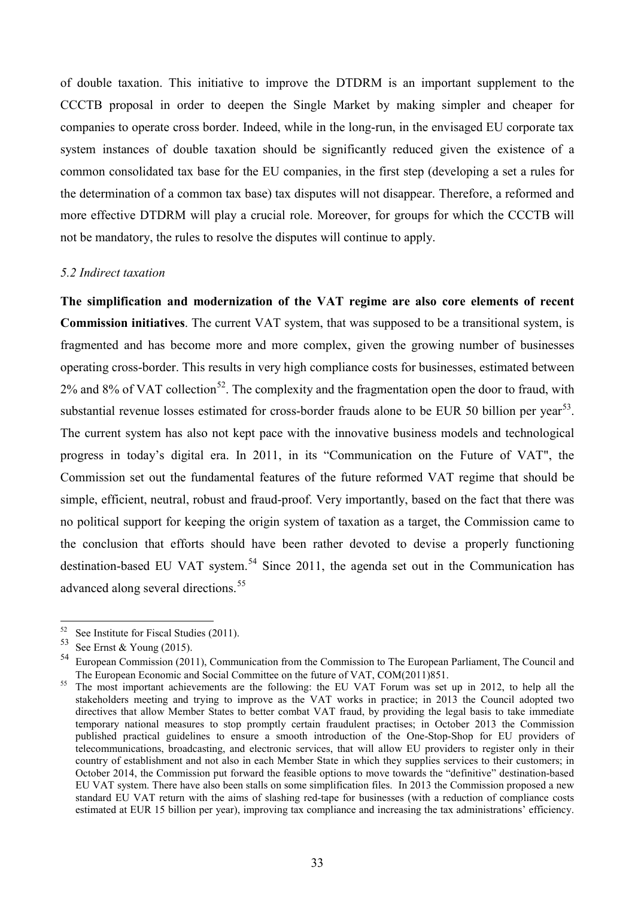of double taxation. This initiative to improve the DTDRM is an important supplement to the CCCTB proposal in order to deepen the Single Market by making simpler and cheaper for companies to operate cross border. Indeed, while in the long-run, in the envisaged EU corporate tax system instances of double taxation should be significantly reduced given the existence of a common consolidated tax base for the EU companies, in the first step (developing a set a rules for the determination of a common tax base) tax disputes will not disappear. Therefore, a reformed and more effective DTDRM will play a crucial role. Moreover, for groups for which the CCCTB will not be mandatory, the rules to resolve the disputes will continue to apply.

### *5.2 Indirect taxation*

**The simplification and modernization of the VAT regime are also core elements of recent Commission initiatives**. The current VAT system, that was supposed to be a transitional system, is fragmented and has become more and more complex, given the growing number of businesses operating cross-border. This results in very high compliance costs for businesses, estimated between 2% and 8% of VAT collection[52]. The complexity and the fragmentation open the door to fraud, with substantial revenue losses estimated for cross-border frauds alone to be EUR 50 billion per year[53]. The current system has also not kept pace with the innovative business models and technological progress in today's digital era. In 2011, in its "Communication on the Future of VAT", the Commission set out the fundamental features of the future reformed VAT regime that should be simple, efficient, neutral, robust and fraud-proof. Very importantly, based on the fact that there was no political support for keeping the origin system of taxation as a target, the Commission came to the conclusion that efforts should have been rather devoted to devise a properly functioning destination-based EU VAT system.[54] Since 2011, the agenda set out in the Communication has advanced along several directions.[55]

---

[52] See Institute for Fiscal Studies (2011).

[53] See Ernst & Young (2015).

[54] European Commission (2011), Communication from the Commission to The European Parliament, The Council and The European Economic and Social Committee on the future of VAT, COM(2011)851.

[55] The most important achievements are the following: the EU VAT Forum was set up in 2012, to help all the stakeholders meeting and trying to improve as the VAT works in practice; in 2013 the Council adopted two directives that allow Member States to better combat VAT fraud, by providing the legal basis to take immediate temporary national measures to stop promptly certain fraudulent practises; in October 2013 the Commission published practical guidelines to ensure a smooth introduction of the One-Stop-Shop for EU providers of telecommunications, broadcasting, and electronic services, that will allow EU providers to register only in their country of establishment and not also in each Member State in which they supplies services to their customers; in October 2014, the Commission put forward the feasible options to move towards the "definitive" destination-based EU VAT system. There have also been stalls on some simplification files. In 2013 the Commission proposed a new standard EU VAT return with the aims of slashing red-tape for businesses (with a reduction of compliance costs estimated at EUR 15 billion per year), improving tax compliance and increasing the tax administrations' efficiency.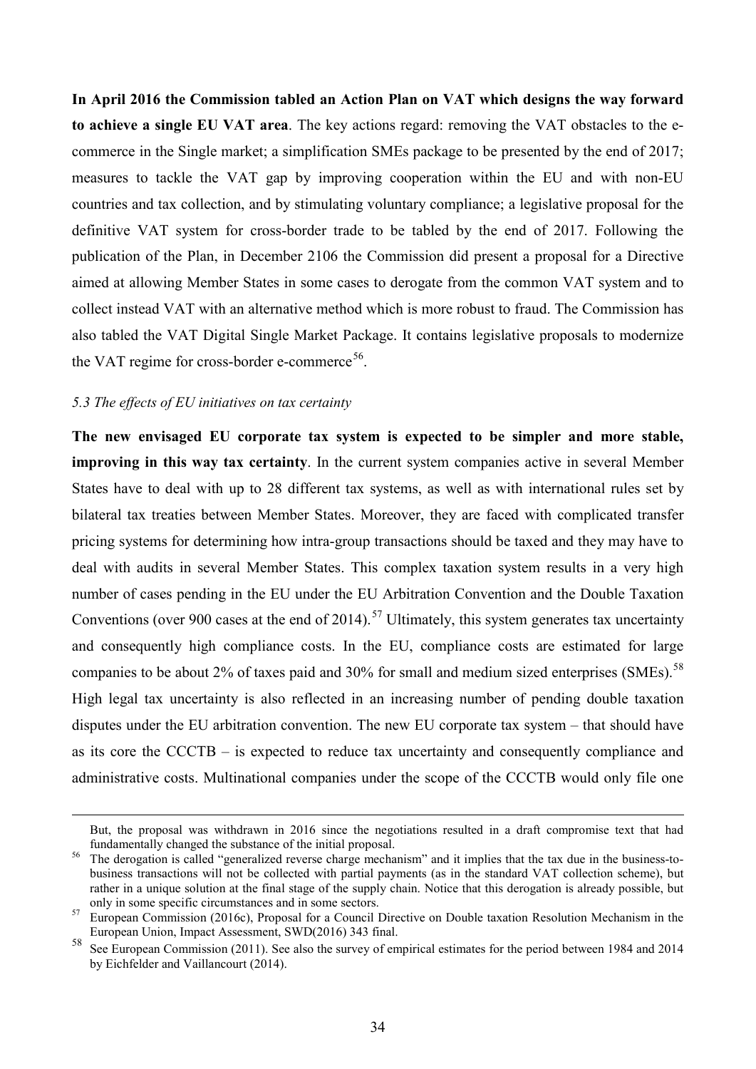**In April 2016 the Commission tabled an Action Plan on VAT which designs the way forward to achieve a single EU VAT area**. The key actions regard: removing the VAT obstacles to the e-commerce in the Single market; a simplification SMEs package to be presented by the end of 2017; measures to tackle the VAT gap by improving cooperation within the EU and with non-EU countries and tax collection, and by stimulating voluntary compliance; a legislative proposal for the definitive VAT system for cross-border trade to be tabled by the end of 2017. Following the publication of the Plan, in December 2106 the Commission did present a proposal for a Directive aimed at allowing Member States in some cases to derogate from the common VAT system and to collect instead VAT with an alternative method which is more robust to fraud. The Commission has also tabled the VAT Digital Single Market Package. It contains legislative proposals to modernize the VAT regime for cross-border e-commerce[56].

*5.3 The effects of EU initiatives on tax certainty*

**The new envisaged EU corporate tax system is expected to be simpler and more stable, improving in this way tax certainty**. In the current system companies active in several Member States have to deal with up to 28 different tax systems, as well as with international rules set by bilateral tax treaties between Member States. Moreover, they are faced with complicated transfer pricing systems for determining how intra-group transactions should be taxed and they may have to deal with audits in several Member States. This complex taxation system results in a very high number of cases pending in the EU under the EU Arbitration Convention and the Double Taxation Conventions (over 900 cases at the end of 2014).[57] Ultimately, this system generates tax uncertainty and consequently high compliance costs. In the EU, compliance costs are estimated for large companies to be about 2% of taxes paid and 30% for small and medium sized enterprises (SMEs).[58] High legal tax uncertainty is also reflected in an increasing number of pending double taxation disputes under the EU arbitration convention. The new EU corporate tax system – that should have as its core the CCCTB – is expected to reduce tax uncertainty and consequently compliance and administrative costs. Multinational companies under the scope of the CCCTB would only file one

But, the proposal was withdrawn in 2016 since the negotiations resulted in a draft compromise text that had fundamentally changed the substance of the initial proposal.

[56] The derogation is called "generalized reverse charge mechanism" and it implies that the tax due in the business-to-business transactions will not be collected with partial payments (as in the standard VAT collection scheme), but rather in a unique solution at the final stage of the supply chain. Notice that this derogation is already possible, but only in some specific circumstances and in some sectors.

[57] European Commission (2016c), Proposal for a Council Directive on Double taxation Resolution Mechanism in the European Union, Impact Assessment, SWD(2016) 343 final.

[58] See European Commission (2011). See also the survey of empirical estimates for the period between 1984 and 2014 by Eichfelder and Vaillancourt (2014).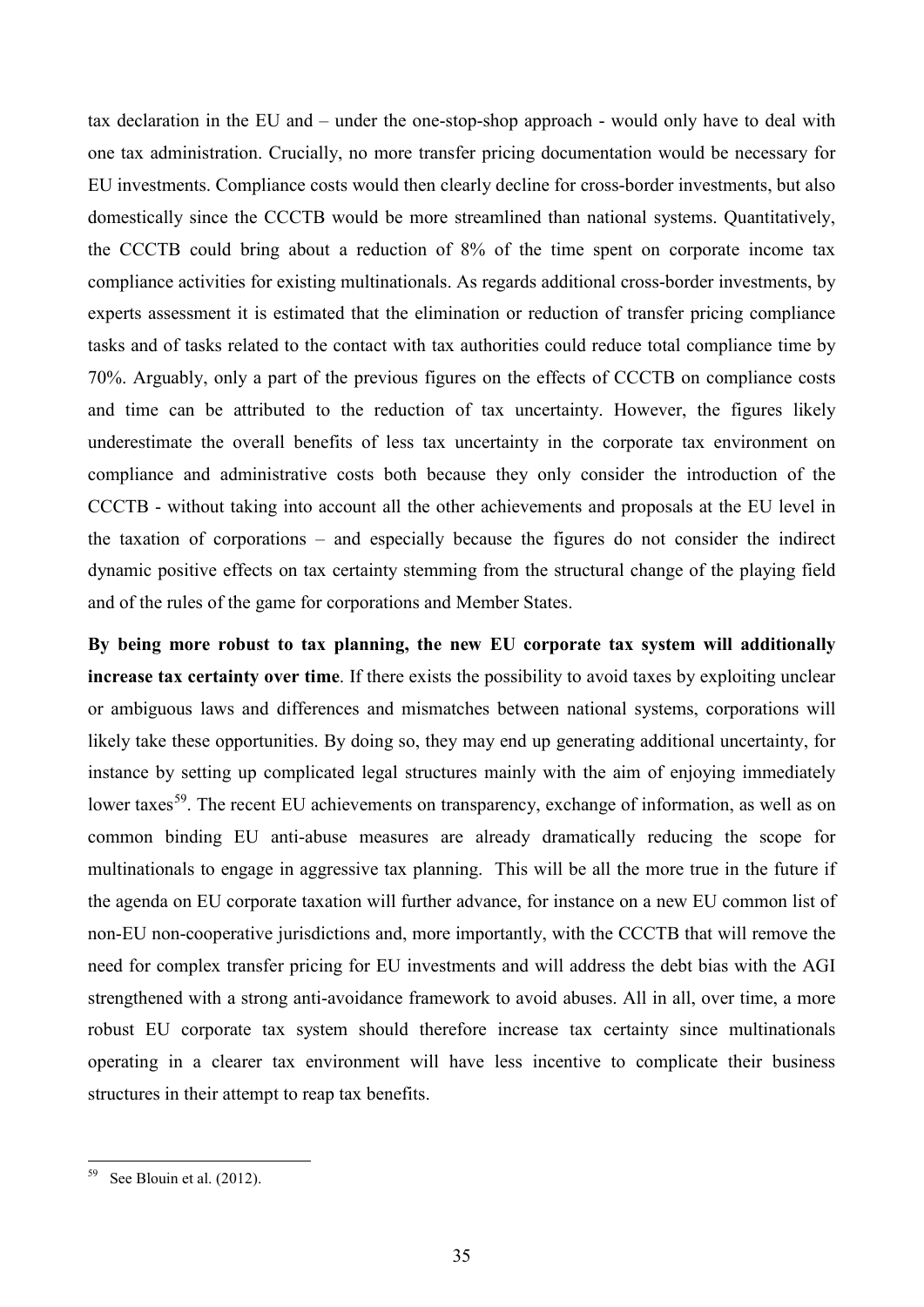tax declaration in the EU and – under the one-stop-shop approach - would only have to deal with one tax administration. Crucially, no more transfer pricing documentation would be necessary for EU investments. Compliance costs would then clearly decline for cross-border investments, but also domestically since the CCCTB would be more streamlined than national systems. Quantitatively, the CCCTB could bring about a reduction of 8% of the time spent on corporate income tax compliance activities for existing multinationals. As regards additional cross-border investments, by experts assessment it is estimated that the elimination or reduction of transfer pricing compliance tasks and of tasks related to the contact with tax authorities could reduce total compliance time by 70%. Arguably, only a part of the previous figures on the effects of CCCTB on compliance costs and time can be attributed to the reduction of tax uncertainty. However, the figures likely underestimate the overall benefits of less tax uncertainty in the corporate tax environment on compliance and administrative costs both because they only consider the introduction of the CCCTB - without taking into account all the other achievements and proposals at the EU level in the taxation of corporations – and especially because the figures do not consider the indirect dynamic positive effects on tax certainty stemming from the structural change of the playing field and of the rules of the game for corporations and Member States.

**By being more robust to tax planning, the new EU corporate tax system will additionally increase tax certainty over time**. If there exists the possibility to avoid taxes by exploiting unclear or ambiguous laws and differences and mismatches between national systems, corporations will likely take these opportunities. By doing so, they may end up generating additional uncertainty, for instance by setting up complicated legal structures mainly with the aim of enjoying immediately lower taxes[59]. The recent EU achievements on transparency, exchange of information, as well as on common binding EU anti-abuse measures are already dramatically reducing the scope for multinationals to engage in aggressive tax planning. This will be all the more true in the future if the agenda on EU corporate taxation will further advance, for instance on a new EU common list of non-EU non-cooperative jurisdictions and, more importantly, with the CCCTB that will remove the need for complex transfer pricing for EU investments and will address the debt bias with the AGI strengthened with a strong anti-avoidance framework to avoid abuses. All in all, over time, a more robust EU corporate tax system should therefore increase tax certainty since multinationals operating in a clearer tax environment will have less incentive to complicate their business structures in their attempt to reap tax benefits.

[59] See Blouin et al. (2012).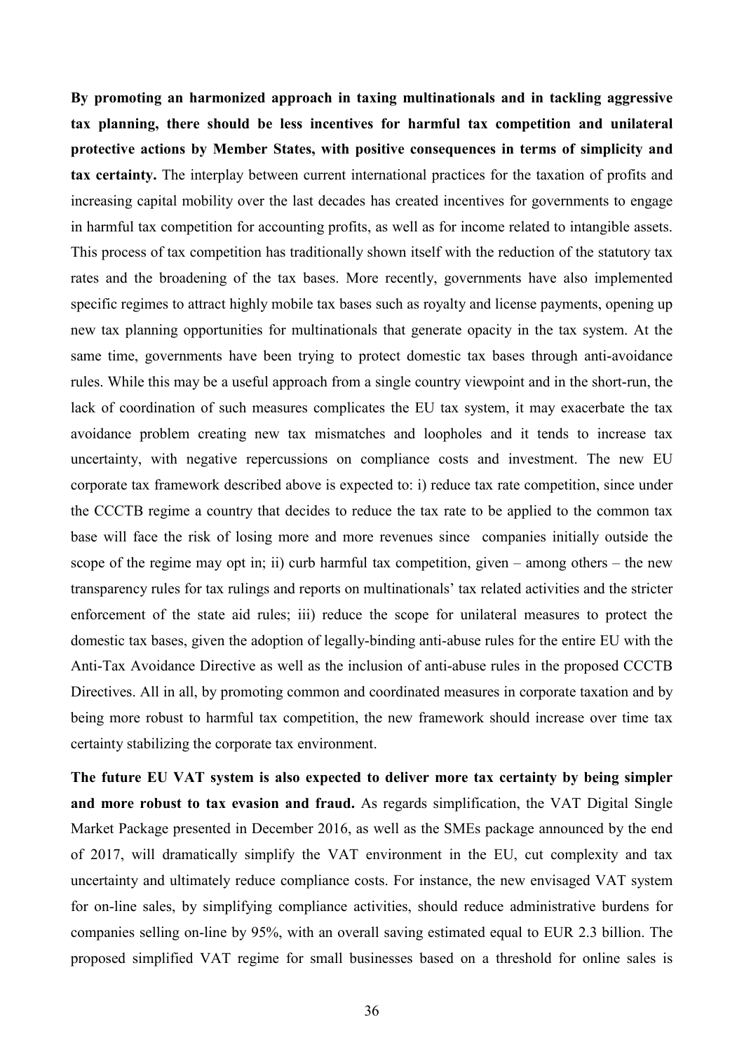**By promoting an harmonized approach in taxing multinationals and in tackling aggressive tax planning, there should be less incentives for harmful tax competition and unilateral protective actions by Member States, with positive consequences in terms of simplicity and tax certainty.** The interplay between current international practices for the taxation of profits and increasing capital mobility over the last decades has created incentives for governments to engage in harmful tax competition for accounting profits, as well as for income related to intangible assets. This process of tax competition has traditionally shown itself with the reduction of the statutory tax rates and the broadening of the tax bases. More recently, governments have also implemented specific regimes to attract highly mobile tax bases such as royalty and license payments, opening up new tax planning opportunities for multinationals that generate opacity in the tax system. At the same time, governments have been trying to protect domestic tax bases through anti-avoidance rules. While this may be a useful approach from a single country viewpoint and in the short-run, the lack of coordination of such measures complicates the EU tax system, it may exacerbate the tax avoidance problem creating new tax mismatches and loopholes and it tends to increase tax uncertainty, with negative repercussions on compliance costs and investment. The new EU corporate tax framework described above is expected to: i) reduce tax rate competition, since under the CCCTB regime a country that decides to reduce the tax rate to be applied to the common tax base will face the risk of losing more and more revenues since companies initially outside the scope of the regime may opt in; ii) curb harmful tax competition, given – among others – the new transparency rules for tax rulings and reports on multinationals' tax related activities and the stricter enforcement of the state aid rules; iii) reduce the scope for unilateral measures to protect the domestic tax bases, given the adoption of legally-binding anti-abuse rules for the entire EU with the Anti-Tax Avoidance Directive as well as the inclusion of anti-abuse rules in the proposed CCCTB Directives. All in all, by promoting common and coordinated measures in corporate taxation and by being more robust to harmful tax competition, the new framework should increase over time tax certainty stabilizing the corporate tax environment.

**The future EU VAT system is also expected to deliver more tax certainty by being simpler and more robust to tax evasion and fraud.** As regards simplification, the VAT Digital Single Market Package presented in December 2016, as well as the SMEs package announced by the end of 2017, will dramatically simplify the VAT environment in the EU, cut complexity and tax uncertainty and ultimately reduce compliance costs. For instance, the new envisaged VAT system for on-line sales, by simplifying compliance activities, should reduce administrative burdens for companies selling on-line by 95%, with an overall saving estimated equal to EUR 2.3 billion. The proposed simplified VAT regime for small businesses based on a threshold for online sales is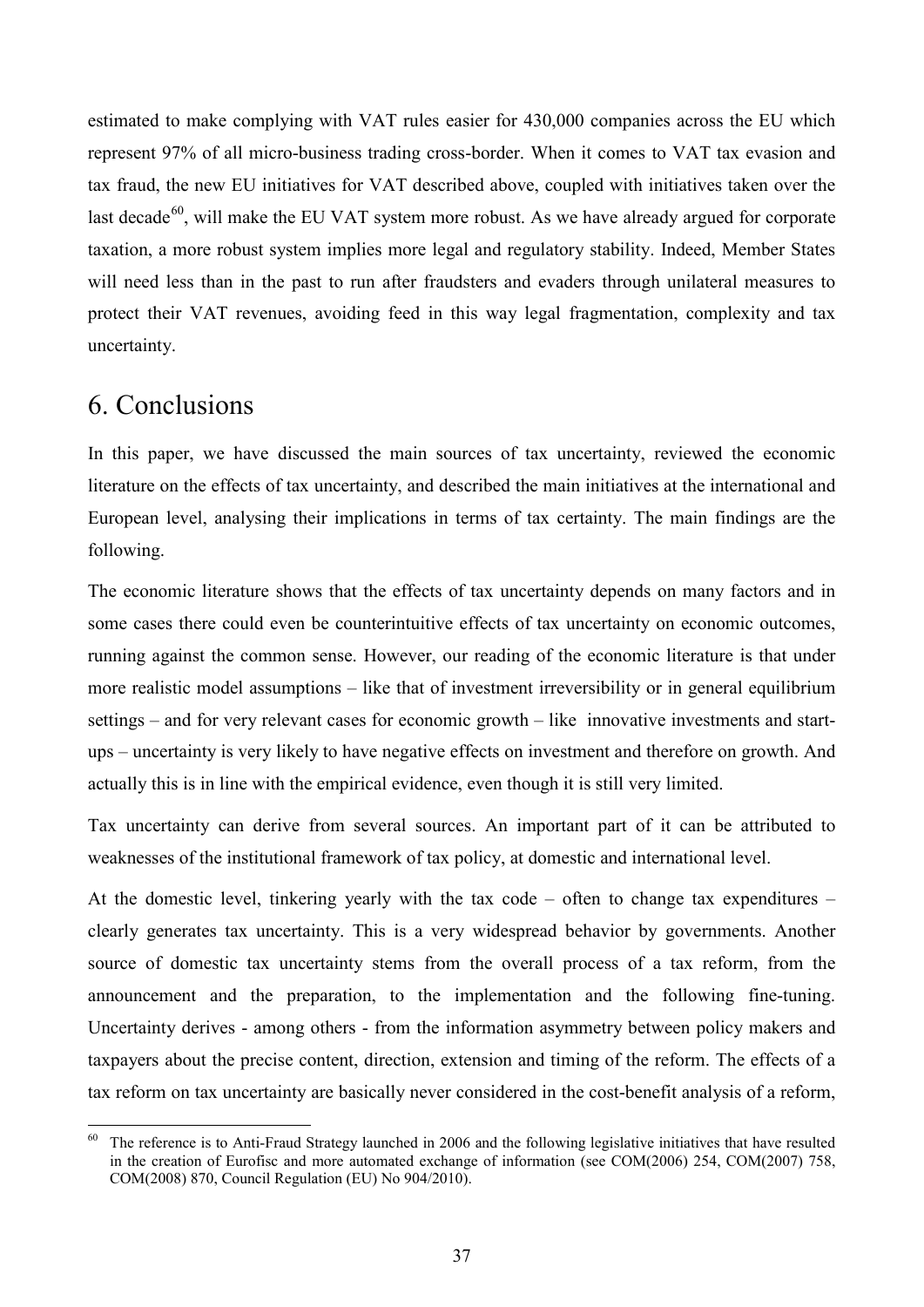estimated to make complying with VAT rules easier for 430,000 companies across the EU which represent 97% of all micro-business trading cross-border. When it comes to VAT tax evasion and tax fraud, the new EU initiatives for VAT described above, coupled with initiatives taken over the last decade[60], will make the EU VAT system more robust. As we have already argued for corporate taxation, a more robust system implies more legal and regulatory stability. Indeed, Member States will need less than in the past to run after fraudsters and evaders through unilateral measures to protect their VAT revenues, avoiding feed in this way legal fragmentation, complexity and tax uncertainty.

# 6. Conclusions

In this paper, we have discussed the main sources of tax uncertainty, reviewed the economic literature on the effects of tax uncertainty, and described the main initiatives at the international and European level, analysing their implications in terms of tax certainty. The main findings are the following.

The economic literature shows that the effects of tax uncertainty depends on many factors and in some cases there could even be counterintuitive effects of tax uncertainty on economic outcomes, running against the common sense. However, our reading of the economic literature is that under more realistic model assumptions – like that of investment irreversibility or in general equilibrium settings – and for very relevant cases for economic growth – like innovative investments and start-ups – uncertainty is very likely to have negative effects on investment and therefore on growth. And actually this is in line with the empirical evidence, even though it is still very limited.

Tax uncertainty can derive from several sources. An important part of it can be attributed to weaknesses of the institutional framework of tax policy, at domestic and international level.

At the domestic level, tinkering yearly with the tax code – often to change tax expenditures – clearly generates tax uncertainty. This is a very widespread behavior by governments. Another source of domestic tax uncertainty stems from the overall process of a tax reform, from the announcement and the preparation, to the implementation and the following fine-tuning. Uncertainty derives - among others - from the information asymmetry between policy makers and taxpayers about the precise content, direction, extension and timing of the reform. The effects of a tax reform on tax uncertainty are basically never considered in the cost-benefit analysis of a reform,

[60] The reference is to Anti-Fraud Strategy launched in 2006 and the following legislative initiatives that have resulted in the creation of Eurofisc and more automated exchange of information (see COM(2006) 254, COM(2007) 758, COM(2008) 870, Council Regulation (EU) No 904/2010).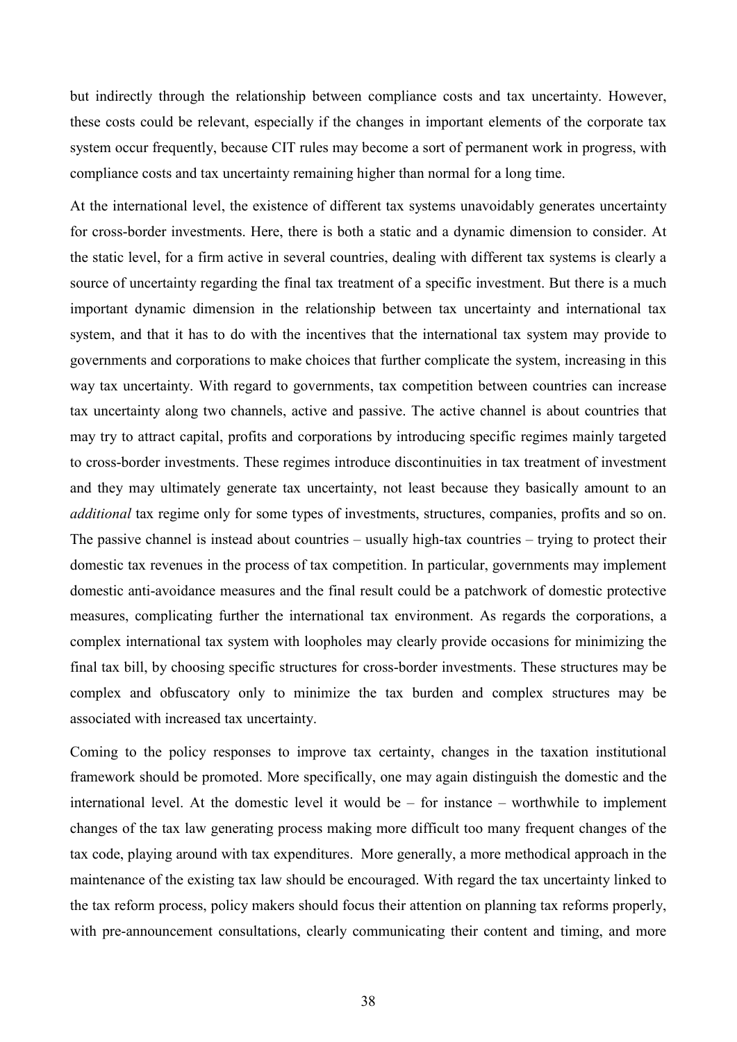but indirectly through the relationship between compliance costs and tax uncertainty. However, these costs could be relevant, especially if the changes in important elements of the corporate tax system occur frequently, because CIT rules may become a sort of permanent work in progress, with compliance costs and tax uncertainty remaining higher than normal for a long time.

At the international level, the existence of different tax systems unavoidably generates uncertainty for cross-border investments. Here, there is both a static and a dynamic dimension to consider. At the static level, for a firm active in several countries, dealing with different tax systems is clearly a source of uncertainty regarding the final tax treatment of a specific investment. But there is a much important dynamic dimension in the relationship between tax uncertainty and international tax system, and that it has to do with the incentives that the international tax system may provide to governments and corporations to make choices that further complicate the system, increasing in this way tax uncertainty. With regard to governments, tax competition between countries can increase tax uncertainty along two channels, active and passive. The active channel is about countries that may try to attract capital, profits and corporations by introducing specific regimes mainly targeted to cross-border investments. These regimes introduce discontinuities in tax treatment of investment and they may ultimately generate tax uncertainty, not least because they basically amount to an *additional* tax regime only for some types of investments, structures, companies, profits and so on. The passive channel is instead about countries – usually high-tax countries – trying to protect their domestic tax revenues in the process of tax competition. In particular, governments may implement domestic anti-avoidance measures and the final result could be a patchwork of domestic protective measures, complicating further the international tax environment. As regards the corporations, a complex international tax system with loopholes may clearly provide occasions for minimizing the final tax bill, by choosing specific structures for cross-border investments. These structures may be complex and obfuscatory only to minimize the tax burden and complex structures may be associated with increased tax uncertainty.

Coming to the policy responses to improve tax certainty, changes in the taxation institutional framework should be promoted. More specifically, one may again distinguish the domestic and the international level. At the domestic level it would be – for instance – worthwhile to implement changes of the tax law generating process making more difficult too many frequent changes of the tax code, playing around with tax expenditures. More generally, a more methodical approach in the maintenance of the existing tax law should be encouraged. With regard the tax uncertainty linked to the tax reform process, policy makers should focus their attention on planning tax reforms properly, with pre-announcement consultations, clearly communicating their content and timing, and more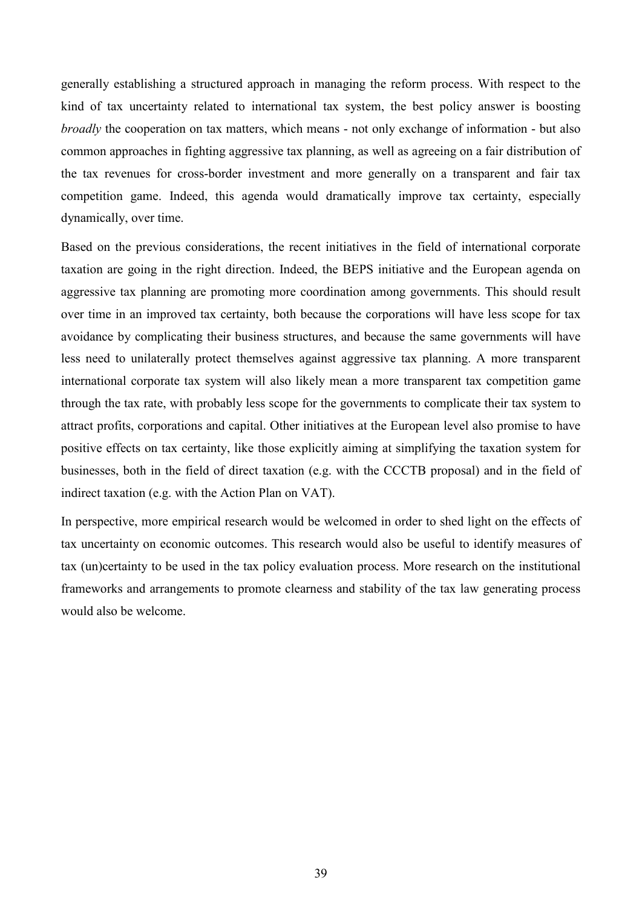generally establishing a structured approach in managing the reform process. With respect to the kind of tax uncertainty related to international tax system, the best policy answer is boosting *broadly* the cooperation on tax matters, which means - not only exchange of information - but also common approaches in fighting aggressive tax planning, as well as agreeing on a fair distribution of the tax revenues for cross-border investment and more generally on a transparent and fair tax competition game. Indeed, this agenda would dramatically improve tax certainty, especially dynamically, over time.

Based on the previous considerations, the recent initiatives in the field of international corporate taxation are going in the right direction. Indeed, the BEPS initiative and the European agenda on aggressive tax planning are promoting more coordination among governments. This should result over time in an improved tax certainty, both because the corporations will have less scope for tax avoidance by complicating their business structures, and because the same governments will have less need to unilaterally protect themselves against aggressive tax planning. A more transparent international corporate tax system will also likely mean a more transparent tax competition game through the tax rate, with probably less scope for the governments to complicate their tax system to attract profits, corporations and capital. Other initiatives at the European level also promise to have positive effects on tax certainty, like those explicitly aiming at simplifying the taxation system for businesses, both in the field of direct taxation (e.g. with the CCCTB proposal) and in the field of indirect taxation (e.g. with the Action Plan on VAT).

In perspective, more empirical research would be welcomed in order to shed light on the effects of tax uncertainty on economic outcomes. This research would also be useful to identify measures of tax (un)certainty to be used in the tax policy evaluation process. More research on the institutional frameworks and arrangements to promote clearness and stability of the tax law generating process would also be welcome.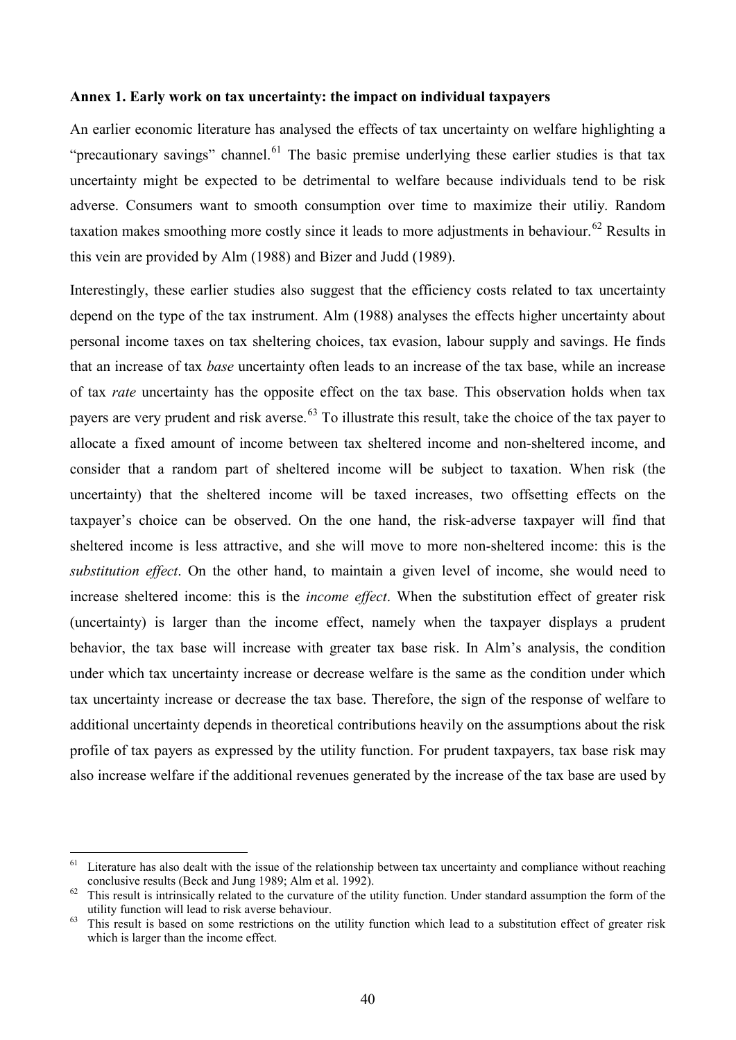**Annex 1. Early work on tax uncertainty: the impact on individual taxpayers**

An earlier economic literature has analysed the effects of tax uncertainty on welfare highlighting a "precautionary savings" channel.[61] The basic premise underlying these earlier studies is that tax uncertainty might be expected to be detrimental to welfare because individuals tend to be risk adverse. Consumers want to smooth consumption over time to maximize their utiliy. Random taxation makes smoothing more costly since it leads to more adjustments in behaviour.[62] Results in this vein are provided by Alm (1988) and Bizer and Judd (1989).

Interestingly, these earlier studies also suggest that the efficiency costs related to tax uncertainty depend on the type of the tax instrument. Alm (1988) analyses the effects higher uncertainty about personal income taxes on tax sheltering choices, tax evasion, labour supply and savings. He finds that an increase of tax *base* uncertainty often leads to an increase of the tax base, while an increase of tax *rate* uncertainty has the opposite effect on the tax base. This observation holds when tax payers are very prudent and risk averse.[63] To illustrate this result, take the choice of the tax payer to allocate a fixed amount of income between tax sheltered income and non-sheltered income, and consider that a random part of sheltered income will be subject to taxation. When risk (the uncertainty) that the sheltered income will be taxed increases, two offsetting effects on the taxpayer's choice can be observed. On the one hand, the risk-adverse taxpayer will find that sheltered income is less attractive, and she will move to more non-sheltered income: this is the *substitution effect*. On the other hand, to maintain a given level of income, she would need to increase sheltered income: this is the *income effect*. When the substitution effect of greater risk (uncertainty) is larger than the income effect, namely when the taxpayer displays a prudent behavior, the tax base will increase with greater tax base risk. In Alm's analysis, the condition under which tax uncertainty increase or decrease welfare is the same as the condition under which tax uncertainty increase or decrease the tax base. Therefore, the sign of the response of welfare to additional uncertainty depends in theoretical contributions heavily on the assumptions about the risk profile of tax payers as expressed by the utility function. For prudent taxpayers, tax base risk may also increase welfare if the additional revenues generated by the increase of the tax base are used by

---

[61] Literature has also dealt with the issue of the relationship between tax uncertainty and compliance without reaching conclusive results (Beck and Jung 1989; Alm et al. 1992).

[62] This result is intrinsically related to the curvature of the utility function. Under standard assumption the form of the utility function will lead to risk averse behaviour.

[63] This result is based on some restrictions on the utility function which lead to a substitution effect of greater risk which is larger than the income effect.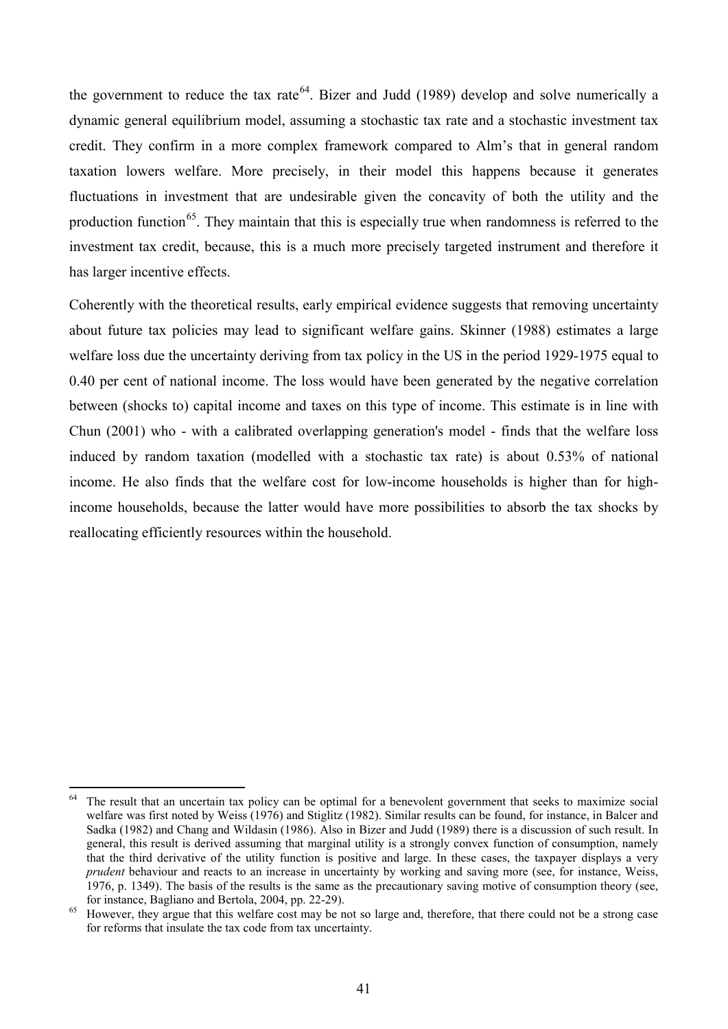the government to reduce the tax rate[64]. Bizer and Judd (1989) develop and solve numerically a dynamic general equilibrium model, assuming a stochastic tax rate and a stochastic investment tax credit. They confirm in a more complex framework compared to Alm's that in general random taxation lowers welfare. More precisely, in their model this happens because it generates fluctuations in investment that are undesirable given the concavity of both the utility and the production function[65]. They maintain that this is especially true when randomness is referred to the investment tax credit, because, this is a much more precisely targeted instrument and therefore it has larger incentive effects.

Coherently with the theoretical results, early empirical evidence suggests that removing uncertainty about future tax policies may lead to significant welfare gains. Skinner (1988) estimates a large welfare loss due the uncertainty deriving from tax policy in the US in the period 1929-1975 equal to 0.40 per cent of national income. The loss would have been generated by the negative correlation between (shocks to) capital income and taxes on this type of income. This estimate is in line with Chun (2001) who - with a calibrated overlapping generation's model - finds that the welfare loss induced by random taxation (modelled with a stochastic tax rate) is about 0.53% of national income. He also finds that the welfare cost for low-income households is higher than for high-income households, because the latter would have more possibilities to absorb the tax shocks by reallocating efficiently resources within the household.

---

[64] The result that an uncertain tax policy can be optimal for a benevolent government that seeks to maximize social welfare was first noted by Weiss (1976) and Stiglitz (1982). Similar results can be found, for instance, in Balcer and Sadka (1982) and Chang and Wildasin (1986). Also in Bizer and Judd (1989) there is a discussion of such result. In general, this result is derived assuming that marginal utility is a strongly convex function of consumption, namely that the third derivative of the utility function is positive and large. In these cases, the taxpayer displays a very *prudent* behaviour and reacts to an increase in uncertainty by working and saving more (see, for instance, Weiss, 1976, p. 1349). The basis of the results is the same as the precautionary saving motive of consumption theory (see, for instance, Bagliano and Bertola, 2004, pp. 22-29).

[65] However, they argue that this welfare cost may be not so large and, therefore, that there could not be a strong case for reforms that insulate the tax code from tax uncertainty.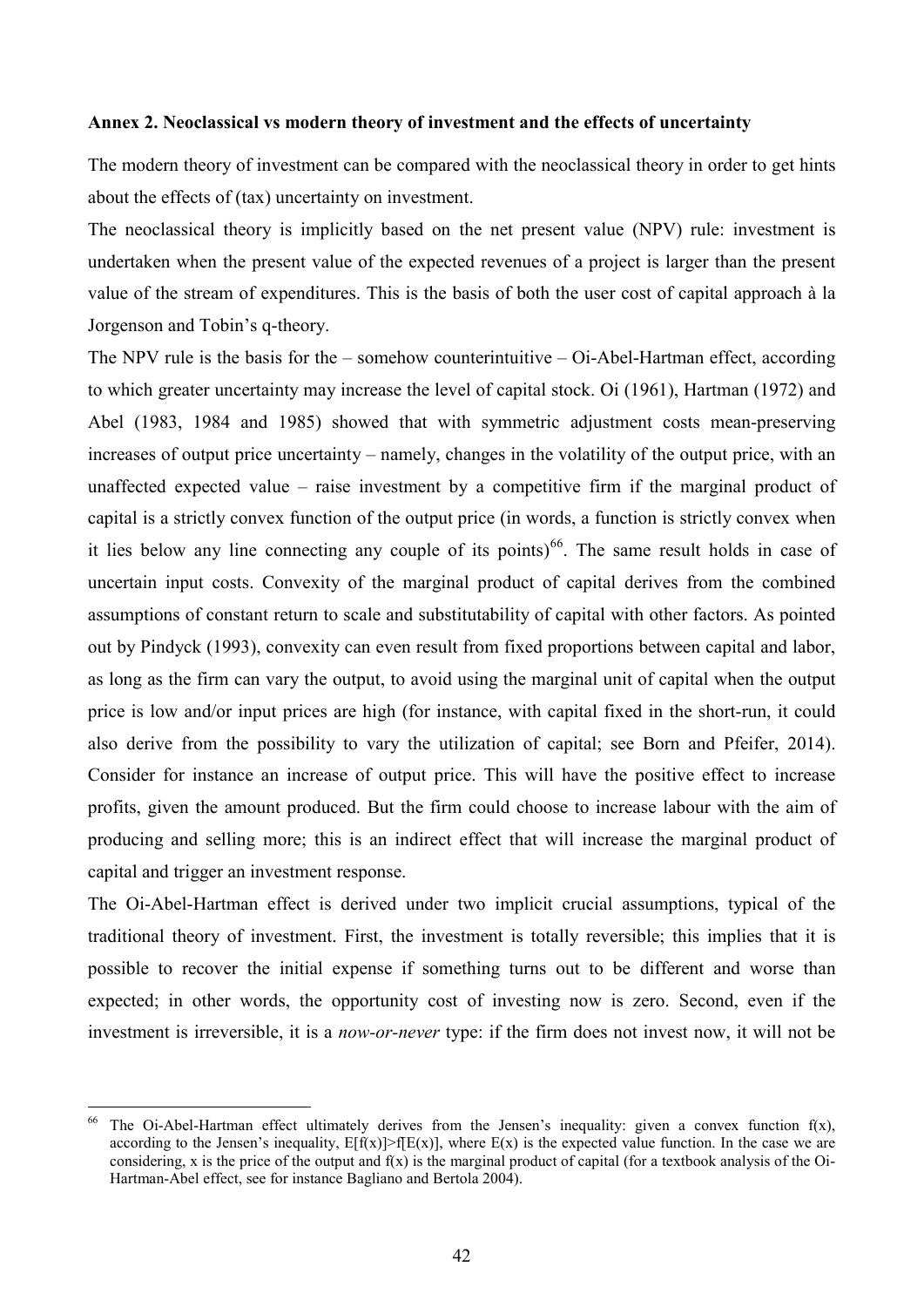**Annex 2. Neoclassical vs modern theory of investment and the effects of uncertainty**

The modern theory of investment can be compared with the neoclassical theory in order to get hints about the effects of (tax) uncertainty on investment.

The neoclassical theory is implicitly based on the net present value (NPV) rule: investment is undertaken when the present value of the expected revenues of a project is larger than the present value of the stream of expenditures. This is the basis of both the user cost of capital approach à la Jorgenson and Tobin's q-theory.

The NPV rule is the basis for the – somehow counterintuitive – Oi-Abel-Hartman effect, according to which greater uncertainty may increase the level of capital stock. Oi (1961), Hartman (1972) and Abel (1983, 1984 and 1985) showed that with symmetric adjustment costs mean-preserving increases of output price uncertainty – namely, changes in the volatility of the output price, with an unaffected expected value – raise investment by a competitive firm if the marginal product of capital is a strictly convex function of the output price (in words, a function is strictly convex when it lies below any line connecting any couple of its points)[66]. The same result holds in case of uncertain input costs. Convexity of the marginal product of capital derives from the combined assumptions of constant return to scale and substitutability of capital with other factors. As pointed out by Pindyck (1993), convexity can even result from fixed proportions between capital and labor, as long as the firm can vary the output, to avoid using the marginal unit of capital when the output price is low and/or input prices are high (for instance, with capital fixed in the short-run, it could also derive from the possibility to vary the utilization of capital; see Born and Pfeifer, 2014). Consider for instance an increase of output price. This will have the positive effect to increase profits, given the amount produced. But the firm could choose to increase labour with the aim of producing and selling more; this is an indirect effect that will increase the marginal product of capital and trigger an investment response.

The Oi-Abel-Hartman effect is derived under two implicit crucial assumptions, typical of the traditional theory of investment. First, the investment is totally reversible; this implies that it is possible to recover the initial expense if something turns out to be different and worse than expected; in other words, the opportunity cost of investing now is zero. Second, even if the investment is irreversible, it is a *now-or-never* type: if the firm does not invest now, it will not be

[66] The Oi-Abel-Hartman effect ultimately derives from the Jensen's inequality: given a convex function $f(x)$, according to the Jensen's inequality, $E[f(x)]>f[E(x)]$, where $E(x)$ is the expected value function. In the case we are considering, x is the price of the output and $f(x)$ is the marginal product of capital (for a textbook analysis of the Oi-Hartman-Abel effect, see for instance Bagliano and Bertola 2004).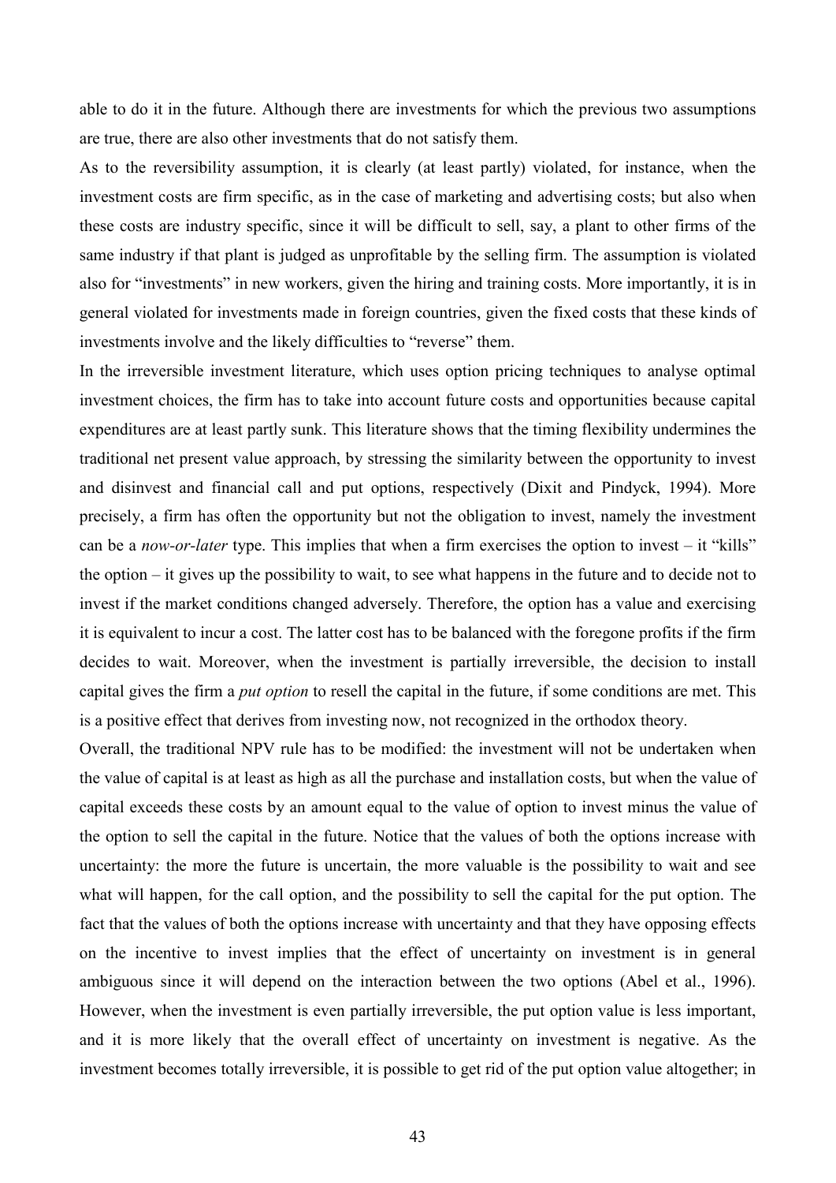able to do it in the future. Although there are investments for which the previous two assumptions are true, there are also other investments that do not satisfy them.

As to the reversibility assumption, it is clearly (at least partly) violated, for instance, when the investment costs are firm specific, as in the case of marketing and advertising costs; but also when these costs are industry specific, since it will be difficult to sell, say, a plant to other firms of the same industry if that plant is judged as unprofitable by the selling firm. The assumption is violated also for "investments" in new workers, given the hiring and training costs. More importantly, it is in general violated for investments made in foreign countries, given the fixed costs that these kinds of investments involve and the likely difficulties to "reverse" them.

In the irreversible investment literature, which uses option pricing techniques to analyse optimal investment choices, the firm has to take into account future costs and opportunities because capital expenditures are at least partly sunk. This literature shows that the timing flexibility undermines the traditional net present value approach, by stressing the similarity between the opportunity to invest and disinvest and financial call and put options, respectively (Dixit and Pindyck, 1994). More precisely, a firm has often the opportunity but not the obligation to invest, namely the investment can be a *now-or-later* type. This implies that when a firm exercises the option to invest – it "kills" the option – it gives up the possibility to wait, to see what happens in the future and to decide not to invest if the market conditions changed adversely. Therefore, the option has a value and exercising it is equivalent to incur a cost. The latter cost has to be balanced with the foregone profits if the firm decides to wait. Moreover, when the investment is partially irreversible, the decision to install capital gives the firm a *put option* to resell the capital in the future, if some conditions are met. This is a positive effect that derives from investing now, not recognized in the orthodox theory.

Overall, the traditional NPV rule has to be modified: the investment will not be undertaken when the value of capital is at least as high as all the purchase and installation costs, but when the value of capital exceeds these costs by an amount equal to the value of option to invest minus the value of the option to sell the capital in the future. Notice that the values of both the options increase with uncertainty: the more the future is uncertain, the more valuable is the possibility to wait and see what will happen, for the call option, and the possibility to sell the capital for the put option. The fact that the values of both the options increase with uncertainty and that they have opposing effects on the incentive to invest implies that the effect of uncertainty on investment is in general ambiguous since it will depend on the interaction between the two options (Abel et al., 1996). However, when the investment is even partially irreversible, the put option value is less important, and it is more likely that the overall effect of uncertainty on investment is negative. As the investment becomes totally irreversible, it is possible to get rid of the put option value altogether; in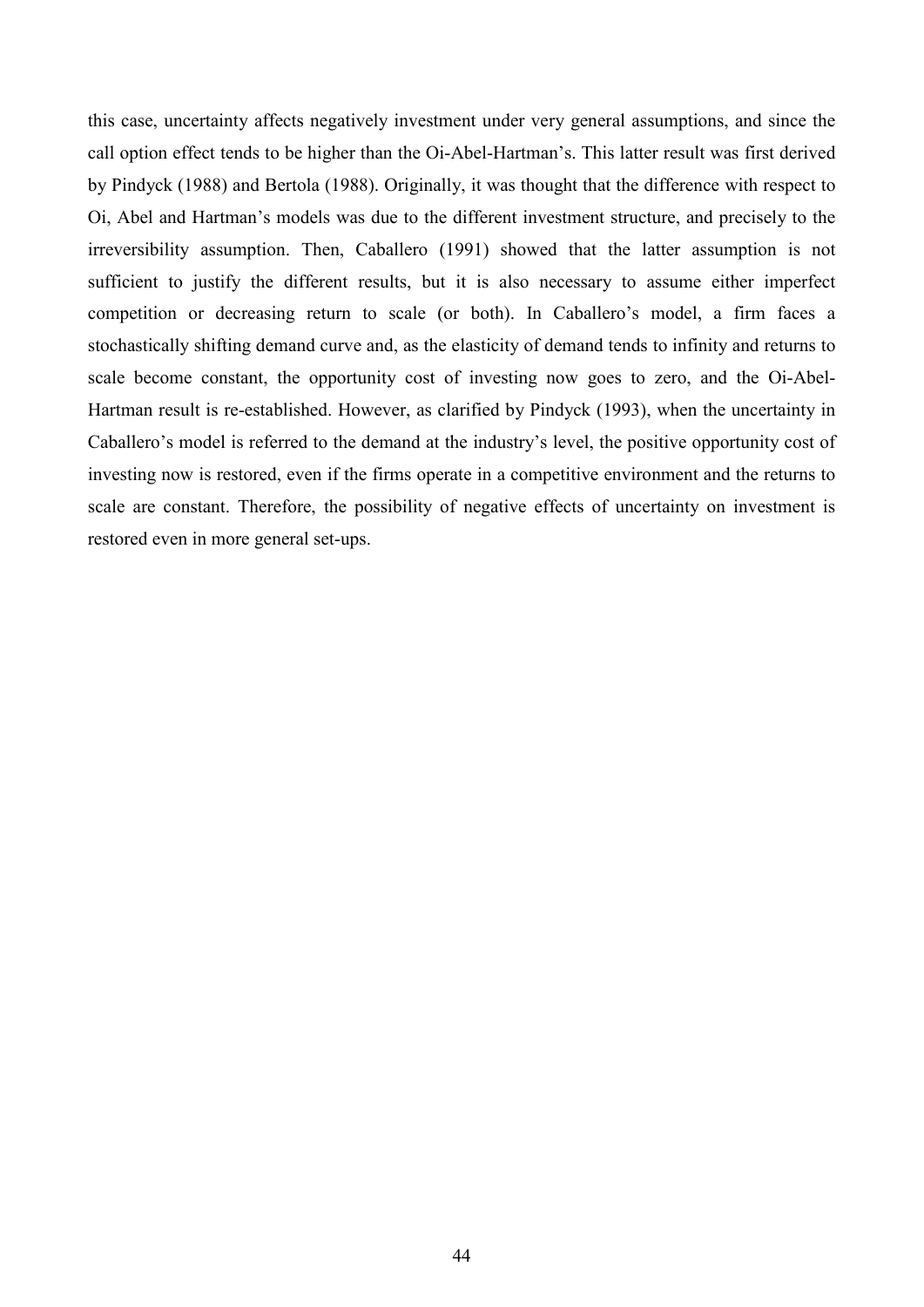this case, uncertainty affects negatively investment under very general assumptions, and since the call option effect tends to be higher than the Oi-Abel-Hartman's. This latter result was first derived by Pindyck (1988) and Bertola (1988). Originally, it was thought that the difference with respect to Oi, Abel and Hartman's models was due to the different investment structure, and precisely to the irreversibility assumption. Then, Caballero (1991) showed that the latter assumption is not sufficient to justify the different results, but it is also necessary to assume either imperfect competition or decreasing return to scale (or both). In Caballero's model, a firm faces a stochastically shifting demand curve and, as the elasticity of demand tends to infinity and returns to scale become constant, the opportunity cost of investing now goes to zero, and the Oi-Abel-Hartman result is re-established. However, as clarified by Pindyck (1993), when the uncertainty in Caballero's model is referred to the demand at the industry's level, the positive opportunity cost of investing now is restored, even if the firms operate in a competitive environment and the returns to scale are constant. Therefore, the possibility of negative effects of uncertainty on investment is restored even in more general set-ups.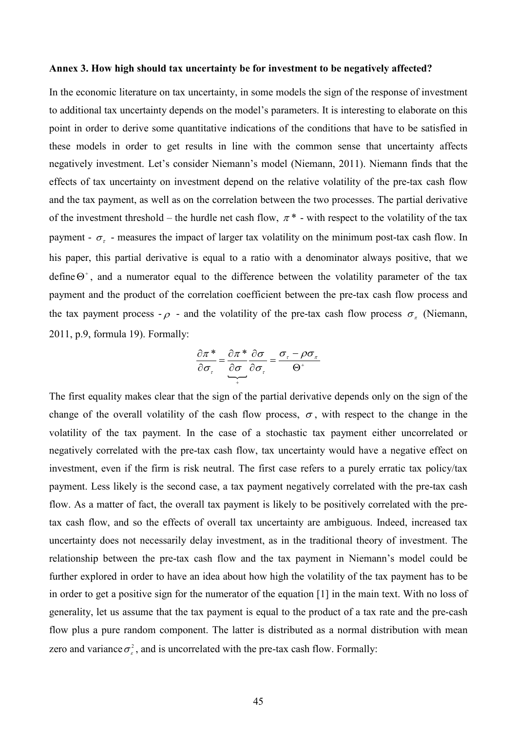**Annex 3. How high should tax uncertainty be for investment to be negatively affected?**

In the economic literature on tax uncertainty, in some models the sign of the response of investment to additional tax uncertainty depends on the model's parameters. It is interesting to elaborate on this point in order to derive some quantitative indications of the conditions that have to be satisfied in these models in order to get results in line with the common sense that uncertainty affects negatively investment. Let's consider Niemann's model (Niemann, 2011). Niemann finds that the effects of tax uncertainty on investment depend on the relative volatility of the pre-tax cash flow and the tax payment, as well as on the correlation between the two processes. The partial derivative of the investment threshold – the hurdle net cash flow, $\pi^*$ - with respect to the volatility of the tax payment - $\sigma_\tau$ - measures the impact of larger tax volatility on the minimum post-tax cash flow. In his paper, this partial derivative is equal to a ratio with a denominator always positive, that we define $\Theta^+$, and a numerator equal to the difference between the volatility parameter of the tax payment and the product of the correlation coefficient between the pre-tax cash flow process and the tax payment process - $\rho$ - and the volatility of the pre-tax cash flow process $\sigma_\pi$ (Niemann, 2011, p.9, formula 19). Formally:

$$\frac{\partial \pi^*}{\partial \sigma_\tau} = \underbrace{\frac{\partial \pi^*}{\partial \sigma}}_{+} \frac{\partial \sigma}{\partial \sigma_\tau} = \frac{\sigma_\tau - \rho \sigma_\pi}{\Theta^+}$$

The first equality makes clear that the sign of the partial derivative depends only on the sign of the change of the overall volatility of the cash flow process, $\sigma$, with respect to the change in the volatility of the tax payment. In the case of a stochastic tax payment either uncorrelated or negatively correlated with the pre-tax cash flow, tax uncertainty would have a negative effect on investment, even if the firm is risk neutral. The first case refers to a purely erratic tax policy/tax payment. Less likely is the second case, a tax payment negatively correlated with the pre-tax cash flow. As a matter of fact, the overall tax payment is likely to be positively correlated with the pre-tax cash flow, and so the effects of overall tax uncertainty are ambiguous. Indeed, increased tax uncertainty does not necessarily delay investment, as in the traditional theory of investment. The relationship between the pre-tax cash flow and the tax payment in Niemann's model could be further explored in order to have an idea about how high the volatility of the tax payment has to be in order to get a positive sign for the numerator of the equation [1] in the main text. With no loss of generality, let us assume that the tax payment is equal to the product of a tax rate and the pre-cash flow plus a pure random component. The latter is distributed as a normal distribution with mean zero and variance $\sigma_\varepsilon^2$, and is uncorrelated with the pre-tax cash flow. Formally: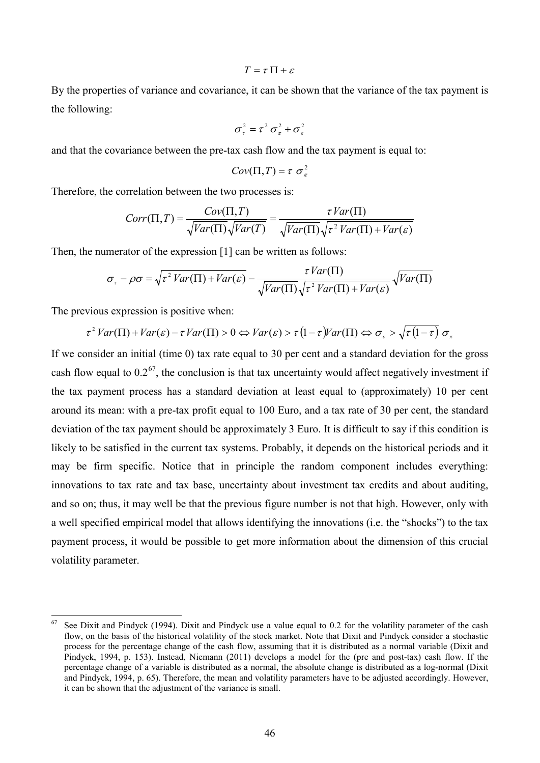$$T = \tau \, \Pi + \varepsilon$$

By the properties of variance and covariance, it can be shown that the variance of the tax payment is the following:

$$\sigma_{\tau}^{2} = \tau^{2} \, \sigma_{\pi}^{2} + \sigma_{\varepsilon}^{2}$$

and that the covariance between the pre-tax cash flow and the tax payment is equal to:

$$Cov(\Pi, T) = \tau \; \sigma_{\pi}^{2}$$

Therefore, the correlation between the two processes is:

$$Corr(\Pi, T) = \frac{Cov(\Pi, T)}{\sqrt{Var(\Pi)}\sqrt{Var(T)}} = \frac{\tau \, Var(\Pi)}{\sqrt{Var(\Pi)}\sqrt{\tau^{2} \, Var(\Pi) + Var(\varepsilon)}}$$

Then, the numerator of the expression [1] can be written as follows:

$$\sigma_{\tau} - \rho\sigma = \sqrt{\tau^{2} \, Var(\Pi) + Var(\varepsilon)} - \frac{\tau \, Var(\Pi)}{\sqrt{Var(\Pi)}\sqrt{\tau^{2} \, Var(\Pi) + Var(\varepsilon)}}\sqrt{Var(\Pi)}$$

The previous expression is positive when:

$$\tau^{2} \, Var(\Pi) + Var(\varepsilon) - \tau \, Var(\Pi) > 0 \Leftrightarrow Var(\varepsilon) > \tau(1-\tau)Var(\Pi) \Leftrightarrow \sigma_{\varepsilon} > \sqrt{\tau(1-\tau)} \; \sigma_{\pi}$$

If we consider an initial (time 0) tax rate equal to 30 per cent and a standard deviation for the gross cash flow equal to 0.2[67], the conclusion is that tax uncertainty would affect negatively investment if the tax payment process has a standard deviation at least equal to (approximately) 10 per cent around its mean: with a pre-tax profit equal to 100 Euro, and a tax rate of 30 per cent, the standard deviation of the tax payment should be approximately 3 Euro. It is difficult to say if this condition is likely to be satisfied in the current tax systems. Probably, it depends on the historical periods and it may be firm specific. Notice that in principle the random component includes everything: innovations to tax rate and tax base, uncertainty about investment tax credits and about auditing, and so on; thus, it may well be that the previous figure number is not that high. However, only with a well specified empirical model that allows identifying the innovations (i.e. the "shocks") to the tax payment process, it would be possible to get more information about the dimension of this crucial volatility parameter.

---

[67] See Dixit and Pindyck (1994). Dixit and Pindyck use a value equal to 0.2 for the volatility parameter of the cash flow, on the basis of the historical volatility of the stock market. Note that Dixit and Pindyck consider a stochastic process for the percentage change of the cash flow, assuming that it is distributed as a normal variable (Dixit and Pindyck, 1994, p. 153). Instead, Niemann (2011) develops a model for the (pre and post-tax) cash flow. If the percentage change of a variable is distributed as a normal, the absolute change is distributed as a log-normal (Dixit and Pindyck, 1994, p. 65). Therefore, the mean and volatility parameters have to be adjusted accordingly. However, it can be shown that the adjustment of the variance is small.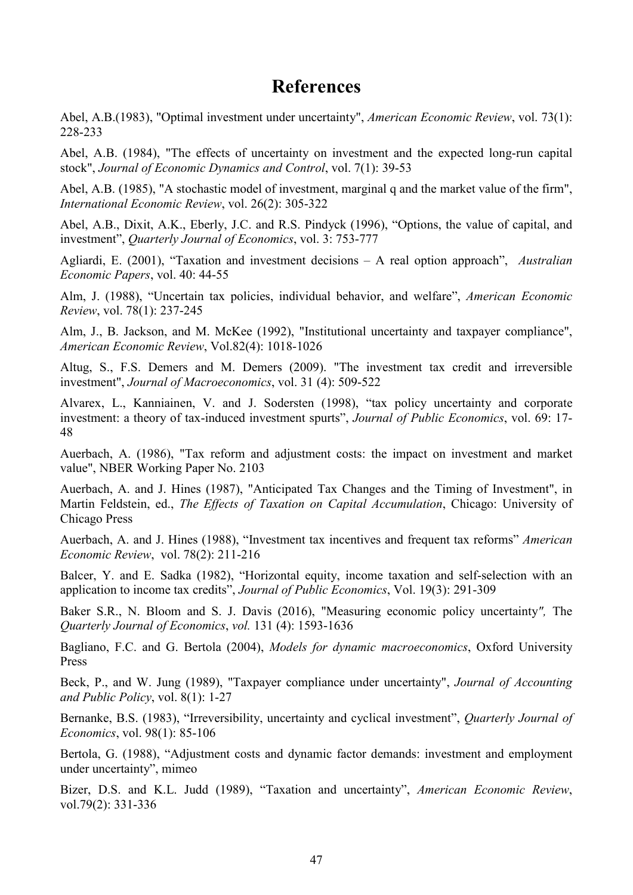# References

Abel, A.B.(1983), "Optimal investment under uncertainty", *American Economic Review*, vol. 73(1): 228-233

Abel, A.B. (1984), "The effects of uncertainty on investment and the expected long-run capital stock", *Journal of Economic Dynamics and Control*, vol. 7(1): 39-53

Abel, A.B. (1985), "A stochastic model of investment, marginal q and the market value of the firm", *International Economic Review*, vol. 26(2): 305-322

Abel, A.B., Dixit, A.K., Eberly, J.C. and R.S. Pindyck (1996), "Options, the value of capital, and investment", *Quarterly Journal of Economics*, vol. 3: 753-777

Agliardi, E. (2001), "Taxation and investment decisions – A real option approach", *Australian Economic Papers*, vol. 40: 44-55

Alm, J. (1988), "Uncertain tax policies, individual behavior, and welfare", *American Economic Review*, vol. 78(1): 237-245

Alm, J., B. Jackson, and M. McKee (1992), "Institutional uncertainty and taxpayer compliance", *American Economic Review*, Vol.82(4): 1018-1026

Altug, S., F.S. Demers and M. Demers (2009). "The investment tax credit and irreversible investment", *Journal of Macroeconomics*, vol. 31 (4): 509-522

Alvarex, L., Kanniainen, V. and J. Sodersten (1998), "tax policy uncertainty and corporate investment: a theory of tax-induced investment spurts", *Journal of Public Economics*, vol. 69: 17-48

Auerbach, A. (1986), "Tax reform and adjustment costs: the impact on investment and market value", NBER Working Paper No. 2103

Auerbach, A. and J. Hines (1987), "Anticipated Tax Changes and the Timing of Investment", in Martin Feldstein, ed., *The Effects of Taxation on Capital Accumulation*, Chicago: University of Chicago Press

Auerbach, A. and J. Hines (1988), "Investment tax incentives and frequent tax reforms" *American Economic Review*, vol. 78(2): 211-216

Balcer, Y. and E. Sadka (1982), "Horizontal equity, income taxation and self-selection with an application to income tax credits", *Journal of Public Economics*, Vol. 19(3): 291-309

Baker S.R., N. Bloom and S. J. Davis (2016), "Measuring economic policy uncertainty*",* The *Quarterly Journal of Economics*, *vol.* 131 (4): 1593-1636

Bagliano, F.C. and G. Bertola (2004), *Models for dynamic macroeconomics*, Oxford University Press

Beck, P., and W. Jung (1989), "Taxpayer compliance under uncertainty", *Journal of Accounting and Public Policy*, vol. 8(1): 1-27

Bernanke, B.S. (1983), "Irreversibility, uncertainty and cyclical investment", *Quarterly Journal of Economics*, vol. 98(1): 85-106

Bertola, G. (1988), "Adjustment costs and dynamic factor demands: investment and employment under uncertainty", mimeo

Bizer, D.S. and K.L. Judd (1989), "Taxation and uncertainty", *American Economic Review*, vol.79(2): 331-336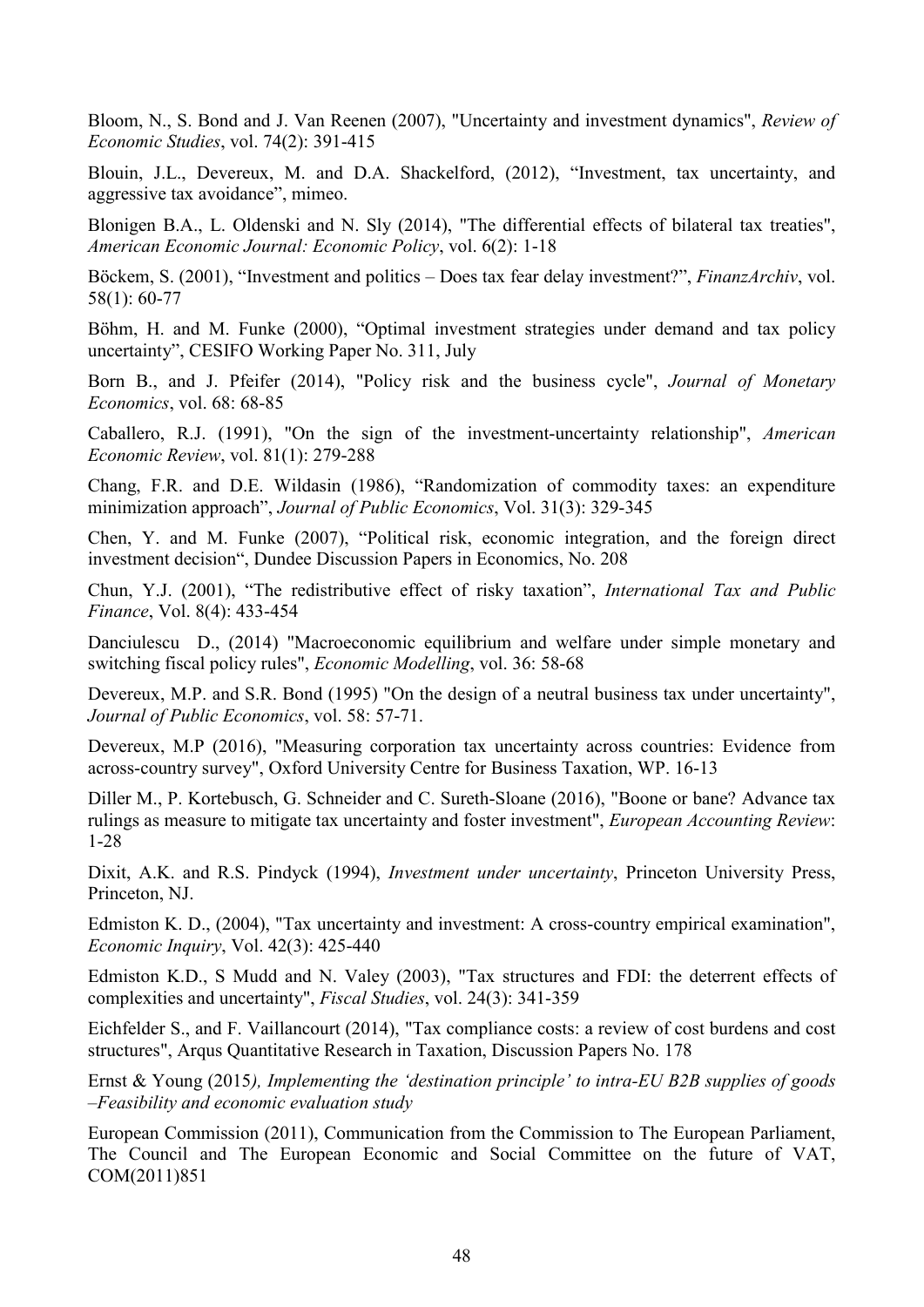Bloom, N., S. Bond and J. Van Reenen (2007), "Uncertainty and investment dynamics", *Review of Economic Studies*, vol. 74(2): 391-415

Blouin, J.L., Devereux, M. and D.A. Shackelford, (2012), "Investment, tax uncertainty, and aggressive tax avoidance", mimeo.

Blonigen B.A., L. Oldenski and N. Sly (2014), "The differential effects of bilateral tax treaties", *American Economic Journal: Economic Policy*, vol. 6(2): 1-18

Böckem, S. (2001), "Investment and politics – Does tax fear delay investment?", *FinanzArchiv*, vol. 58(1): 60-77

Böhm, H. and M. Funke (2000), "Optimal investment strategies under demand and tax policy uncertainty", CESIFO Working Paper No. 311, July

Born B., and J. Pfeifer (2014), "Policy risk and the business cycle", *Journal of Monetary Economics*, vol. 68: 68-85

Caballero, R.J. (1991), "On the sign of the investment-uncertainty relationship", *American Economic Review*, vol. 81(1): 279-288

Chang, F.R. and D.E. Wildasin (1986), "Randomization of commodity taxes: an expenditure minimization approach", *Journal of Public Economics*, Vol. 31(3): 329-345

Chen, Y. and M. Funke (2007), "Political risk, economic integration, and the foreign direct investment decision", Dundee Discussion Papers in Economics, No. 208

Chun, Y.J. (2001), "The redistributive effect of risky taxation", *International Tax and Public Finance*, Vol. 8(4): 433-454

Danciulescu D., (2014) "Macroeconomic equilibrium and welfare under simple monetary and switching fiscal policy rules", *Economic Modelling*, vol. 36: 58-68

Devereux, M.P. and S.R. Bond (1995) "On the design of a neutral business tax under uncertainty", *Journal of Public Economics*, vol. 58: 57-71.

Devereux, M.P (2016), "Measuring corporation tax uncertainty across countries: Evidence from across-country survey", Oxford University Centre for Business Taxation, WP. 16-13

Diller M., P. Kortebusch, G. Schneider and C. Sureth-Sloane (2016), "Boone or bane? Advance tax rulings as measure to mitigate tax uncertainty and foster investment", *European Accounting Review*: 1-28

Dixit, A.K. and R.S. Pindyck (1994), *Investment under uncertainty*, Princeton University Press, Princeton, NJ.

Edmiston K. D., (2004), "Tax uncertainty and investment: A cross-country empirical examination", *Economic Inquiry*, Vol. 42(3): 425-440

Edmiston K.D., S Mudd and N. Valey (2003), "Tax structures and FDI: the deterrent effects of complexities and uncertainty", *Fiscal Studies*, vol. 24(3): 341-359

Eichfelder S., and F. Vaillancourt (2014), "Tax compliance costs: a review of cost burdens and cost structures", Arqus Quantitative Research in Taxation, Discussion Papers No. 178

Ernst & Young (2015*), Implementing the 'destination principle' to intra-EU B2B supplies of goods –Feasibility and economic evaluation study*

European Commission (2011), Communication from the Commission to The European Parliament, The Council and The European Economic and Social Committee on the future of VAT, COM(2011)851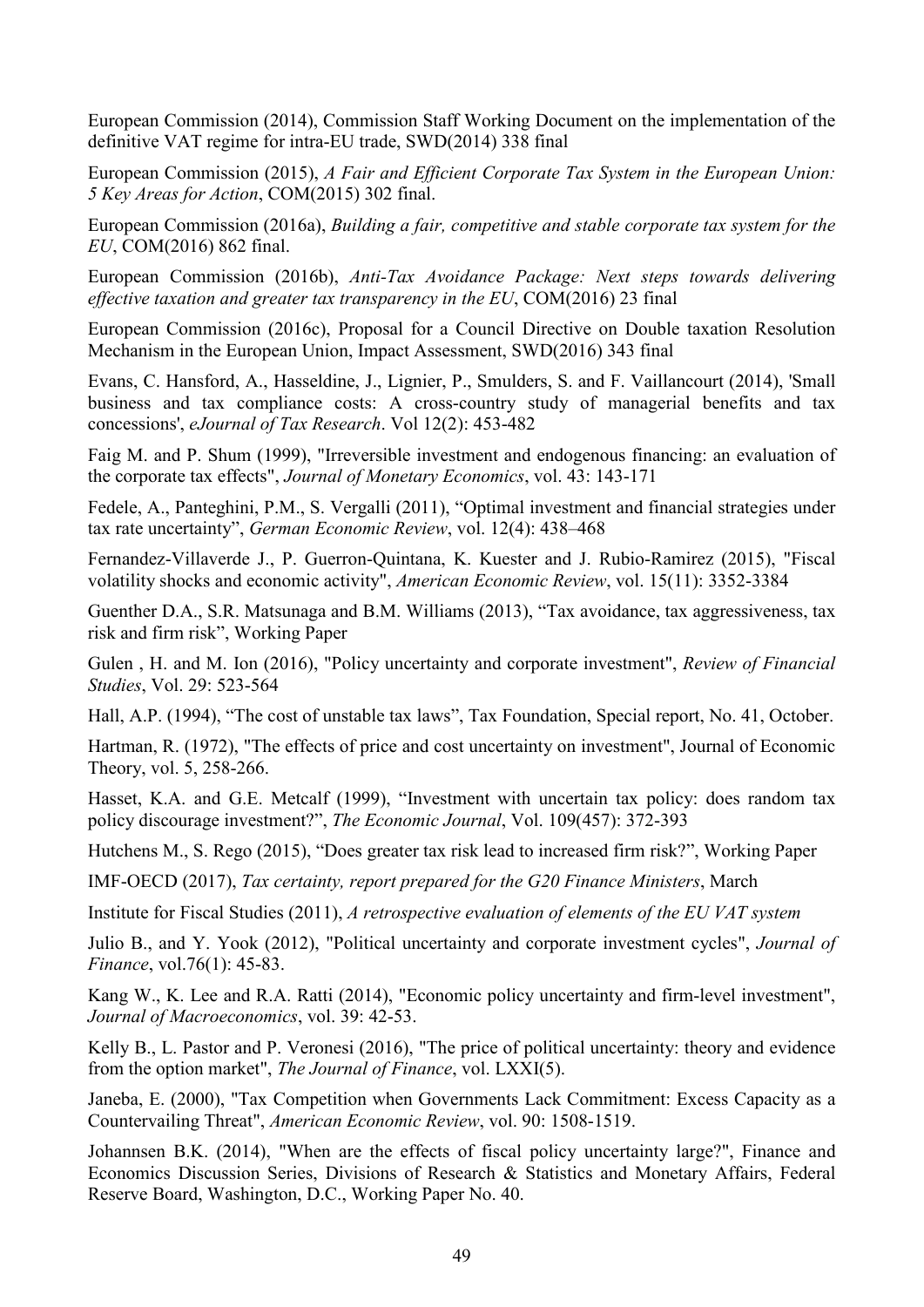European Commission (2014), Commission Staff Working Document on the implementation of the definitive VAT regime for intra-EU trade, SWD(2014) 338 final

European Commission (2015), *A Fair and Efficient Corporate Tax System in the European Union: 5 Key Areas for Action*, COM(2015) 302 final.

European Commission (2016a), *Building a fair, competitive and stable corporate tax system for the EU*, COM(2016) 862 final.

European Commission (2016b), *Anti-Tax Avoidance Package: Next steps towards delivering effective taxation and greater tax transparency in the EU*, COM(2016) 23 final

European Commission (2016c), Proposal for a Council Directive on Double taxation Resolution Mechanism in the European Union, Impact Assessment, SWD(2016) 343 final

Evans, C. Hansford, A., Hasseldine, J., Lignier, P., Smulders, S. and F. Vaillancourt (2014), 'Small business and tax compliance costs: A cross-country study of managerial benefits and tax concessions', *eJournal of Tax Research*. Vol 12(2): 453-482

Faig M. and P. Shum (1999), "Irreversible investment and endogenous financing: an evaluation of the corporate tax effects", *Journal of Monetary Economics*, vol. 43: 143-171

Fedele, A., Panteghini, P.M., S. Vergalli (2011), "Optimal investment and financial strategies under tax rate uncertainty", *German Economic Review*, vol. 12(4): 438–468

Fernandez-Villaverde J., P. Guerron-Quintana, K. Kuester and J. Rubio-Ramirez (2015), "Fiscal volatility shocks and economic activity", *American Economic Review*, vol. 15(11): 3352-3384

Guenther D.A., S.R. Matsunaga and B.M. Williams (2013), "Tax avoidance, tax aggressiveness, tax risk and firm risk", Working Paper

Gulen , H. and M. Ion (2016), "Policy uncertainty and corporate investment", *Review of Financial Studies*, Vol. 29: 523-564

Hall, A.P. (1994), "The cost of unstable tax laws", Tax Foundation, Special report, No. 41, October.

Hartman, R. (1972), "The effects of price and cost uncertainty on investment", Journal of Economic Theory, vol. 5, 258-266.

Hasset, K.A. and G.E. Metcalf (1999), "Investment with uncertain tax policy: does random tax policy discourage investment?", *The Economic Journal*, Vol. 109(457): 372-393

Hutchens M., S. Rego (2015), "Does greater tax risk lead to increased firm risk?", Working Paper

IMF-OECD (2017), *Tax certainty, report prepared for the G20 Finance Ministers*, March

Institute for Fiscal Studies (2011), *A retrospective evaluation of elements of the EU VAT system*

Julio B., and Y. Yook (2012), "Political uncertainty and corporate investment cycles", *Journal of Finance*, vol.76(1): 45-83.

Kang W., K. Lee and R.A. Ratti (2014), "Economic policy uncertainty and firm-level investment", *Journal of Macroeconomics*, vol. 39: 42-53.

Kelly B., L. Pastor and P. Veronesi (2016), "The price of political uncertainty: theory and evidence from the option market", *The Journal of Finance*, vol. LXXI(5).

Janeba, E. (2000), "Tax Competition when Governments Lack Commitment: Excess Capacity as a Countervailing Threat", *American Economic Review*, vol. 90: 1508-1519.

Johannsen B.K. (2014), "When are the effects of fiscal policy uncertainty large?", Finance and Economics Discussion Series, Divisions of Research & Statistics and Monetary Affairs, Federal Reserve Board, Washington, D.C., Working Paper No. 40.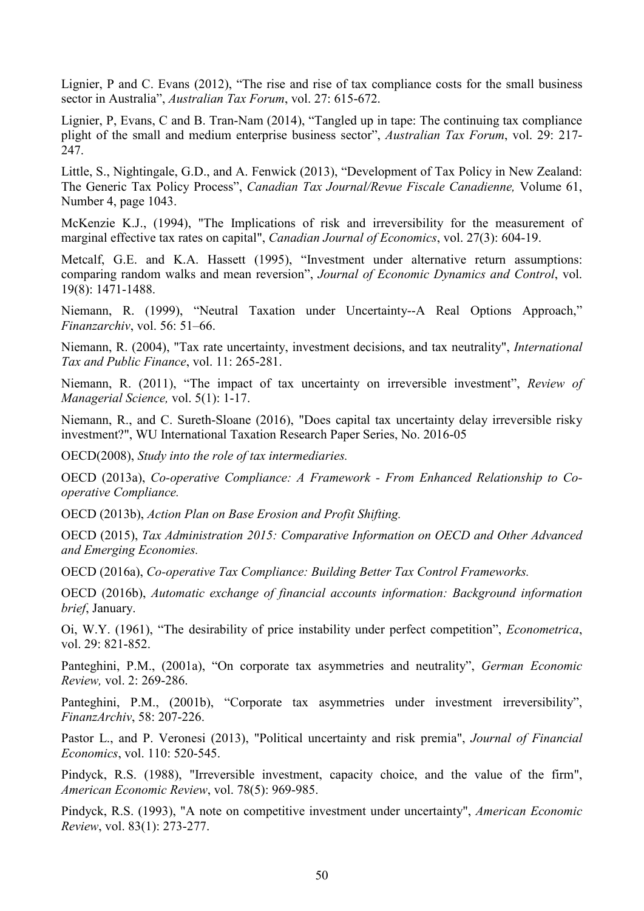Lignier, P and C. Evans (2012), "The rise and rise of tax compliance costs for the small business sector in Australia", *Australian Tax Forum*, vol. 27: 615-672.

Lignier, P, Evans, C and B. Tran-Nam (2014), "Tangled up in tape: The continuing tax compliance plight of the small and medium enterprise business sector", *Australian Tax Forum*, vol. 29: 217-247.

Little, S., Nightingale, G.D., and A. Fenwick (2013), "Development of Tax Policy in New Zealand: The Generic Tax Policy Process", *Canadian Tax Journal/Revue Fiscale Canadienne,* Volume 61, Number 4, page 1043.

McKenzie K.J., (1994), "The Implications of risk and irreversibility for the measurement of marginal effective tax rates on capital", *Canadian Journal of Economics*, vol. 27(3): 604-19.

Metcalf, G.E. and K.A. Hassett (1995), "Investment under alternative return assumptions: comparing random walks and mean reversion", *Journal of Economic Dynamics and Control*, vol. 19(8): 1471-1488.

Niemann, R. (1999), "Neutral Taxation under Uncertainty--A Real Options Approach," *Finanzarchiv*, vol. 56: 51–66.

Niemann, R. (2004), "Tax rate uncertainty, investment decisions, and tax neutrality", *International Tax and Public Finance*, vol. 11: 265-281.

Niemann, R. (2011), "The impact of tax uncertainty on irreversible investment", *Review of Managerial Science,* vol. 5(1): 1-17.

Niemann, R., and C. Sureth-Sloane (2016), "Does capital tax uncertainty delay irreversible risky investment?", WU International Taxation Research Paper Series, No. 2016-05

OECD(2008), *Study into the role of tax intermediaries.*

OECD (2013a), *Co-operative Compliance: A Framework - From Enhanced Relationship to Co-operative Compliance.*

OECD (2013b), *Action Plan on Base Erosion and Profit Shifting.*

OECD (2015), *Tax Administration 2015: Comparative Information on OECD and Other Advanced and Emerging Economies.*

OECD (2016a), *Co-operative Tax Compliance: Building Better Tax Control Frameworks.*

OECD (2016b), *Automatic exchange of financial accounts information: Background information brief*, January.

Oi, W.Y. (1961), "The desirability of price instability under perfect competition", *Econometrica*, vol. 29: 821-852.

Panteghini, P.M., (2001a), "On corporate tax asymmetries and neutrality", *German Economic Review,* vol. 2: 269-286.

Panteghini, P.M., (2001b), "Corporate tax asymmetries under investment irreversibility", *FinanzArchiv*, 58: 207-226.

Pastor L., and P. Veronesi (2013), "Political uncertainty and risk premia", *Journal of Financial Economics*, vol. 110: 520-545.

Pindyck, R.S. (1988), "Irreversible investment, capacity choice, and the value of the firm", *American Economic Review*, vol. 78(5): 969-985.

Pindyck, R.S. (1993), "A note on competitive investment under uncertainty", *American Economic Review*, vol. 83(1): 273-277.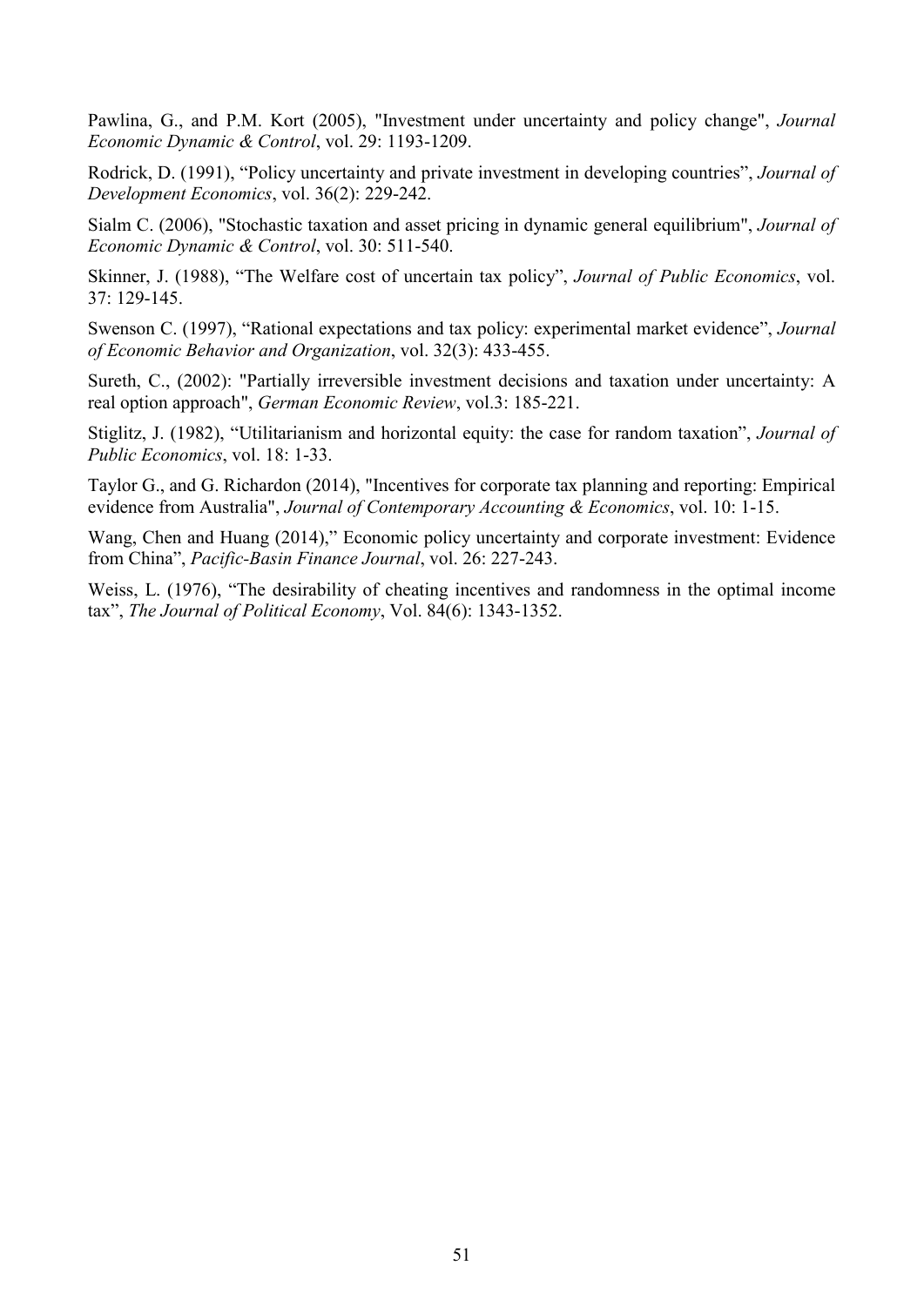Pawlina, G., and P.M. Kort (2005), "Investment under uncertainty and policy change", *Journal Economic Dynamic & Control*, vol. 29: 1193-1209.

Rodrick, D. (1991), "Policy uncertainty and private investment in developing countries", *Journal of Development Economics*, vol. 36(2): 229-242.

Sialm C. (2006), "Stochastic taxation and asset pricing in dynamic general equilibrium", *Journal of Economic Dynamic & Control*, vol. 30: 511-540.

Skinner, J. (1988), "The Welfare cost of uncertain tax policy", *Journal of Public Economics*, vol. 37: 129-145.

Swenson C. (1997), "Rational expectations and tax policy: experimental market evidence", *Journal of Economic Behavior and Organization*, vol. 32(3): 433-455.

Sureth, C., (2002): "Partially irreversible investment decisions and taxation under uncertainty: A real option approach", *German Economic Review*, vol.3: 185-221.

Stiglitz, J. (1982), "Utilitarianism and horizontal equity: the case for random taxation", *Journal of Public Economics*, vol. 18: 1-33.

Taylor G., and G. Richardon (2014), "Incentives for corporate tax planning and reporting: Empirical evidence from Australia", *Journal of Contemporary Accounting & Economics*, vol. 10: 1-15.

Wang, Chen and Huang (2014)," Economic policy uncertainty and corporate investment: Evidence from China", *Pacific-Basin Finance Journal*, vol. 26: 227-243.

Weiss, L. (1976), "The desirability of cheating incentives and randomness in the optimal income tax", *The Journal of Political Economy*, Vol. 84(6): 1343-1352.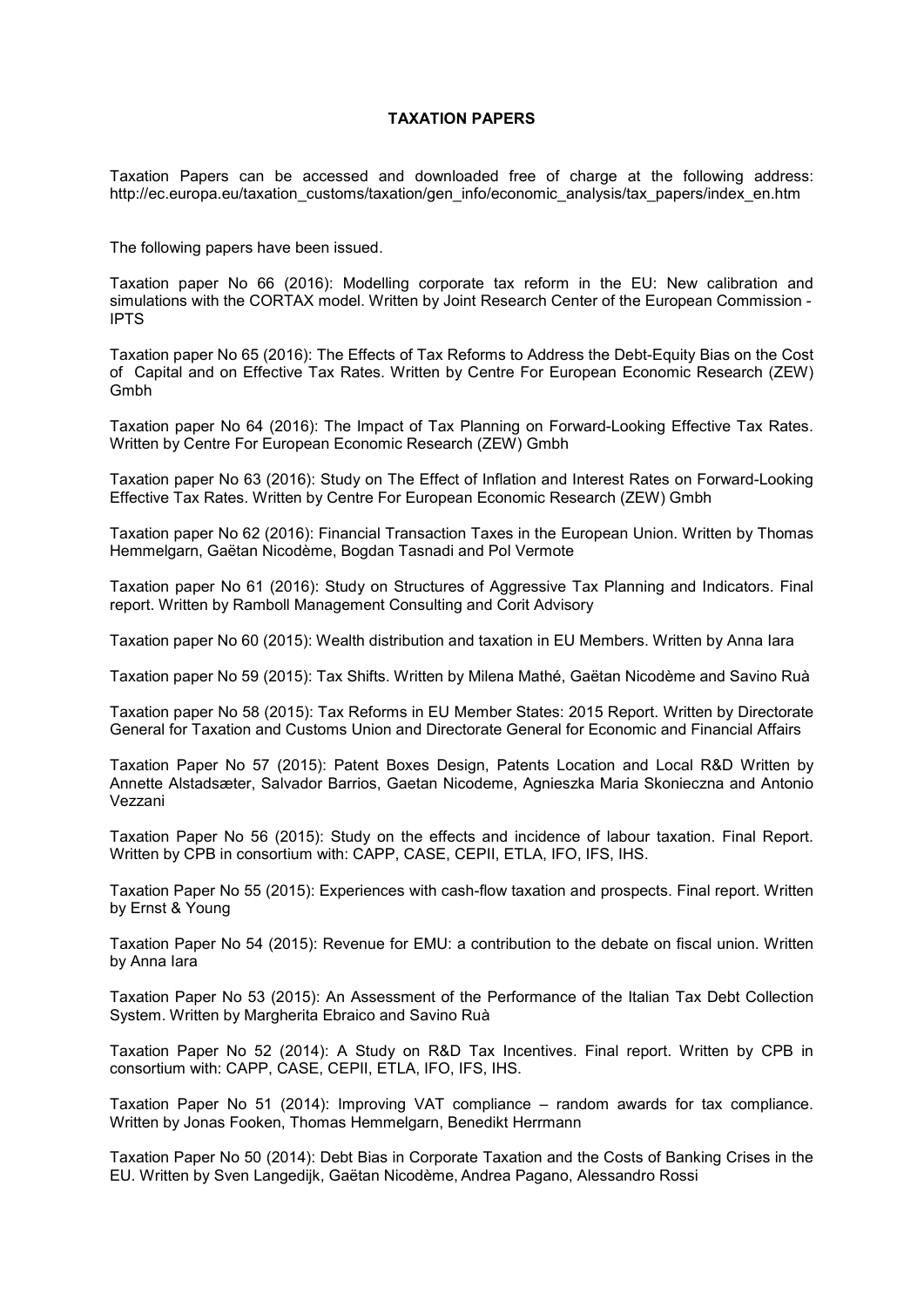**TAXATION PAPERS**

Taxation Papers can be accessed and downloaded free of charge at the following address: http://ec.europa.eu/taxation_customs/taxation/gen_info/economic_analysis/tax_papers/index_en.htm

The following papers have been issued.

Taxation paper No 66 (2016): Modelling corporate tax reform in the EU: New calibration and simulations with the CORTAX model. Written by Joint Research Center of the European Commission - IPTS

Taxation paper No 65 (2016): The Effects of Tax Reforms to Address the Debt-Equity Bias on the Cost of Capital and on Effective Tax Rates. Written by Centre For European Economic Research (ZEW) Gmbh

Taxation paper No 64 (2016): The Impact of Tax Planning on Forward-Looking Effective Tax Rates. Written by Centre For European Economic Research (ZEW) Gmbh

Taxation paper No 63 (2016): Study on The Effect of Inflation and Interest Rates on Forward-Looking Effective Tax Rates. Written by Centre For European Economic Research (ZEW) Gmbh

Taxation paper No 62 (2016): Financial Transaction Taxes in the European Union. Written by Thomas Hemmelgarn, Gaëtan Nicodème, Bogdan Tasnadi and Pol Vermote

Taxation paper No 61 (2016): Study on Structures of Aggressive Tax Planning and Indicators. Final report. Written by Ramboll Management Consulting and Corit Advisory

Taxation paper No 60 (2015): Wealth distribution and taxation in EU Members. Written by Anna Iara

Taxation paper No 59 (2015): Tax Shifts. Written by Milena Mathé, Gaëtan Nicodème and Savino Ruà

Taxation paper No 58 (2015): Tax Reforms in EU Member States: 2015 Report. Written by Directorate General for Taxation and Customs Union and Directorate General for Economic and Financial Affairs

Taxation Paper No 57 (2015): Patent Boxes Design, Patents Location and Local R&D Written by Annette Alstadsæter, Salvador Barrios, Gaetan Nicodeme, Agnieszka Maria Skonieczna and Antonio Vezzani

Taxation Paper No 56 (2015): Study on the effects and incidence of labour taxation. Final Report. Written by CPB in consortium with: CAPP, CASE, CEPII, ETLA, IFO, IFS, IHS.

Taxation Paper No 55 (2015): Experiences with cash-flow taxation and prospects. Final report. Written by Ernst & Young

Taxation Paper No 54 (2015): Revenue for EMU: a contribution to the debate on fiscal union. Written by Anna Iara

Taxation Paper No 53 (2015): An Assessment of the Performance of the Italian Tax Debt Collection System. Written by Margherita Ebraico and Savino Ruà

Taxation Paper No 52 (2014): A Study on R&D Tax Incentives. Final report. Written by CPB in consortium with: CAPP, CASE, CEPII, ETLA, IFO, IFS, IHS.

Taxation Paper No 51 (2014): Improving VAT compliance – random awards for tax compliance. Written by Jonas Fooken, Thomas Hemmelgarn, Benedikt Herrmann

Taxation Paper No 50 (2014): Debt Bias in Corporate Taxation and the Costs of Banking Crises in the EU. Written by Sven Langedijk, Gaëtan Nicodème, Andrea Pagano, Alessandro Rossi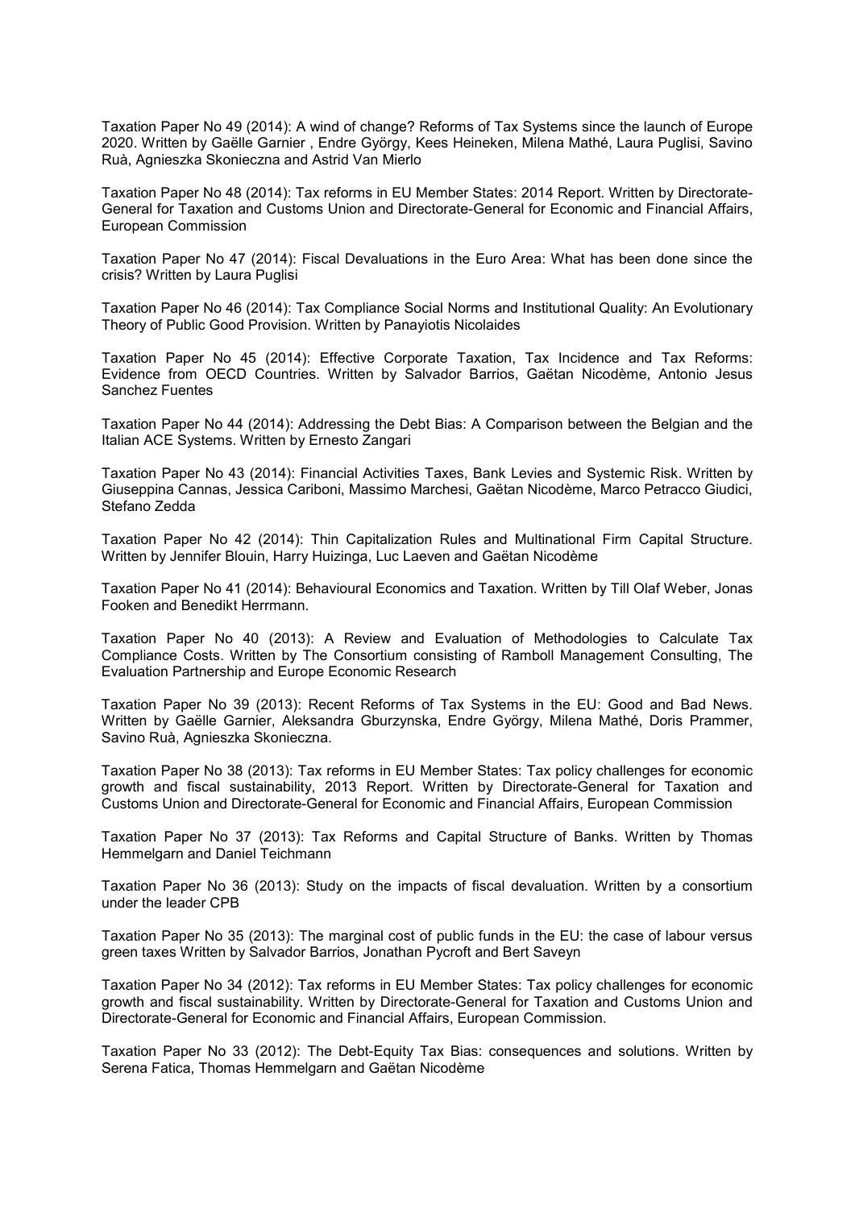Taxation Paper No 49 (2014): A wind of change? Reforms of Tax Systems since the launch of Europe 2020. Written by Gaëlle Garnier , Endre György, Kees Heineken, Milena Mathé, Laura Puglisi, Savino Ruà, Agnieszka Skonieczna and Astrid Van Mierlo

Taxation Paper No 48 (2014): Tax reforms in EU Member States: 2014 Report. Written by Directorate-General for Taxation and Customs Union and Directorate-General for Economic and Financial Affairs, European Commission

Taxation Paper No 47 (2014): Fiscal Devaluations in the Euro Area: What has been done since the crisis? Written by Laura Puglisi

Taxation Paper No 46 (2014): Tax Compliance Social Norms and Institutional Quality: An Evolutionary Theory of Public Good Provision. Written by Panayiotis Nicolaides

Taxation Paper No 45 (2014): Effective Corporate Taxation, Tax Incidence and Tax Reforms: Evidence from OECD Countries. Written by Salvador Barrios, Gaëtan Nicodème, Antonio Jesus Sanchez Fuentes

Taxation Paper No 44 (2014): Addressing the Debt Bias: A Comparison between the Belgian and the Italian ACE Systems. Written by Ernesto Zangari

Taxation Paper No 43 (2014): Financial Activities Taxes, Bank Levies and Systemic Risk. Written by Giuseppina Cannas, Jessica Cariboni, Massimo Marchesi, Gaëtan Nicodème, Marco Petracco Giudici, Stefano Zedda

Taxation Paper No 42 (2014): Thin Capitalization Rules and Multinational Firm Capital Structure. Written by Jennifer Blouin, Harry Huizinga, Luc Laeven and Gaëtan Nicodème

Taxation Paper No 41 (2014): Behavioural Economics and Taxation. Written by Till Olaf Weber, Jonas Fooken and Benedikt Herrmann.

Taxation Paper No 40 (2013): A Review and Evaluation of Methodologies to Calculate Tax Compliance Costs. Written by The Consortium consisting of Ramboll Management Consulting, The Evaluation Partnership and Europe Economic Research

Taxation Paper No 39 (2013): Recent Reforms of Tax Systems in the EU: Good and Bad News. Written by Gaëlle Garnier, Aleksandra Gburzynska, Endre György, Milena Mathé, Doris Prammer, Savino Ruà, Agnieszka Skonieczna.

Taxation Paper No 38 (2013): Tax reforms in EU Member States: Tax policy challenges for economic growth and fiscal sustainability, 2013 Report. Written by Directorate-General for Taxation and Customs Union and Directorate-General for Economic and Financial Affairs, European Commission

Taxation Paper No 37 (2013): Tax Reforms and Capital Structure of Banks. Written by Thomas Hemmelgarn and Daniel Teichmann

Taxation Paper No 36 (2013): Study on the impacts of fiscal devaluation. Written by a consortium under the leader CPB

Taxation Paper No 35 (2013): The marginal cost of public funds in the EU: the case of labour versus green taxes Written by Salvador Barrios, Jonathan Pycroft and Bert Saveyn

Taxation Paper No 34 (2012): Tax reforms in EU Member States: Tax policy challenges for economic growth and fiscal sustainability. Written by Directorate-General for Taxation and Customs Union and Directorate-General for Economic and Financial Affairs, European Commission.

Taxation Paper No 33 (2012): The Debt-Equity Tax Bias: consequences and solutions. Written by Serena Fatica, Thomas Hemmelgarn and Gaëtan Nicodème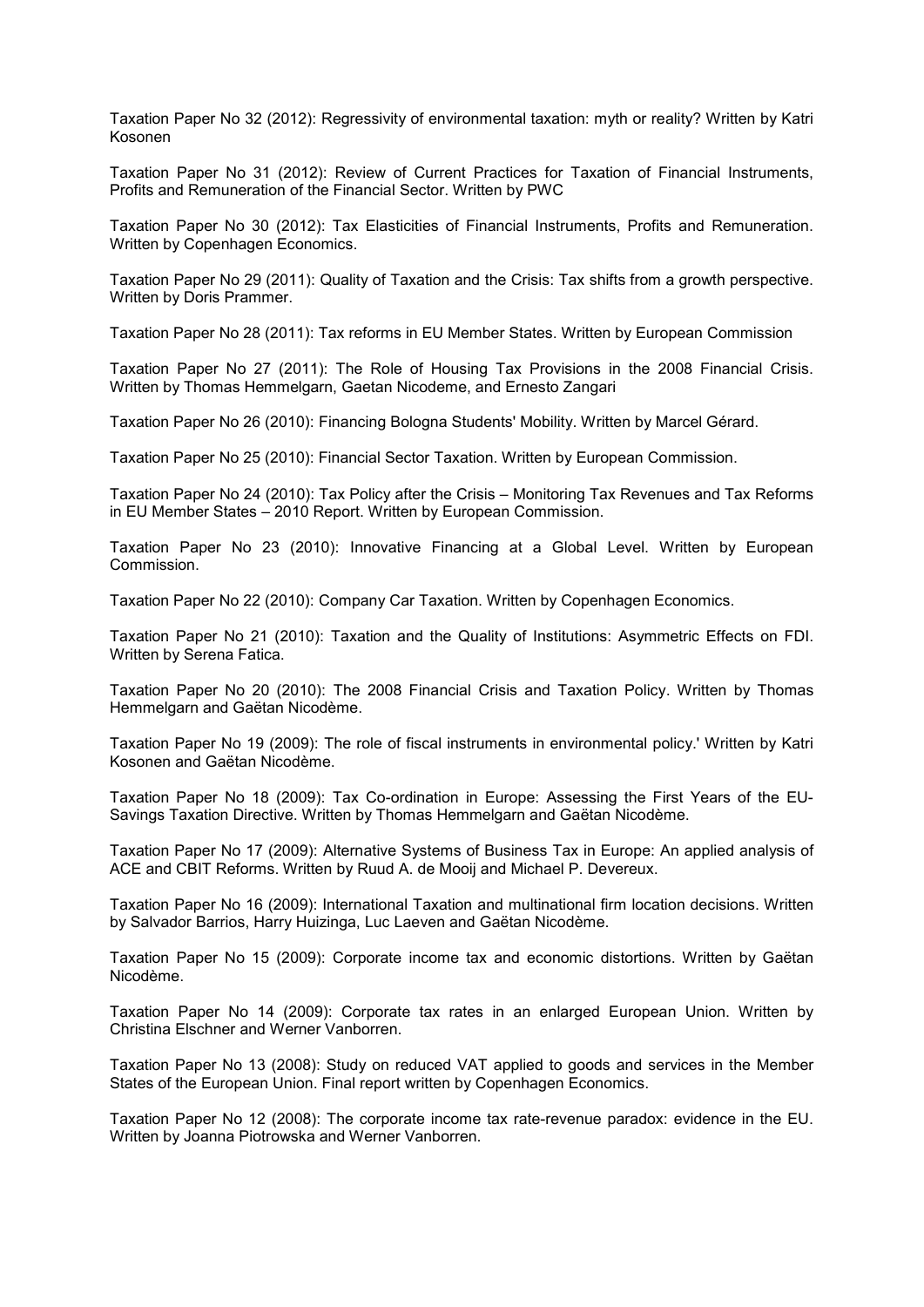Taxation Paper No 32 (2012): Regressivity of environmental taxation: myth or reality? Written by Katri Kosonen

Taxation Paper No 31 (2012): Review of Current Practices for Taxation of Financial Instruments, Profits and Remuneration of the Financial Sector. Written by PWC

Taxation Paper No 30 (2012): Tax Elasticities of Financial Instruments, Profits and Remuneration. Written by Copenhagen Economics.

Taxation Paper No 29 (2011): Quality of Taxation and the Crisis: Tax shifts from a growth perspective. Written by Doris Prammer.

Taxation Paper No 28 (2011): Tax reforms in EU Member States. Written by European Commission

Taxation Paper No 27 (2011): The Role of Housing Tax Provisions in the 2008 Financial Crisis. Written by Thomas Hemmelgarn, Gaetan Nicodeme, and Ernesto Zangari

Taxation Paper No 26 (2010): Financing Bologna Students' Mobility. Written by Marcel Gérard.

Taxation Paper No 25 (2010): Financial Sector Taxation. Written by European Commission.

Taxation Paper No 24 (2010): Tax Policy after the Crisis – Monitoring Tax Revenues and Tax Reforms in EU Member States – 2010 Report. Written by European Commission.

Taxation Paper No 23 (2010): Innovative Financing at a Global Level. Written by European Commission.

Taxation Paper No 22 (2010): Company Car Taxation. Written by Copenhagen Economics.

Taxation Paper No 21 (2010): Taxation and the Quality of Institutions: Asymmetric Effects on FDI. Written by Serena Fatica.

Taxation Paper No 20 (2010): The 2008 Financial Crisis and Taxation Policy. Written by Thomas Hemmelgarn and Gaëtan Nicodème.

Taxation Paper No 19 (2009): The role of fiscal instruments in environmental policy.' Written by Katri Kosonen and Gaëtan Nicodème.

Taxation Paper No 18 (2009): Tax Co-ordination in Europe: Assessing the First Years of the EU-Savings Taxation Directive. Written by Thomas Hemmelgarn and Gaëtan Nicodème.

Taxation Paper No 17 (2009): Alternative Systems of Business Tax in Europe: An applied analysis of ACE and CBIT Reforms. Written by Ruud A. de Mooij and Michael P. Devereux.

Taxation Paper No 16 (2009): International Taxation and multinational firm location decisions. Written by Salvador Barrios, Harry Huizinga, Luc Laeven and Gaëtan Nicodème.

Taxation Paper No 15 (2009): Corporate income tax and economic distortions. Written by Gaëtan Nicodème.

Taxation Paper No 14 (2009): Corporate tax rates in an enlarged European Union. Written by Christina Elschner and Werner Vanborren.

Taxation Paper No 13 (2008): Study on reduced VAT applied to goods and services in the Member States of the European Union. Final report written by Copenhagen Economics.

Taxation Paper No 12 (2008): The corporate income tax rate-revenue paradox: evidence in the EU. Written by Joanna Piotrowska and Werner Vanborren.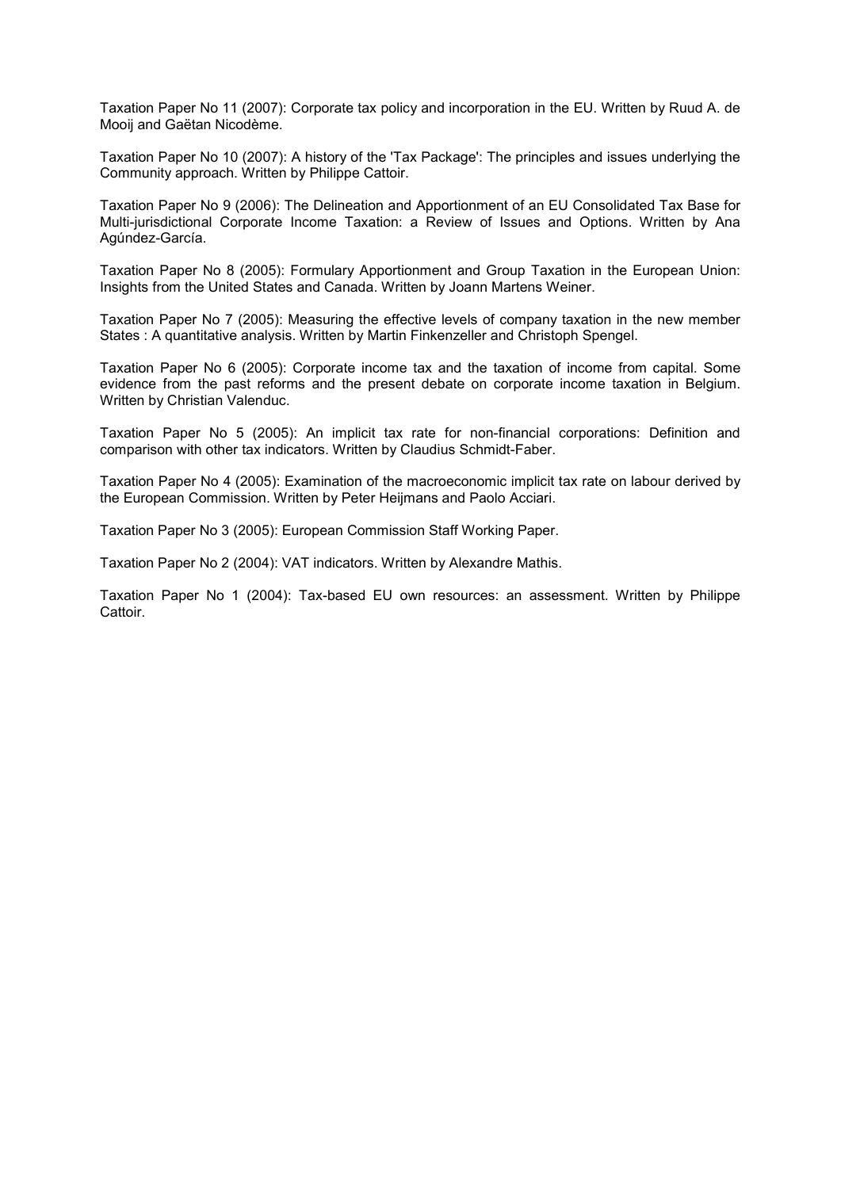Taxation Paper No 11 (2007): Corporate tax policy and incorporation in the EU. Written by Ruud A. de Mooij and Gaëtan Nicodème.

Taxation Paper No 10 (2007): A history of the 'Tax Package': The principles and issues underlying the Community approach. Written by Philippe Cattoir.

Taxation Paper No 9 (2006): The Delineation and Apportionment of an EU Consolidated Tax Base for Multi-jurisdictional Corporate Income Taxation: a Review of Issues and Options. Written by Ana Agúndez-García.

Taxation Paper No 8 (2005): Formulary Apportionment and Group Taxation in the European Union: Insights from the United States and Canada. Written by Joann Martens Weiner.

Taxation Paper No 7 (2005): Measuring the effective levels of company taxation in the new member States : A quantitative analysis. Written by Martin Finkenzeller and Christoph Spengel.

Taxation Paper No 6 (2005): Corporate income tax and the taxation of income from capital. Some evidence from the past reforms and the present debate on corporate income taxation in Belgium. Written by Christian Valenduc.

Taxation Paper No 5 (2005): An implicit tax rate for non-financial corporations: Definition and comparison with other tax indicators. Written by Claudius Schmidt-Faber.

Taxation Paper No 4 (2005): Examination of the macroeconomic implicit tax rate on labour derived by the European Commission. Written by Peter Heijmans and Paolo Acciari.

Taxation Paper No 3 (2005): European Commission Staff Working Paper.

Taxation Paper No 2 (2004): VAT indicators. Written by Alexandre Mathis.

Taxation Paper No 1 (2004): Tax-based EU own resources: an assessment. Written by Philippe Cattoir.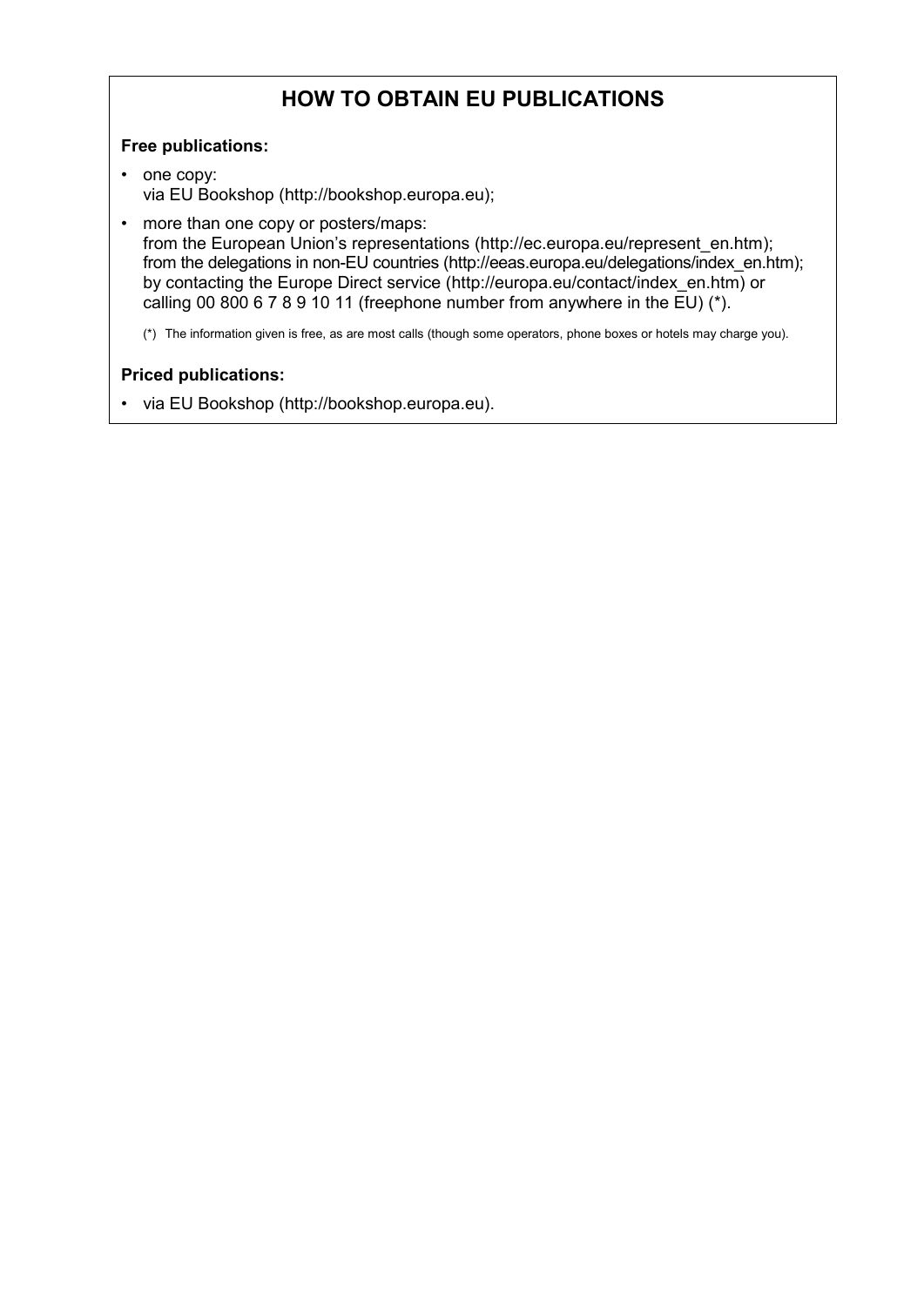# HOW TO OBTAIN EU PUBLICATIONS

**Free publications:**

- one copy:
  via EU Bookshop (http://bookshop.europa.eu);
- more than one copy or posters/maps:
  from the European Union's representations (http://ec.europa.eu/represent_en.htm);
  from the delegations in non-EU countries (http://eeas.europa.eu/delegations/index_en.htm);
  by contacting the Europe Direct service (http://europa.eu/contact/index_en.htm) or
  calling 00 800 6 7 8 9 10 11 (freephone number from anywhere in the EU) (*).

  (*) The information given is free, as are most calls (though some operators, phone boxes or hotels may charge you).

**Priced publications:**

- via EU Bookshop (http://bookshop.europa.eu).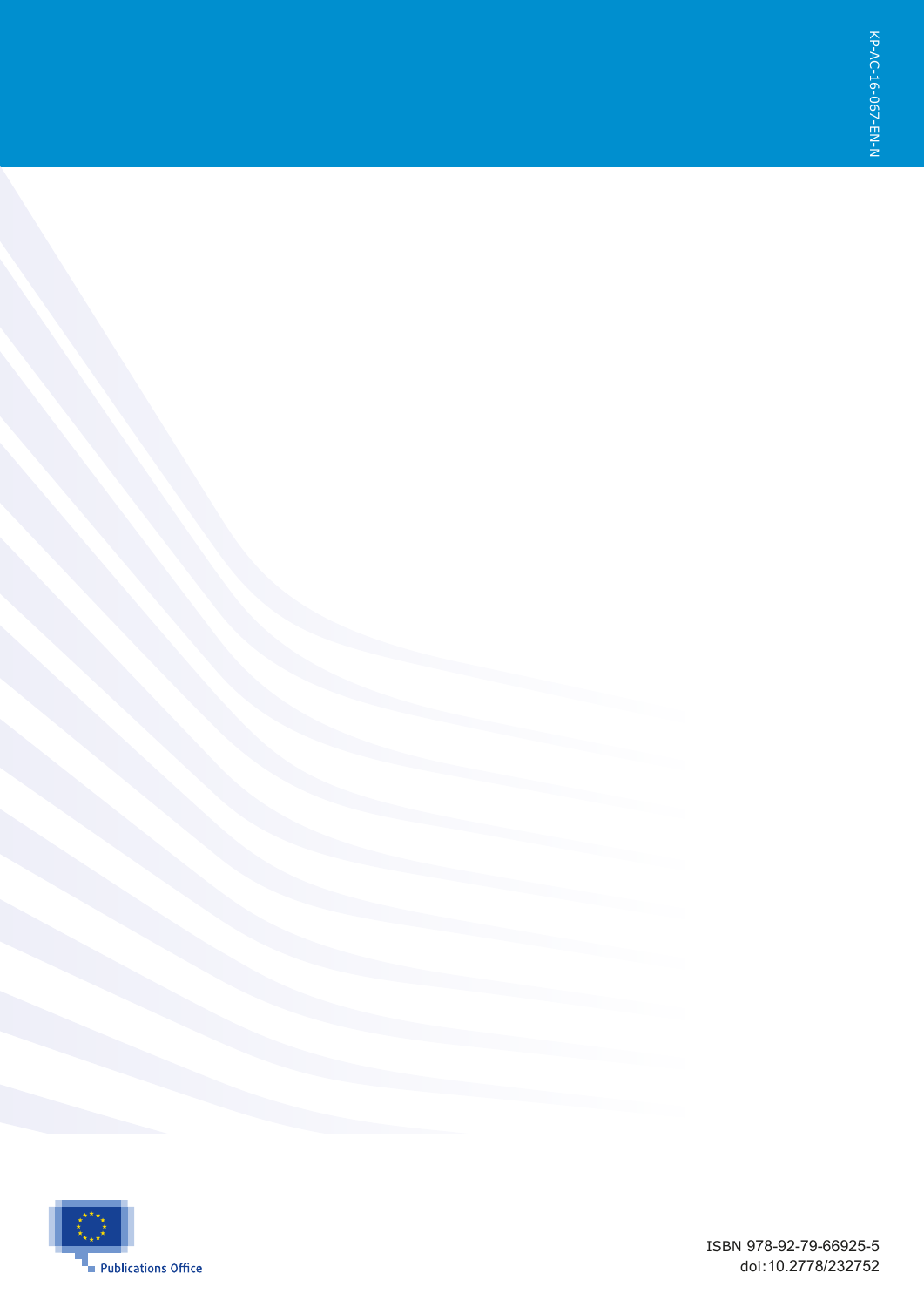KP-AC-16-067-EN-N

Publications Office

ISBN 978-92-79-66925-5
doi:10.2778/232752